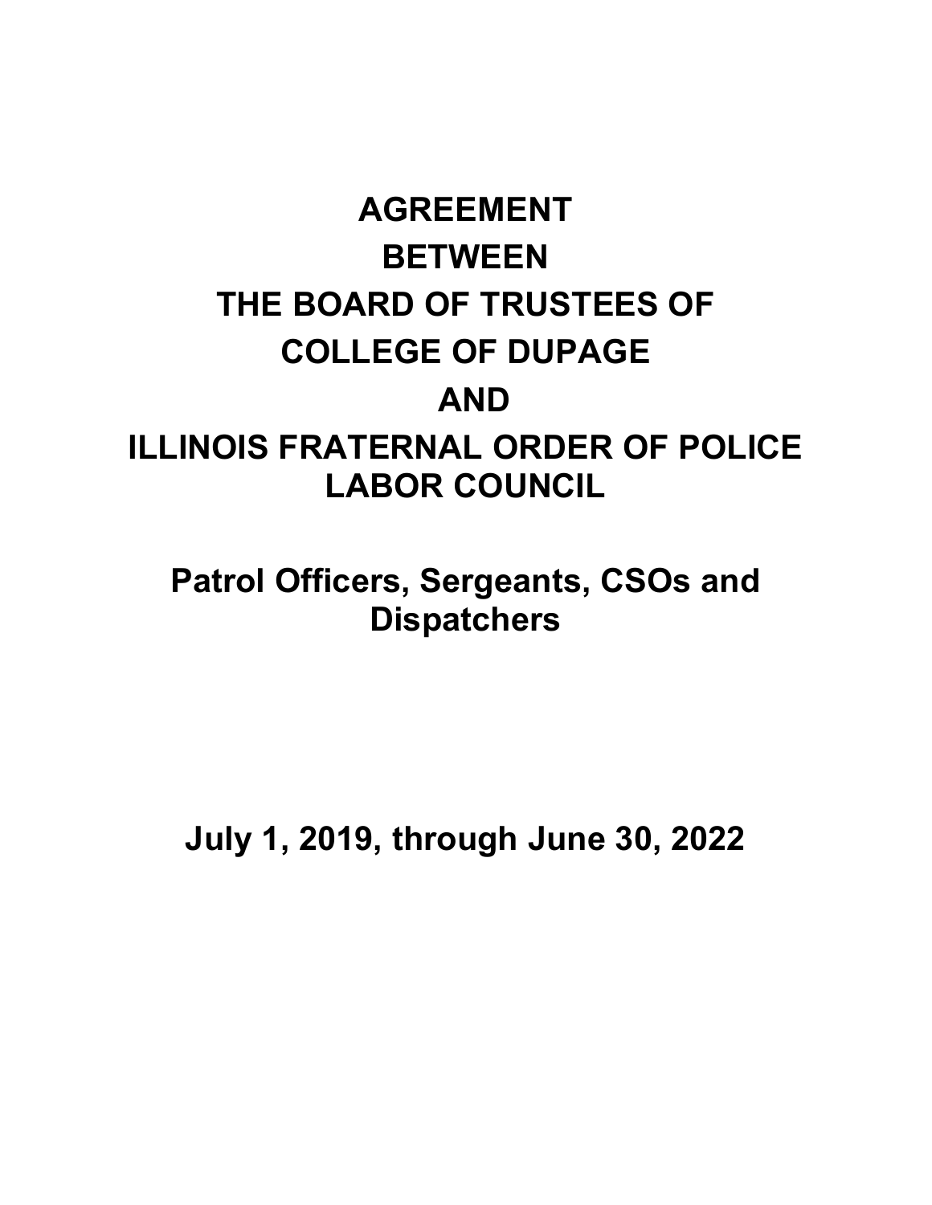# AGREEMENT

# BETWEEN

# THE BOARD OF TRUSTEES OF

# COLLEGE OF DUPAGE

# AND

# ILLINOIS FRATERNAL ORDER OF POLICE LABOR COUNCIL

## Patrol Officers, Sergeants, CSOs and Dispatchers

## July 1, 2019, through June 30, 2022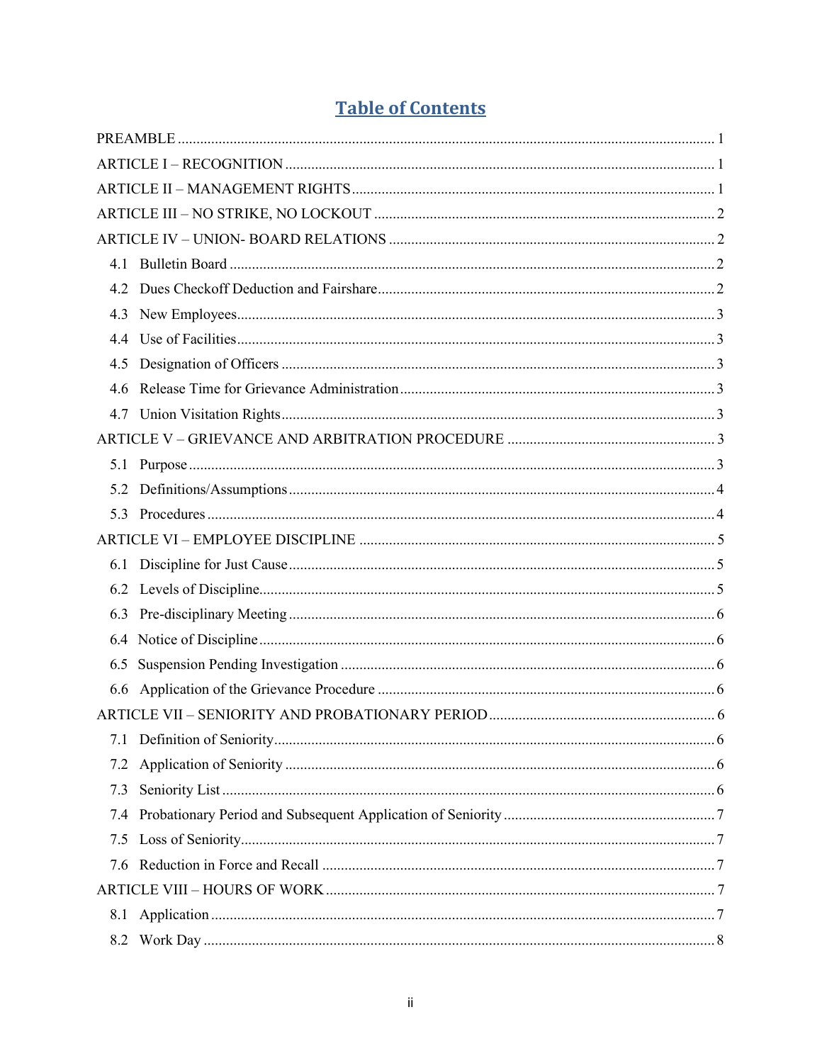# Table of Contents

PREAMBLE ........................................................................................................................ 1

ARTICLE I – RECOGNITION ........................................................................................... 1

ARTICLE II – MANAGEMENT RIGHTS ............................................................................ 1

ARTICLE III – NO STRIKE, NO LOCKOUT ....................................................................... 2

ARTICLE IV – UNION- BOARD RELATIONS ..................................................................... 2

- 4.1 Bulletin Board ........................................................................................................ 2
- 4.2 Dues Checkoff Deduction and Fairshare ..................................................................... 2
- 4.3 New Employees ....................................................................................................... 3
- 4.4 Use of Facilities ...................................................................................................... 3
- 4.5 Designation of Officers ............................................................................................ 3
- 4.6 Release Time for Grievance Administration ............................................................... 3
- 4.7 Union Visitation Rights ........................................................................................... 3

ARTICLE V – GRIEVANCE AND ARBITRATION PROCEDURE ........................................... 3

- 5.1 Purpose ................................................................................................................. 3
- 5.2 Definitions/Assumptions .......................................................................................... 4
- 5.3 Procedures ............................................................................................................. 4

ARTICLE VI – EMPLOYEE DISCIPLINE .......................................................................... 5

- 6.1 Discipline for Just Cause ......................................................................................... 5
- 6.2 Levels of Discipline ................................................................................................. 5
- 6.3 Pre-disciplinary Meeting .......................................................................................... 6
- 6.4 Notice of Discipline ................................................................................................. 6
- 6.5 Suspension Pending Investigation ............................................................................. 6
- 6.6 Application of the Grievance Procedure ..................................................................... 6

ARTICLE VII – SENIORITY AND PROBATIONARY PERIOD ............................................... 6

- 7.1 Definition of Seniority ............................................................................................. 6
- 7.2 Application of Seniority ........................................................................................... 6
- 7.3 Seniority List .......................................................................................................... 6
- 7.4 Probationary Period and Subsequent Application of Seniority ..................................... 7
- 7.5 Loss of Seniority ..................................................................................................... 7
- 7.6 Reduction in Force and Recall .................................................................................. 7

ARTICLE VIII – HOURS OF WORK ................................................................................. 7

- 8.1 Application ............................................................................................................. 7
- 8.2 Work Day ............................................................................................................... 8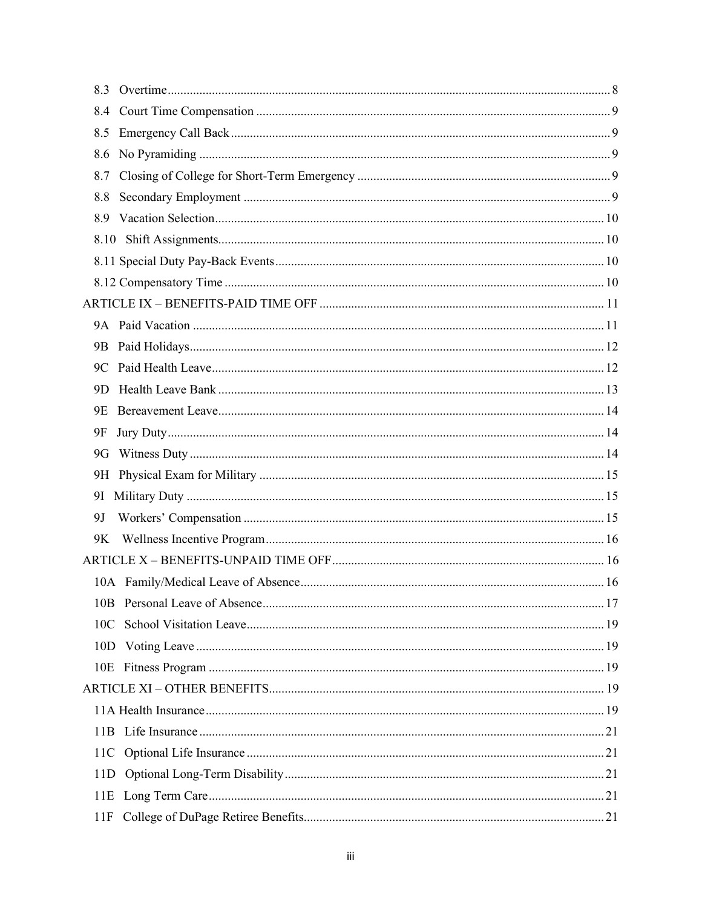8.3 Overtime .......... 8

8.4 Court Time Compensation .......... 9

8.5 Emergency Call Back .......... 9

8.6 No Pyramiding .......... 9

8.7 Closing of College for Short-Term Emergency .......... 9

8.8 Secondary Employment .......... 9

8.9 Vacation Selection .......... 10

8.10 Shift Assignments .......... 10

8.11 Special Duty Pay-Back Events .......... 10

8.12 Compensatory Time .......... 10

ARTICLE IX – BENEFITS-PAID TIME OFF .......... 11

9A Paid Vacation .......... 11

9B Paid Holidays .......... 12

9C Paid Health Leave .......... 12

9D Health Leave Bank .......... 13

9E Bereavement Leave .......... 14

9F Jury Duty .......... 14

9G Witness Duty .......... 14

9H Physical Exam for Military .......... 15

9I Military Duty .......... 15

9J Workers' Compensation .......... 15

9K Wellness Incentive Program .......... 16

ARTICLE X – BENEFITS-UNPAID TIME OFF .......... 16

10A Family/Medical Leave of Absence .......... 16

10B Personal Leave of Absence .......... 17

10C School Visitation Leave .......... 19

10D Voting Leave .......... 19

10E Fitness Program .......... 19

ARTICLE XI – OTHER BENEFITS .......... 19

11A Health Insurance .......... 19

11B Life Insurance .......... 21

11C Optional Life Insurance .......... 21

11D Optional Long-Term Disability .......... 21

11E Long Term Care .......... 21

11F College of DuPage Retiree Benefits .......... 21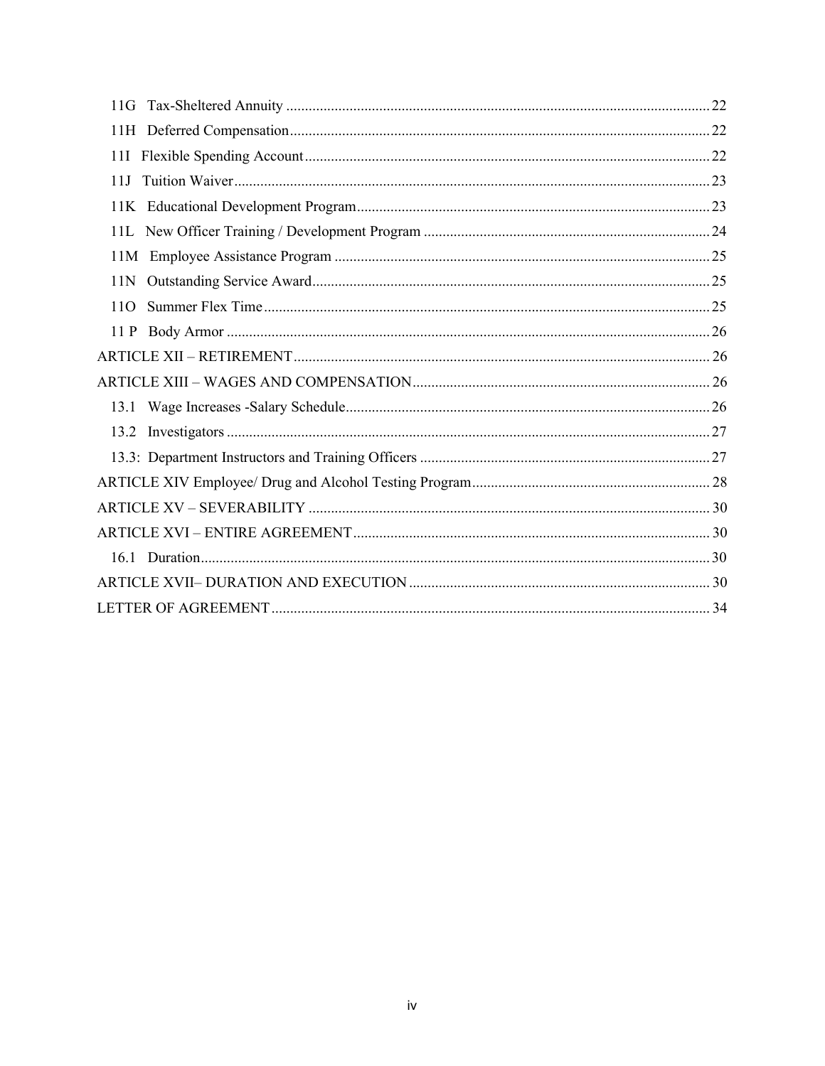11G Tax-Sheltered Annuity ..... 22
11H Deferred Compensation ..... 22
11I Flexible Spending Account ..... 22
11J Tuition Waiver ..... 23
11K Educational Development Program ..... 23
11L New Officer Training / Development Program ..... 24
11M Employee Assistance Program ..... 25
11N Outstanding Service Award ..... 25
11O Summer Flex Time ..... 25
11 P Body Armor ..... 26

ARTICLE XII – RETIREMENT ..... 26

ARTICLE XIII – WAGES AND COMPENSATION ..... 26

13.1 Wage Increases -Salary Schedule ..... 26
13.2 Investigators ..... 27
13.3: Department Instructors and Training Officers ..... 27

ARTICLE XIV Employee/ Drug and Alcohol Testing Program ..... 28

ARTICLE XV – SEVERABILITY ..... 30

ARTICLE XVI – ENTIRE AGREEMENT ..... 30

16.1 Duration ..... 30

ARTICLE XVII– DURATION AND EXECUTION ..... 30

LETTER OF AGREEMENT ..... 34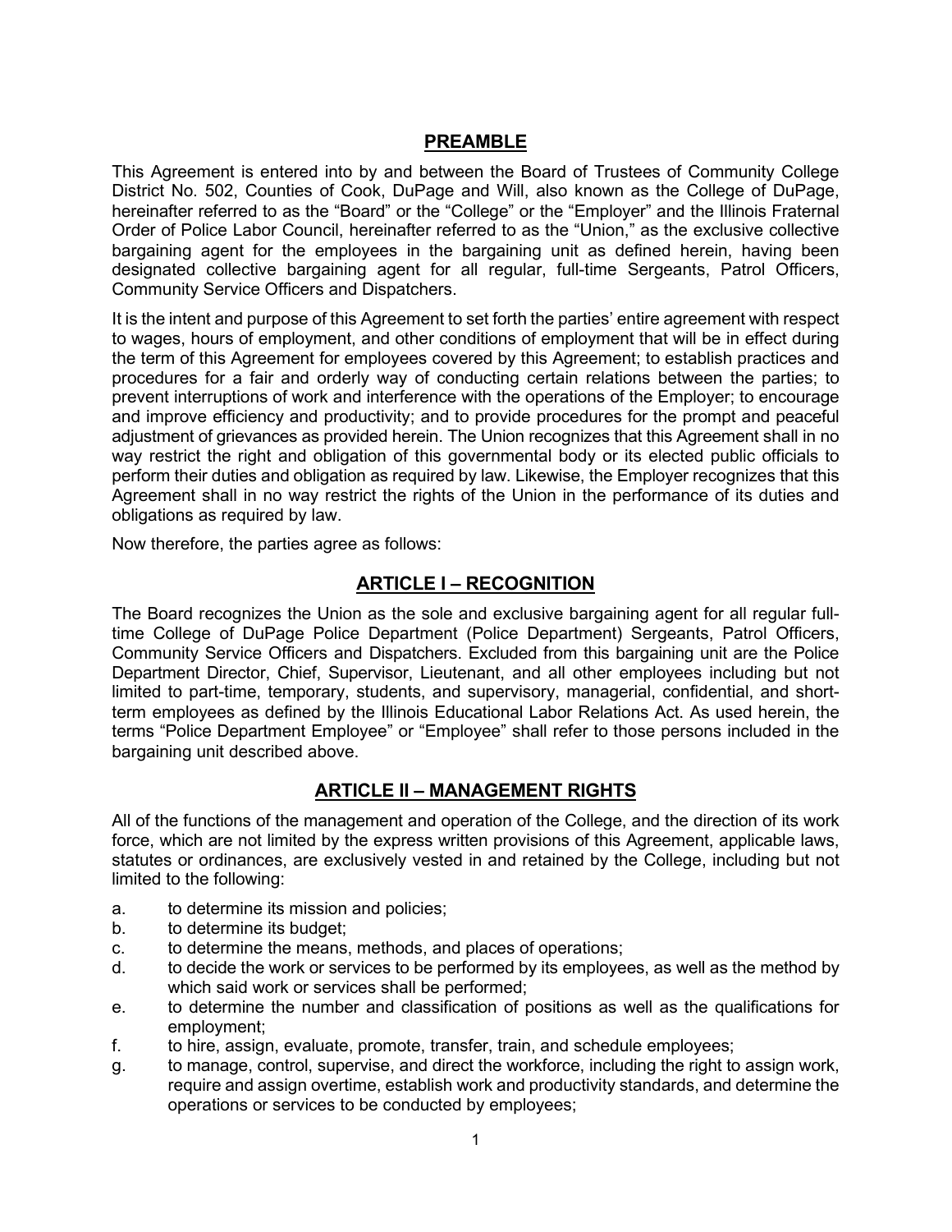## PREAMBLE

This Agreement is entered into by and between the Board of Trustees of Community College District No. 502, Counties of Cook, DuPage and Will, also known as the College of DuPage, hereinafter referred to as the "Board" or the "College" or the "Employer" and the Illinois Fraternal Order of Police Labor Council, hereinafter referred to as the "Union," as the exclusive collective bargaining agent for the employees in the bargaining unit as defined herein, having been designated collective bargaining agent for all regular, full-time Sergeants, Patrol Officers, Community Service Officers and Dispatchers.

It is the intent and purpose of this Agreement to set forth the parties' entire agreement with respect to wages, hours of employment, and other conditions of employment that will be in effect during the term of this Agreement for employees covered by this Agreement; to establish practices and procedures for a fair and orderly way of conducting certain relations between the parties; to prevent interruptions of work and interference with the operations of the Employer; to encourage and improve efficiency and productivity; and to provide procedures for the prompt and peaceful adjustment of grievances as provided herein. The Union recognizes that this Agreement shall in no way restrict the right and obligation of this governmental body or its elected public officials to perform their duties and obligation as required by law. Likewise, the Employer recognizes that this Agreement shall in no way restrict the rights of the Union in the performance of its duties and obligations as required by law.

Now therefore, the parties agree as follows:

## ARTICLE I – RECOGNITION

The Board recognizes the Union as the sole and exclusive bargaining agent for all regular full-time College of DuPage Police Department (Police Department) Sergeants, Patrol Officers, Community Service Officers and Dispatchers. Excluded from this bargaining unit are the Police Department Director, Chief, Supervisor, Lieutenant, and all other employees including but not limited to part-time, temporary, students, and supervisory, managerial, confidential, and short-term employees as defined by the Illinois Educational Labor Relations Act. As used herein, the terms "Police Department Employee" or "Employee" shall refer to those persons included in the bargaining unit described above.

## ARTICLE II – MANAGEMENT RIGHTS

All of the functions of the management and operation of the College, and the direction of its work force, which are not limited by the express written provisions of this Agreement, applicable laws, statutes or ordinances, are exclusively vested in and retained by the College, including but not limited to the following:

a. to determine its mission and policies;
b. to determine its budget;
c. to determine the means, methods, and places of operations;
d. to decide the work or services to be performed by its employees, as well as the method by which said work or services shall be performed;
e. to determine the number and classification of positions as well as the qualifications for employment;
f. to hire, assign, evaluate, promote, transfer, train, and schedule employees;
g. to manage, control, supervise, and direct the workforce, including the right to assign work, require and assign overtime, establish work and productivity standards, and determine the operations or services to be conducted by employees;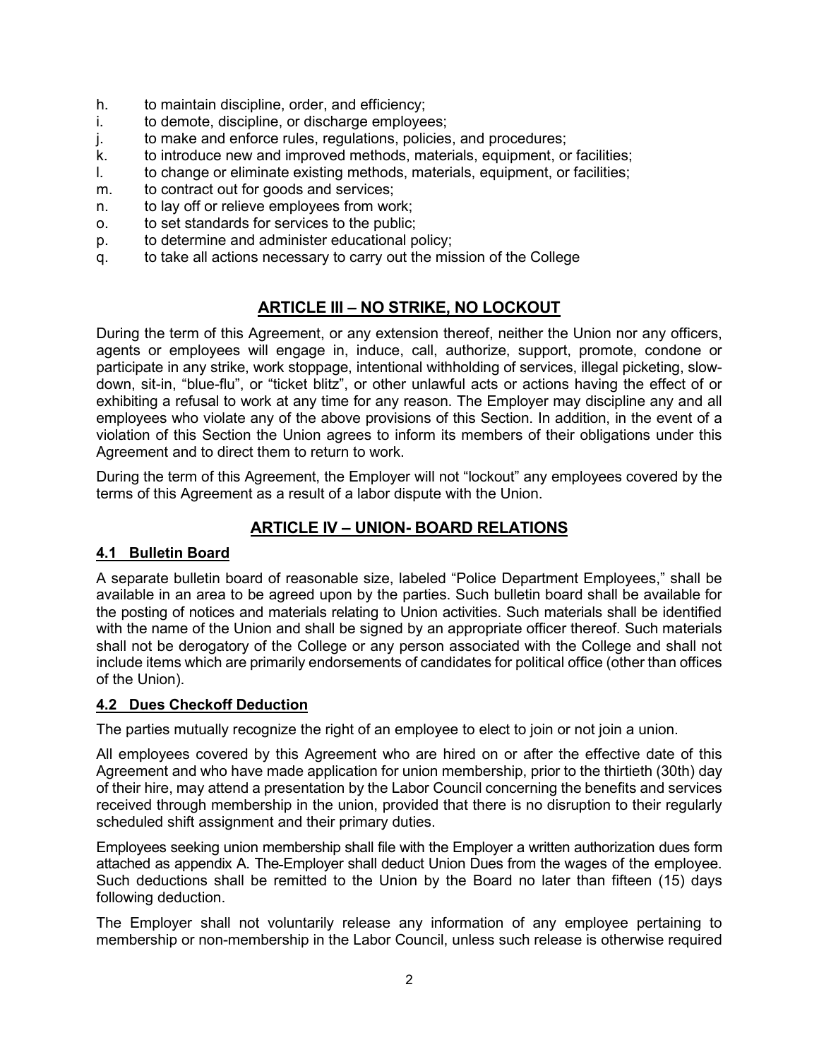h. to maintain discipline, order, and efficiency;
i. to demote, discipline, or discharge employees;
j. to make and enforce rules, regulations, policies, and procedures;
k. to introduce new and improved methods, materials, equipment, or facilities;
l. to change or eliminate existing methods, materials, equipment, or facilities;
m. to contract out for goods and services;
n. to lay off or relieve employees from work;
o. to set standards for services to the public;
p. to determine and administer educational policy;
q. to take all actions necessary to carry out the mission of the College

## ARTICLE III – NO STRIKE, NO LOCKOUT

During the term of this Agreement, or any extension thereof, neither the Union nor any officers, agents or employees will engage in, induce, call, authorize, support, promote, condone or participate in any strike, work stoppage, intentional withholding of services, illegal picketing, slow-down, sit-in, "blue-flu", or "ticket blitz", or other unlawful acts or actions having the effect of or exhibiting a refusal to work at any time for any reason. The Employer may discipline any and all employees who violate any of the above provisions of this Section. In addition, in the event of a violation of this Section the Union agrees to inform its members of their obligations under this Agreement and to direct them to return to work.

During the term of this Agreement, the Employer will not "lockout" any employees covered by the terms of this Agreement as a result of a labor dispute with the Union.

## ARTICLE IV – UNION- BOARD RELATIONS

### 4.1 Bulletin Board

A separate bulletin board of reasonable size, labeled "Police Department Employees," shall be available in an area to be agreed upon by the parties. Such bulletin board shall be available for the posting of notices and materials relating to Union activities. Such materials shall be identified with the name of the Union and shall be signed by an appropriate officer thereof. Such materials shall not be derogatory of the College or any person associated with the College and shall not include items which are primarily endorsements of candidates for political office (other than offices of the Union).

### 4.2 Dues Checkoff Deduction

The parties mutually recognize the right of an employee to elect to join or not join a union.

All employees covered by this Agreement who are hired on or after the effective date of this Agreement and who have made application for union membership, prior to the thirtieth (30th) day of their hire, may attend a presentation by the Labor Council concerning the benefits and services received through membership in the union, provided that there is no disruption to their regularly scheduled shift assignment and their primary duties.

Employees seeking union membership shall file with the Employer a written authorization dues form attached as appendix A. The Employer shall deduct Union Dues from the wages of the employee. Such deductions shall be remitted to the Union by the Board no later than fifteen (15) days following deduction.

The Employer shall not voluntarily release any information of any employee pertaining to membership or non-membership in the Labor Council, unless such release is otherwise required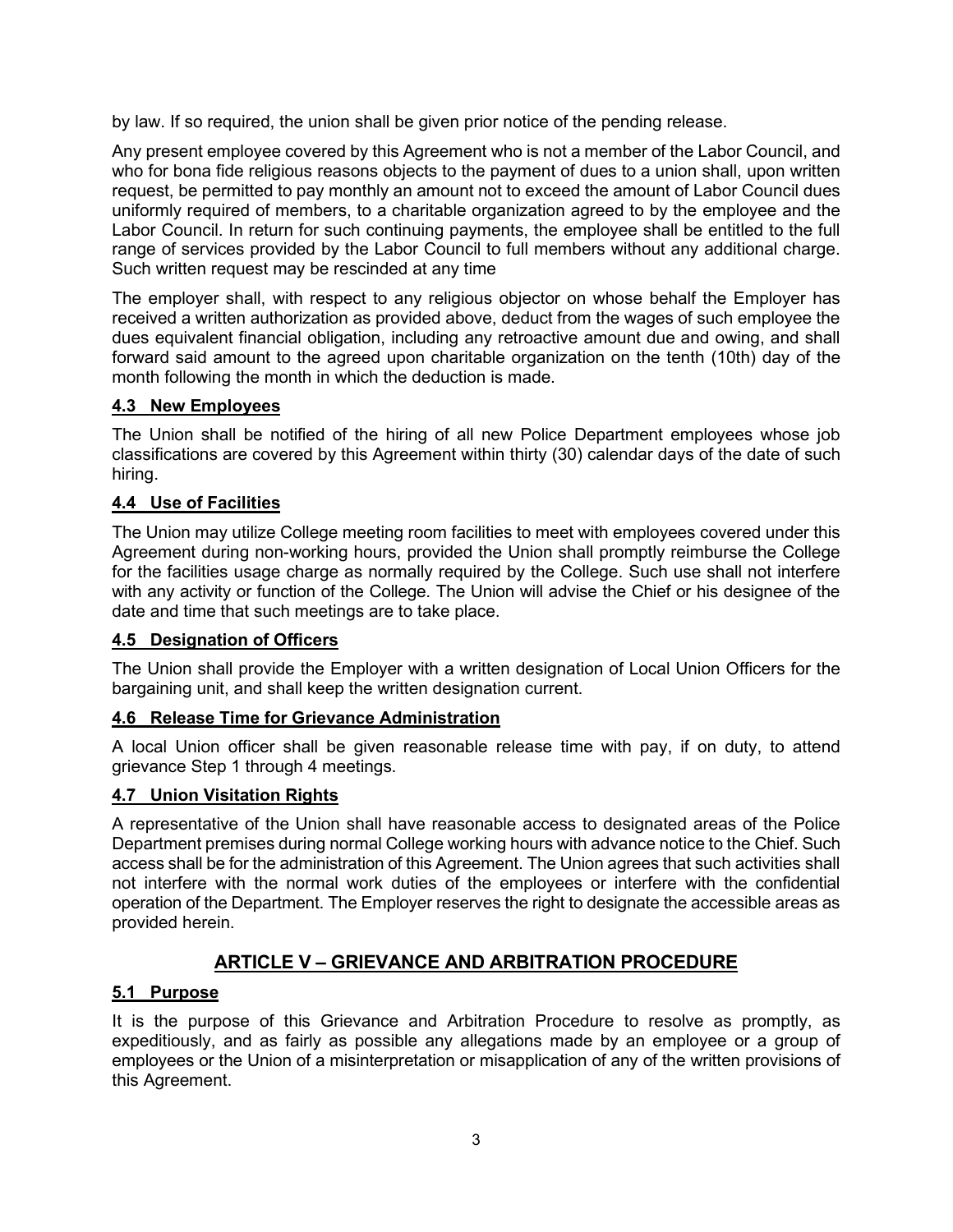by law. If so required, the union shall be given prior notice of the pending release.

Any present employee covered by this Agreement who is not a member of the Labor Council, and who for bona fide religious reasons objects to the payment of dues to a union shall, upon written request, be permitted to pay monthly an amount not to exceed the amount of Labor Council dues uniformly required of members, to a charitable organization agreed to by the employee and the Labor Council. In return for such continuing payments, the employee shall be entitled to the full range of services provided by the Labor Council to full members without any additional charge. Such written request may be rescinded at any time

The employer shall, with respect to any religious objector on whose behalf the Employer has received a written authorization as provided above, deduct from the wages of such employee the dues equivalent financial obligation, including any retroactive amount due and owing, and shall forward said amount to the agreed upon charitable organization on the tenth (10th) day of the month following the month in which the deduction is made.

### 4.3 New Employees

The Union shall be notified of the hiring of all new Police Department employees whose job classifications are covered by this Agreement within thirty (30) calendar days of the date of such hiring.

### 4.4 Use of Facilities

The Union may utilize College meeting room facilities to meet with employees covered under this Agreement during non-working hours, provided the Union shall promptly reimburse the College for the facilities usage charge as normally required by the College. Such use shall not interfere with any activity or function of the College. The Union will advise the Chief or his designee of the date and time that such meetings are to take place.

### 4.5 Designation of Officers

The Union shall provide the Employer with a written designation of Local Union Officers for the bargaining unit, and shall keep the written designation current.

### 4.6 Release Time for Grievance Administration

A local Union officer shall be given reasonable release time with pay, if on duty, to attend grievance Step 1 through 4 meetings.

### 4.7 Union Visitation Rights

A representative of the Union shall have reasonable access to designated areas of the Police Department premises during normal College working hours with advance notice to the Chief. Such access shall be for the administration of this Agreement. The Union agrees that such activities shall not interfere with the normal work duties of the employees or interfere with the confidential operation of the Department. The Employer reserves the right to designate the accessible areas as provided herein.

## ARTICLE V – GRIEVANCE AND ARBITRATION PROCEDURE

### 5.1 Purpose

It is the purpose of this Grievance and Arbitration Procedure to resolve as promptly, as expeditiously, and as fairly as possible any allegations made by an employee or a group of employees or the Union of a misinterpretation or misapplication of any of the written provisions of this Agreement.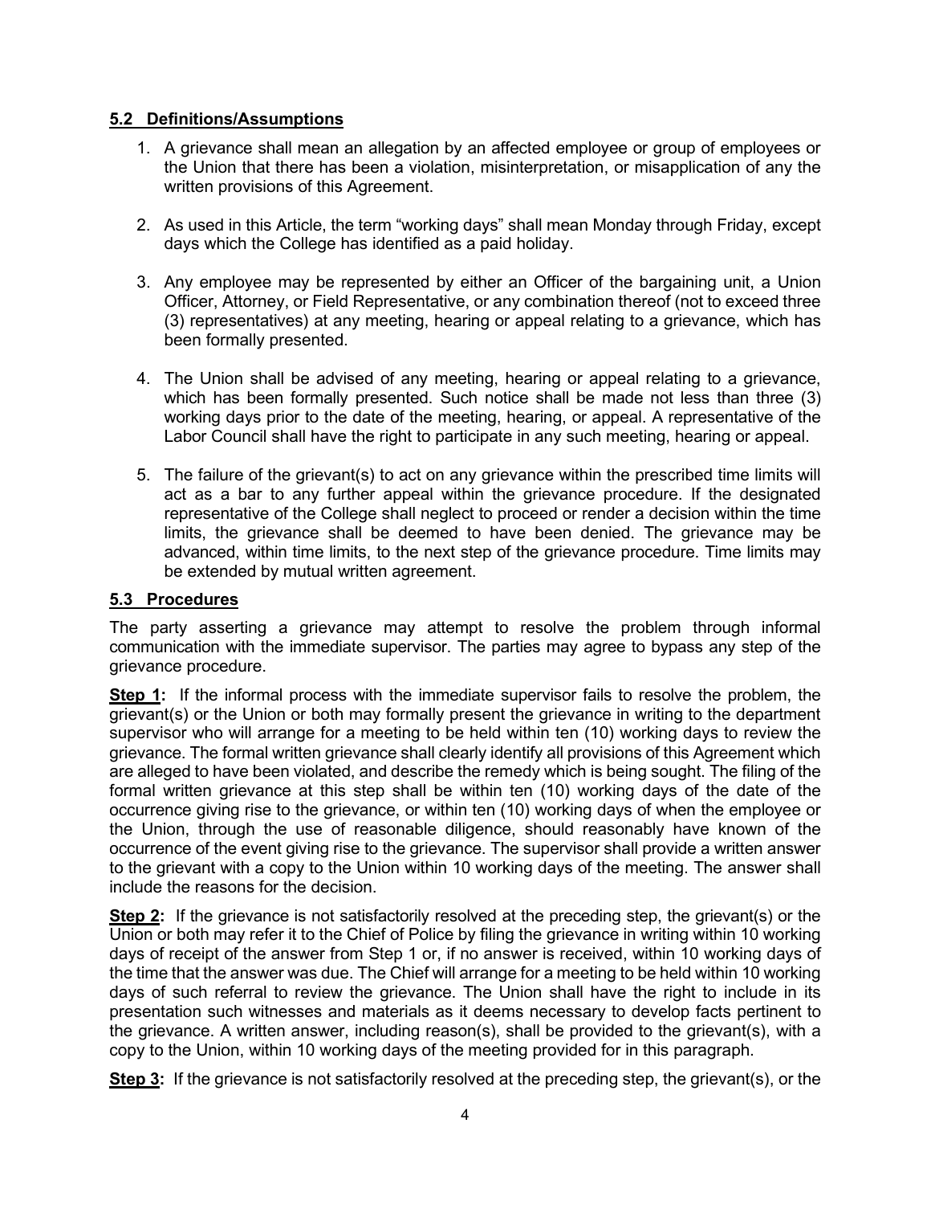### 5.2 Definitions/Assumptions

1. A grievance shall mean an allegation by an affected employee or group of employees or the Union that there has been a violation, misinterpretation, or misapplication of any the written provisions of this Agreement.

2. As used in this Article, the term "working days" shall mean Monday through Friday, except days which the College has identified as a paid holiday.

3. Any employee may be represented by either an Officer of the bargaining unit, a Union Officer, Attorney, or Field Representative, or any combination thereof (not to exceed three (3) representatives) at any meeting, hearing or appeal relating to a grievance, which has been formally presented.

4. The Union shall be advised of any meeting, hearing or appeal relating to a grievance, which has been formally presented. Such notice shall be made not less than three (3) working days prior to the date of the meeting, hearing, or appeal. A representative of the Labor Council shall have the right to participate in any such meeting, hearing or appeal.

5. The failure of the grievant(s) to act on any grievance within the prescribed time limits will act as a bar to any further appeal within the grievance procedure. If the designated representative of the College shall neglect to proceed or render a decision within the time limits, the grievance shall be deemed to have been denied. The grievance may be advanced, within time limits, to the next step of the grievance procedure. Time limits may be extended by mutual written agreement.

### 5.3 Procedures

The party asserting a grievance may attempt to resolve the problem through informal communication with the immediate supervisor. The parties may agree to bypass any step of the grievance procedure.

**Step 1:** If the informal process with the immediate supervisor fails to resolve the problem, the grievant(s) or the Union or both may formally present the grievance in writing to the department supervisor who will arrange for a meeting to be held within ten (10) working days to review the grievance. The formal written grievance shall clearly identify all provisions of this Agreement which are alleged to have been violated, and describe the remedy which is being sought. The filing of the formal written grievance at this step shall be within ten (10) working days of the date of the occurrence giving rise to the grievance, or within ten (10) working days of when the employee or the Union, through the use of reasonable diligence, should reasonably have known of the occurrence of the event giving rise to the grievance. The supervisor shall provide a written answer to the grievant with a copy to the Union within 10 working days of the meeting. The answer shall include the reasons for the decision.

**Step 2:** If the grievance is not satisfactorily resolved at the preceding step, the grievant(s) or the Union or both may refer it to the Chief of Police by filing the grievance in writing within 10 working days of receipt of the answer from Step 1 or, if no answer is received, within 10 working days of the time that the answer was due. The Chief will arrange for a meeting to be held within 10 working days of such referral to review the grievance. The Union shall have the right to include in its presentation such witnesses and materials as it deems necessary to develop facts pertinent to the grievance. A written answer, including reason(s), shall be provided to the grievant(s), with a copy to the Union, within 10 working days of the meeting provided for in this paragraph.

**Step 3:** If the grievance is not satisfactorily resolved at the preceding step, the grievant(s), or the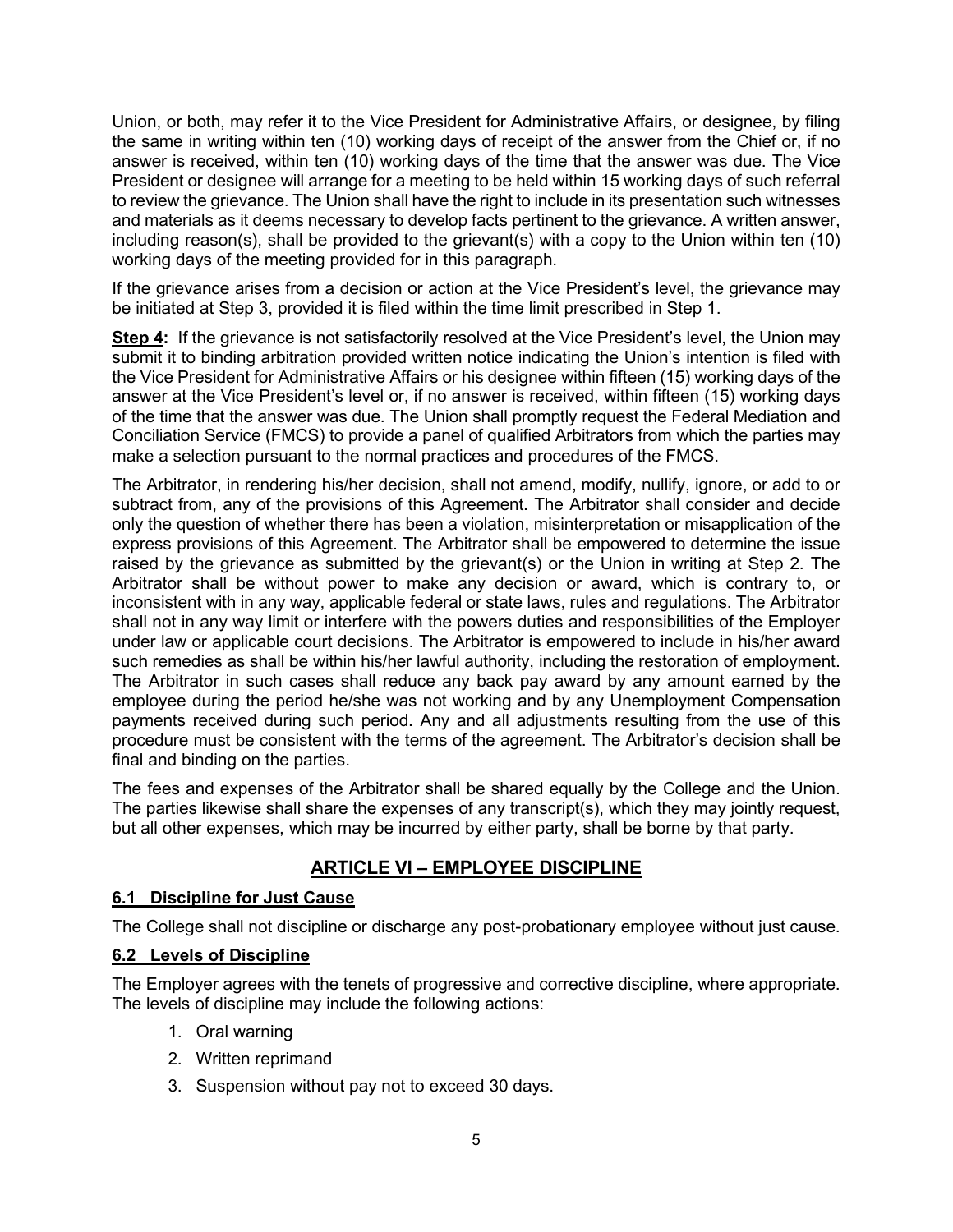Union, or both, may refer it to the Vice President for Administrative Affairs, or designee, by filing the same in writing within ten (10) working days of receipt of the answer from the Chief or, if no answer is received, within ten (10) working days of the time that the answer was due. The Vice President or designee will arrange for a meeting to be held within 15 working days of such referral to review the grievance. The Union shall have the right to include in its presentation such witnesses and materials as it deems necessary to develop facts pertinent to the grievance. A written answer, including reason(s), shall be provided to the grievant(s) with a copy to the Union within ten (10) working days of the meeting provided for in this paragraph.

If the grievance arises from a decision or action at the Vice President's level, the grievance may be initiated at Step 3, provided it is filed within the time limit prescribed in Step 1.

**Step 4:** If the grievance is not satisfactorily resolved at the Vice President's level, the Union may submit it to binding arbitration provided written notice indicating the Union's intention is filed with the Vice President for Administrative Affairs or his designee within fifteen (15) working days of the answer at the Vice President's level or, if no answer is received, within fifteen (15) working days of the time that the answer was due. The Union shall promptly request the Federal Mediation and Conciliation Service (FMCS) to provide a panel of qualified Arbitrators from which the parties may make a selection pursuant to the normal practices and procedures of the FMCS.

The Arbitrator, in rendering his/her decision, shall not amend, modify, nullify, ignore, or add to or subtract from, any of the provisions of this Agreement. The Arbitrator shall consider and decide only the question of whether there has been a violation, misinterpretation or misapplication of the express provisions of this Agreement. The Arbitrator shall be empowered to determine the issue raised by the grievance as submitted by the grievant(s) or the Union in writing at Step 2. The Arbitrator shall be without power to make any decision or award, which is contrary to, or inconsistent with in any way, applicable federal or state laws, rules and regulations. The Arbitrator shall not in any way limit or interfere with the powers duties and responsibilities of the Employer under law or applicable court decisions. The Arbitrator is empowered to include in his/her award such remedies as shall be within his/her lawful authority, including the restoration of employment. The Arbitrator in such cases shall reduce any back pay award by any amount earned by the employee during the period he/she was not working and by any Unemployment Compensation payments received during such period. Any and all adjustments resulting from the use of this procedure must be consistent with the terms of the agreement. The Arbitrator's decision shall be final and binding on the parties.

The fees and expenses of the Arbitrator shall be shared equally by the College and the Union. The parties likewise shall share the expenses of any transcript(s), which they may jointly request, but all other expenses, which may be incurred by either party, shall be borne by that party.

## ARTICLE VI – EMPLOYEE DISCIPLINE

### 6.1 Discipline for Just Cause

The College shall not discipline or discharge any post-probationary employee without just cause.

### 6.2 Levels of Discipline

The Employer agrees with the tenets of progressive and corrective discipline, where appropriate. The levels of discipline may include the following actions:

1. Oral warning
2. Written reprimand
3. Suspension without pay not to exceed 30 days.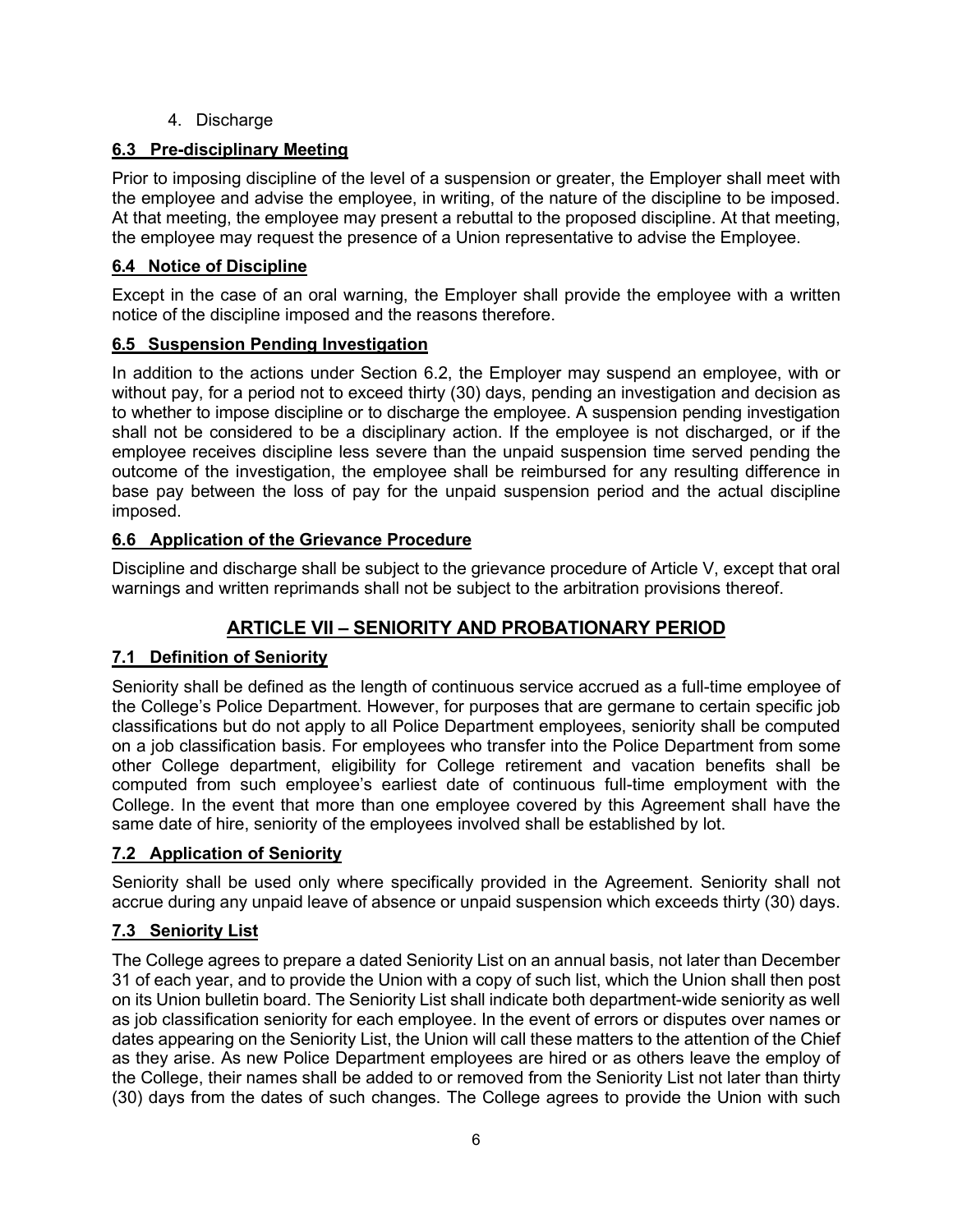4. Discharge

### 6.3 Pre-disciplinary Meeting

Prior to imposing discipline of the level of a suspension or greater, the Employer shall meet with the employee and advise the employee, in writing, of the nature of the discipline to be imposed. At that meeting, the employee may present a rebuttal to the proposed discipline. At that meeting, the employee may request the presence of a Union representative to advise the Employee.

### 6.4 Notice of Discipline

Except in the case of an oral warning, the Employer shall provide the employee with a written notice of the discipline imposed and the reasons therefore.

### 6.5 Suspension Pending Investigation

In addition to the actions under Section 6.2, the Employer may suspend an employee, with or without pay, for a period not to exceed thirty (30) days, pending an investigation and decision as to whether to impose discipline or to discharge the employee. A suspension pending investigation shall not be considered to be a disciplinary action. If the employee is not discharged, or if the employee receives discipline less severe than the unpaid suspension time served pending the outcome of the investigation, the employee shall be reimbursed for any resulting difference in base pay between the loss of pay for the unpaid suspension period and the actual discipline imposed.

### 6.6 Application of the Grievance Procedure

Discipline and discharge shall be subject to the grievance procedure of Article V, except that oral warnings and written reprimands shall not be subject to the arbitration provisions thereof.

## ARTICLE VII – SENIORITY AND PROBATIONARY PERIOD

### 7.1 Definition of Seniority

Seniority shall be defined as the length of continuous service accrued as a full-time employee of the College's Police Department. However, for purposes that are germane to certain specific job classifications but do not apply to all Police Department employees, seniority shall be computed on a job classification basis. For employees who transfer into the Police Department from some other College department, eligibility for College retirement and vacation benefits shall be computed from such employee's earliest date of continuous full-time employment with the College. In the event that more than one employee covered by this Agreement shall have the same date of hire, seniority of the employees involved shall be established by lot.

### 7.2 Application of Seniority

Seniority shall be used only where specifically provided in the Agreement. Seniority shall not accrue during any unpaid leave of absence or unpaid suspension which exceeds thirty (30) days.

### 7.3 Seniority List

The College agrees to prepare a dated Seniority List on an annual basis, not later than December 31 of each year, and to provide the Union with a copy of such list, which the Union shall then post on its Union bulletin board. The Seniority List shall indicate both department-wide seniority as well as job classification seniority for each employee. In the event of errors or disputes over names or dates appearing on the Seniority List, the Union will call these matters to the attention of the Chief as they arise. As new Police Department employees are hired or as others leave the employ of the College, their names shall be added to or removed from the Seniority List not later than thirty (30) days from the dates of such changes. The College agrees to provide the Union with such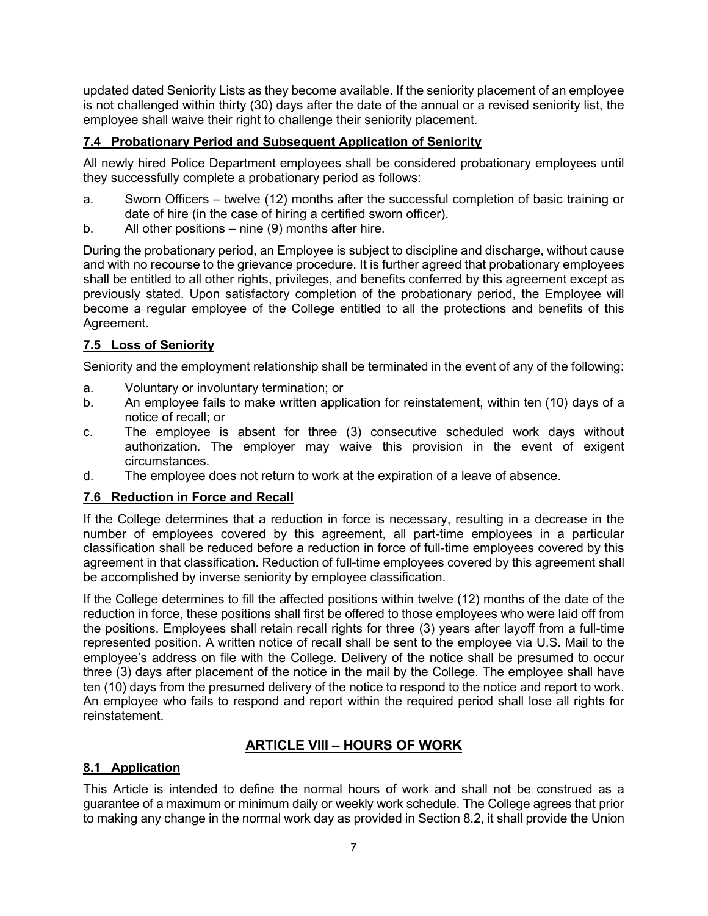updated dated Seniority Lists as they become available. If the seniority placement of an employee is not challenged within thirty (30) days after the date of the annual or a revised seniority list, the employee shall waive their right to challenge their seniority placement.

### 7.4 Probationary Period and Subsequent Application of Seniority

All newly hired Police Department employees shall be considered probationary employees until they successfully complete a probationary period as follows:

a. Sworn Officers – twelve (12) months after the successful completion of basic training or date of hire (in the case of hiring a certified sworn officer).
b. All other positions – nine (9) months after hire.

During the probationary period, an Employee is subject to discipline and discharge, without cause and with no recourse to the grievance procedure. It is further agreed that probationary employees shall be entitled to all other rights, privileges, and benefits conferred by this agreement except as previously stated. Upon satisfactory completion of the probationary period, the Employee will become a regular employee of the College entitled to all the protections and benefits of this Agreement.

### 7.5 Loss of Seniority

Seniority and the employment relationship shall be terminated in the event of any of the following:

a. Voluntary or involuntary termination; or
b. An employee fails to make written application for reinstatement, within ten (10) days of a notice of recall; or
c. The employee is absent for three (3) consecutive scheduled work days without authorization. The employer may waive this provision in the event of exigent circumstances.
d. The employee does not return to work at the expiration of a leave of absence.

### 7.6 Reduction in Force and Recall

If the College determines that a reduction in force is necessary, resulting in a decrease in the number of employees covered by this agreement, all part-time employees in a particular classification shall be reduced before a reduction in force of full-time employees covered by this agreement in that classification. Reduction of full-time employees covered by this agreement shall be accomplished by inverse seniority by employee classification.

If the College determines to fill the affected positions within twelve (12) months of the date of the reduction in force, these positions shall first be offered to those employees who were laid off from the positions. Employees shall retain recall rights for three (3) years after layoff from a full-time represented position. A written notice of recall shall be sent to the employee via U.S. Mail to the employee's address on file with the College. Delivery of the notice shall be presumed to occur three (3) days after placement of the notice in the mail by the College. The employee shall have ten (10) days from the presumed delivery of the notice to respond to the notice and report to work. An employee who fails to respond and report within the required period shall lose all rights for reinstatement.

## ARTICLE VIII – HOURS OF WORK

### 8.1 Application

This Article is intended to define the normal hours of work and shall not be construed as a guarantee of a maximum or minimum daily or weekly work schedule. The College agrees that prior to making any change in the normal work day as provided in Section 8.2, it shall provide the Union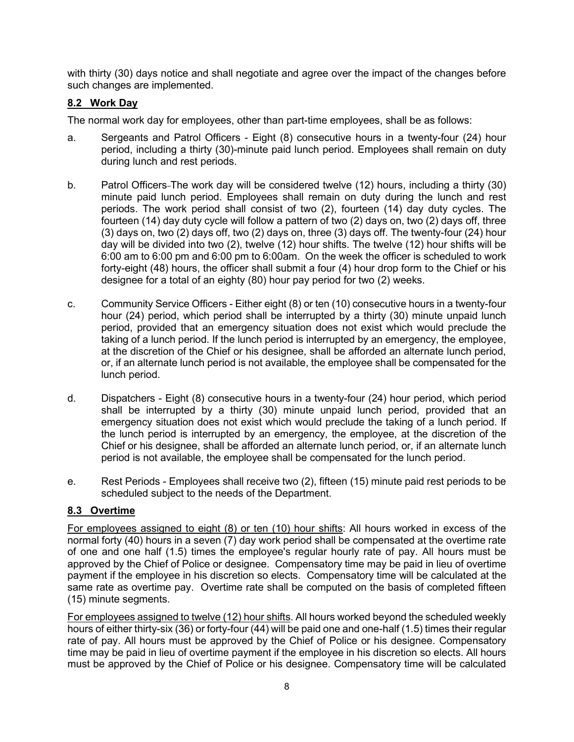with thirty (30) days notice and shall negotiate and agree over the impact of the changes before such changes are implemented.

### 8.2 Work Day

The normal work day for employees, other than part-time employees, shall be as follows:

a. Sergeants and Patrol Officers - Eight (8) consecutive hours in a twenty-four (24) hour period, including a thirty (30)-minute paid lunch period. Employees shall remain on duty during lunch and rest periods.

b. Patrol Officers-The work day will be considered twelve (12) hours, including a thirty (30) minute paid lunch period. Employees shall remain on duty during the lunch and rest periods. The work period shall consist of two (2), fourteen (14) day duty cycles. The fourteen (14) day duty cycle will follow a pattern of two (2) days on, two (2) days off, three (3) days on, two (2) days off, two (2) days on, three (3) days off. The twenty-four (24) hour day will be divided into two (2), twelve (12) hour shifts. The twelve (12) hour shifts will be 6:00 am to 6:00 pm and 6:00 pm to 6:00am. On the week the officer is scheduled to work forty-eight (48) hours, the officer shall submit a four (4) hour drop form to the Chief or his designee for a total of an eighty (80) hour pay period for two (2) weeks.

c. Community Service Officers - Either eight (8) or ten (10) consecutive hours in a twenty-four hour (24) period, which period shall be interrupted by a thirty (30) minute unpaid lunch period, provided that an emergency situation does not exist which would preclude the taking of a lunch period. If the lunch period is interrupted by an emergency, the employee, at the discretion of the Chief or his designee, shall be afforded an alternate lunch period, or, if an alternate lunch period is not available, the employee shall be compensated for the lunch period.

d. Dispatchers - Eight (8) consecutive hours in a twenty-four (24) hour period, which period shall be interrupted by a thirty (30) minute unpaid lunch period, provided that an emergency situation does not exist which would preclude the taking of a lunch period. If the lunch period is interrupted by an emergency, the employee, at the discretion of the Chief or his designee, shall be afforded an alternate lunch period, or, if an alternate lunch period is not available, the employee shall be compensated for the lunch period.

e. Rest Periods - Employees shall receive two (2), fifteen (15) minute paid rest periods to be scheduled subject to the needs of the Department.

### 8.3 Overtime

For employees assigned to eight (8) or ten (10) hour shifts: All hours worked in excess of the normal forty (40) hours in a seven (7) day work period shall be compensated at the overtime rate of one and one half (1.5) times the employee's regular hourly rate of pay. All hours must be approved by the Chief of Police or designee. Compensatory time may be paid in lieu of overtime payment if the employee in his discretion so elects. Compensatory time will be calculated at the same rate as overtime pay. Overtime rate shall be computed on the basis of completed fifteen (15) minute segments.

For employees assigned to twelve (12) hour shifts. All hours worked beyond the scheduled weekly hours of either thirty-six (36) or forty-four (44) will be paid one and one-half (1.5) times their regular rate of pay. All hours must be approved by the Chief of Police or his designee. Compensatory time may be paid in lieu of overtime payment if the employee in his discretion so elects. All hours must be approved by the Chief of Police or his designee. Compensatory time will be calculated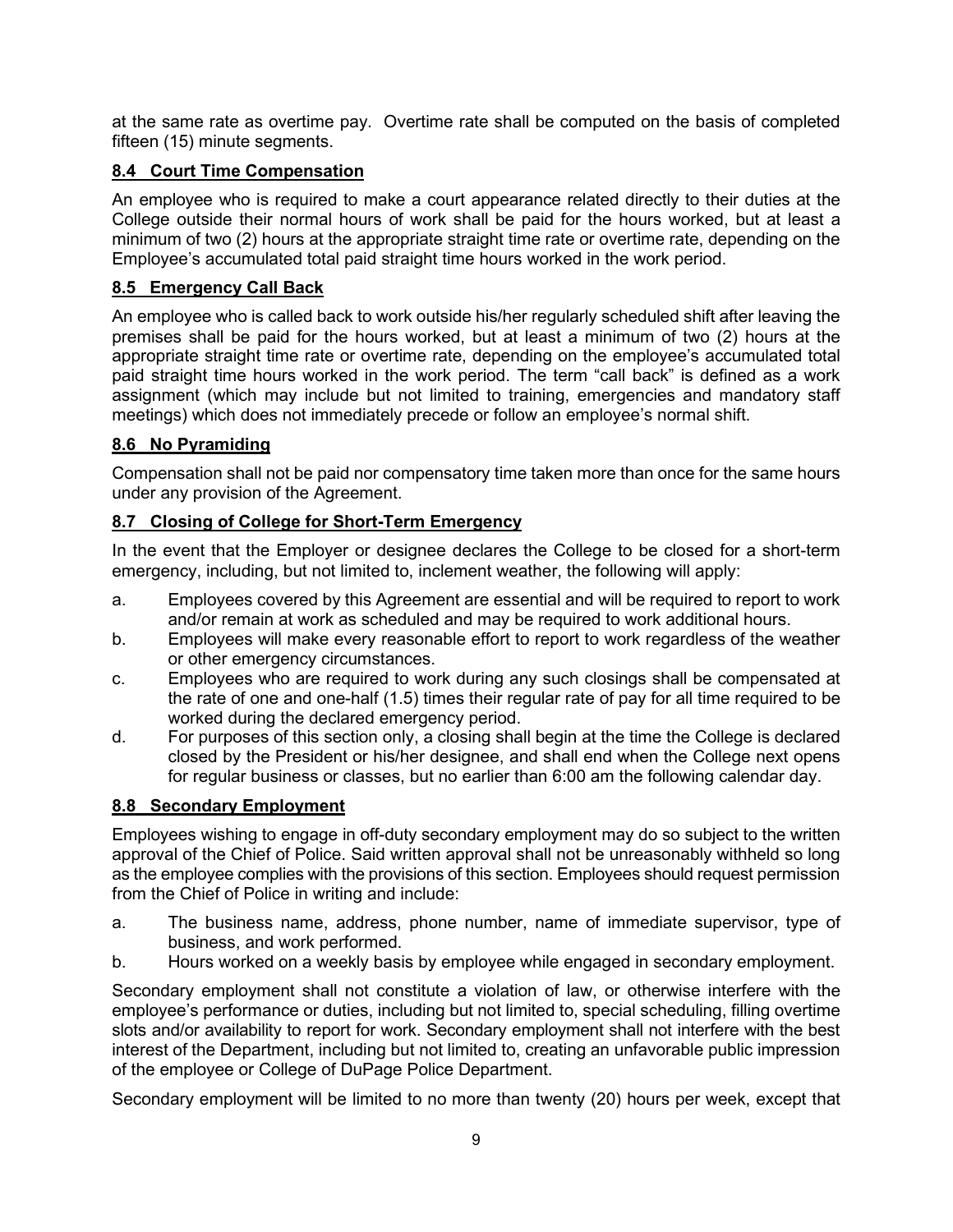at the same rate as overtime pay. Overtime rate shall be computed on the basis of completed fifteen (15) minute segments.

### 8.4 Court Time Compensation

An employee who is required to make a court appearance related directly to their duties at the College outside their normal hours of work shall be paid for the hours worked, but at least a minimum of two (2) hours at the appropriate straight time rate or overtime rate, depending on the Employee's accumulated total paid straight time hours worked in the work period.

### 8.5 Emergency Call Back

An employee who is called back to work outside his/her regularly scheduled shift after leaving the premises shall be paid for the hours worked, but at least a minimum of two (2) hours at the appropriate straight time rate or overtime rate, depending on the employee's accumulated total paid straight time hours worked in the work period. The term "call back" is defined as a work assignment (which may include but not limited to training, emergencies and mandatory staff meetings) which does not immediately precede or follow an employee's normal shift.

### 8.6 No Pyramiding

Compensation shall not be paid nor compensatory time taken more than once for the same hours under any provision of the Agreement.

### 8.7 Closing of College for Short-Term Emergency

In the event that the Employer or designee declares the College to be closed for a short-term emergency, including, but not limited to, inclement weather, the following will apply:

a. Employees covered by this Agreement are essential and will be required to report to work and/or remain at work as scheduled and may be required to work additional hours.
b. Employees will make every reasonable effort to report to work regardless of the weather or other emergency circumstances.
c. Employees who are required to work during any such closings shall be compensated at the rate of one and one-half (1.5) times their regular rate of pay for all time required to be worked during the declared emergency period.
d. For purposes of this section only, a closing shall begin at the time the College is declared closed by the President or his/her designee, and shall end when the College next opens for regular business or classes, but no earlier than 6:00 am the following calendar day.

### 8.8 Secondary Employment

Employees wishing to engage in off-duty secondary employment may do so subject to the written approval of the Chief of Police. Said written approval shall not be unreasonably withheld so long as the employee complies with the provisions of this section. Employees should request permission from the Chief of Police in writing and include:

a. The business name, address, phone number, name of immediate supervisor, type of business, and work performed.
b. Hours worked on a weekly basis by employee while engaged in secondary employment.

Secondary employment shall not constitute a violation of law, or otherwise interfere with the employee's performance or duties, including but not limited to, special scheduling, filling overtime slots and/or availability to report for work. Secondary employment shall not interfere with the best interest of the Department, including but not limited to, creating an unfavorable public impression of the employee or College of DuPage Police Department.

Secondary employment will be limited to no more than twenty (20) hours per week, except that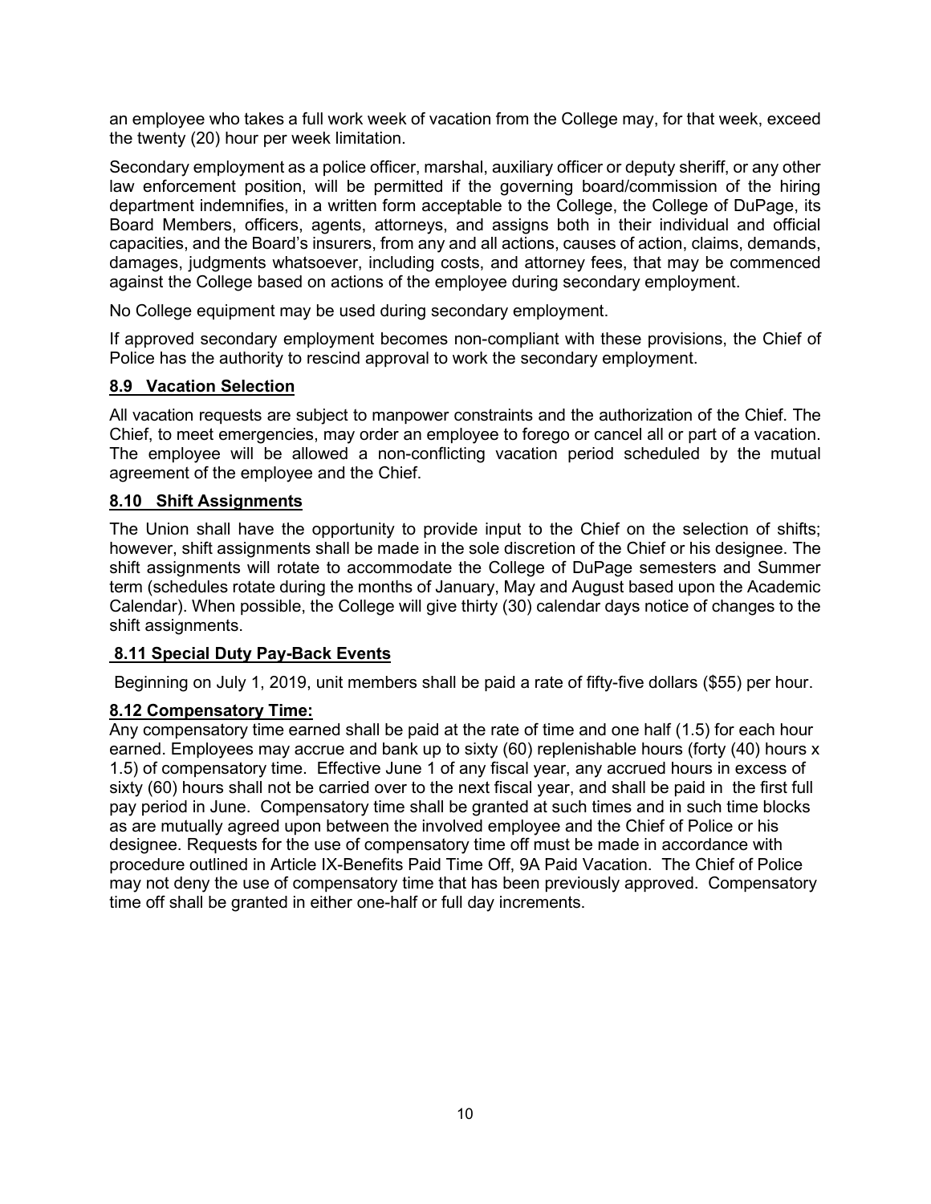an employee who takes a full work week of vacation from the College may, for that week, exceed the twenty (20) hour per week limitation.

Secondary employment as a police officer, marshal, auxiliary officer or deputy sheriff, or any other law enforcement position, will be permitted if the governing board/commission of the hiring department indemnifies, in a written form acceptable to the College, the College of DuPage, its Board Members, officers, agents, attorneys, and assigns both in their individual and official capacities, and the Board's insurers, from any and all actions, causes of action, claims, demands, damages, judgments whatsoever, including costs, and attorney fees, that may be commenced against the College based on actions of the employee during secondary employment.

No College equipment may be used during secondary employment.

If approved secondary employment becomes non-compliant with these provisions, the Chief of Police has the authority to rescind approval to work the secondary employment.

**8.9 Vacation Selection**

All vacation requests are subject to manpower constraints and the authorization of the Chief. The Chief, to meet emergencies, may order an employee to forego or cancel all or part of a vacation. The employee will be allowed a non-conflicting vacation period scheduled by the mutual agreement of the employee and the Chief.

**8.10 Shift Assignments**

The Union shall have the opportunity to provide input to the Chief on the selection of shifts; however, shift assignments shall be made in the sole discretion of the Chief or his designee. The shift assignments will rotate to accommodate the College of DuPage semesters and Summer term (schedules rotate during the months of January, May and August based upon the Academic Calendar). When possible, the College will give thirty (30) calendar days notice of changes to the shift assignments.

**8.11 Special Duty Pay-Back Events**

Beginning on July 1, 2019, unit members shall be paid a rate of fifty-five dollars ($55) per hour.

**8.12 Compensatory Time:**

Any compensatory time earned shall be paid at the rate of time and one half (1.5) for each hour earned. Employees may accrue and bank up to sixty (60) replenishable hours (forty (40) hours x 1.5) of compensatory time. Effective June 1 of any fiscal year, any accrued hours in excess of sixty (60) hours shall not be carried over to the next fiscal year, and shall be paid in the first full pay period in June. Compensatory time shall be granted at such times and in such time blocks as are mutually agreed upon between the involved employee and the Chief of Police or his designee. Requests for the use of compensatory time off must be made in accordance with procedure outlined in Article IX-Benefits Paid Time Off, 9A Paid Vacation. The Chief of Police may not deny the use of compensatory time that has been previously approved. Compensatory time off shall be granted in either one-half or full day increments.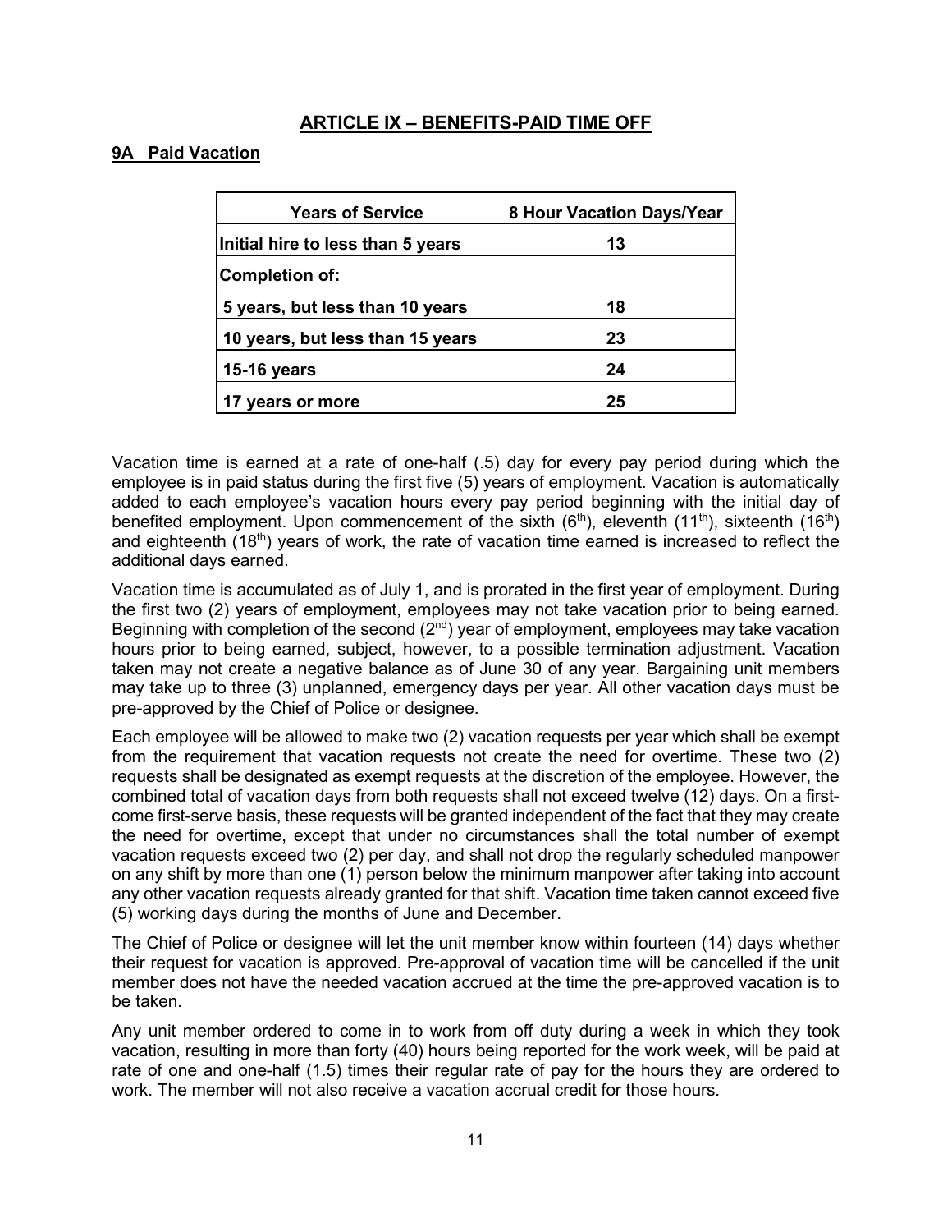## ARTICLE IX – BENEFITS-PAID TIME OFF

### 9A Paid Vacation

| Years of Service | 8 Hour Vacation Days/Year |
|---|---|
| Initial hire to less than 5 years | 13 |
| Completion of: | |
| 5 years, but less than 10 years | 18 |
| 10 years, but less than 15 years | 23 |
| 15-16 years | 24 |
| 17 years or more | 25 |

Vacation time is earned at a rate of one-half (.5) day for every pay period during which the employee is in paid status during the first five (5) years of employment. Vacation is automatically added to each employee's vacation hours every pay period beginning with the initial day of benefited employment. Upon commencement of the sixth (6th), eleventh (11th), sixteenth (16th) and eighteenth (18th) years of work, the rate of vacation time earned is increased to reflect the additional days earned.

Vacation time is accumulated as of July 1, and is prorated in the first year of employment. During the first two (2) years of employment, employees may not take vacation prior to being earned. Beginning with completion of the second (2nd) year of employment, employees may take vacation hours prior to being earned, subject, however, to a possible termination adjustment. Vacation taken may not create a negative balance as of June 30 of any year. Bargaining unit members may take up to three (3) unplanned, emergency days per year. All other vacation days must be pre-approved by the Chief of Police or designee.

Each employee will be allowed to make two (2) vacation requests per year which shall be exempt from the requirement that vacation requests not create the need for overtime. These two (2) requests shall be designated as exempt requests at the discretion of the employee. However, the combined total of vacation days from both requests shall not exceed twelve (12) days. On a first-come first-serve basis, these requests will be granted independent of the fact that they may create the need for overtime, except that under no circumstances shall the total number of exempt vacation requests exceed two (2) per day, and shall not drop the regularly scheduled manpower on any shift by more than one (1) person below the minimum manpower after taking into account any other vacation requests already granted for that shift. Vacation time taken cannot exceed five (5) working days during the months of June and December.

The Chief of Police or designee will let the unit member know within fourteen (14) days whether their request for vacation is approved. Pre-approval of vacation time will be cancelled if the unit member does not have the needed vacation accrued at the time the pre-approved vacation is to be taken.

Any unit member ordered to come in to work from off duty during a week in which they took vacation, resulting in more than forty (40) hours being reported for the work week, will be paid at rate of one and one-half (1.5) times their regular rate of pay for the hours they are ordered to work. The member will not also receive a vacation accrual credit for those hours.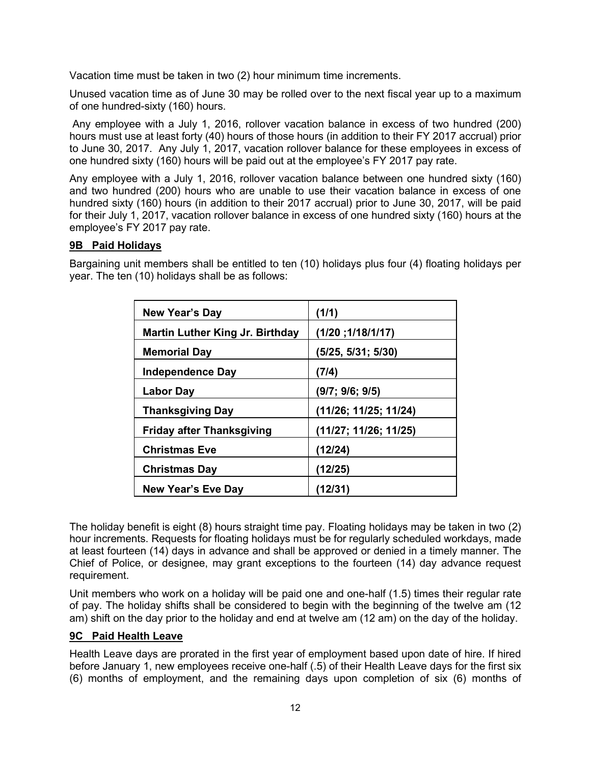Vacation time must be taken in two (2) hour minimum time increments.

Unused vacation time as of June 30 may be rolled over to the next fiscal year up to a maximum of one hundred-sixty (160) hours.

Any employee with a July 1, 2016, rollover vacation balance in excess of two hundred (200) hours must use at least forty (40) hours of those hours (in addition to their FY 2017 accrual) prior to June 30, 2017. Any July 1, 2017, vacation rollover balance for these employees in excess of one hundred sixty (160) hours will be paid out at the employee's FY 2017 pay rate.

Any employee with a July 1, 2016, rollover vacation balance between one hundred sixty (160) and two hundred (200) hours who are unable to use their vacation balance in excess of one hundred sixty (160) hours (in addition to their 2017 accrual) prior to June 30, 2017, will be paid for their July 1, 2017, vacation rollover balance in excess of one hundred sixty (160) hours at the employee's FY 2017 pay rate.

**9B Paid Holidays**

Bargaining unit members shall be entitled to ten (10) holidays plus four (4) floating holidays per year. The ten (10) holidays shall be as follows:

| New Year's Day | (1/1) |
|---|---|
| Martin Luther King Jr. Birthday | (1/20 ;1/18/1/17) |
| Memorial Day | (5/25, 5/31; 5/30) |
| Independence Day | (7/4) |
| Labor Day | (9/7; 9/6; 9/5) |
| Thanksgiving Day | (11/26; 11/25; 11/24) |
| Friday after Thanksgiving | (11/27; 11/26; 11/25) |
| Christmas Eve | (12/24) |
| Christmas Day | (12/25) |
| New Year's Eve Day | (12/31) |

The holiday benefit is eight (8) hours straight time pay. Floating holidays may be taken in two (2) hour increments. Requests for floating holidays must be for regularly scheduled workdays, made at least fourteen (14) days in advance and shall be approved or denied in a timely manner. The Chief of Police, or designee, may grant exceptions to the fourteen (14) day advance request requirement.

Unit members who work on a holiday will be paid one and one-half (1.5) times their regular rate of pay. The holiday shifts shall be considered to begin with the beginning of the twelve am (12 am) shift on the day prior to the holiday and end at twelve am (12 am) on the day of the holiday.

**9C Paid Health Leave**

Health Leave days are prorated in the first year of employment based upon date of hire. If hired before January 1, new employees receive one-half (.5) of their Health Leave days for the first six (6) months of employment, and the remaining days upon completion of six (6) months of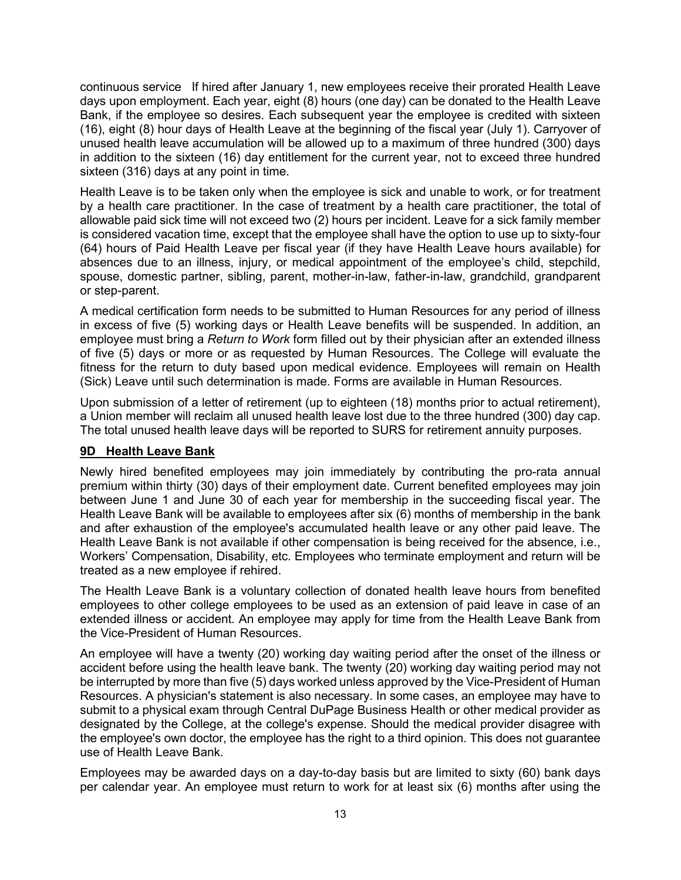continuous service If hired after January 1, new employees receive their prorated Health Leave days upon employment. Each year, eight (8) hours (one day) can be donated to the Health Leave Bank, if the employee so desires. Each subsequent year the employee is credited with sixteen (16), eight (8) hour days of Health Leave at the beginning of the fiscal year (July 1). Carryover of unused health leave accumulation will be allowed up to a maximum of three hundred (300) days in addition to the sixteen (16) day entitlement for the current year, not to exceed three hundred sixteen (316) days at any point in time.

Health Leave is to be taken only when the employee is sick and unable to work, or for treatment by a health care practitioner. In the case of treatment by a health care practitioner, the total of allowable paid sick time will not exceed two (2) hours per incident. Leave for a sick family member is considered vacation time, except that the employee shall have the option to use up to sixty-four (64) hours of Paid Health Leave per fiscal year (if they have Health Leave hours available) for absences due to an illness, injury, or medical appointment of the employee's child, stepchild, spouse, domestic partner, sibling, parent, mother-in-law, father-in-law, grandchild, grandparent or step-parent.

A medical certification form needs to be submitted to Human Resources for any period of illness in excess of five (5) working days or Health Leave benefits will be suspended. In addition, an employee must bring a *Return to Work* form filled out by their physician after an extended illness of five (5) days or more or as requested by Human Resources. The College will evaluate the fitness for the return to duty based upon medical evidence. Employees will remain on Health (Sick) Leave until such determination is made. Forms are available in Human Resources.

Upon submission of a letter of retirement (up to eighteen (18) months prior to actual retirement), a Union member will reclaim all unused health leave lost due to the three hundred (300) day cap. The total unused health leave days will be reported to SURS for retirement annuity purposes.

### 9D Health Leave Bank

Newly hired benefited employees may join immediately by contributing the pro-rata annual premium within thirty (30) days of their employment date. Current benefited employees may join between June 1 and June 30 of each year for membership in the succeeding fiscal year. The Health Leave Bank will be available to employees after six (6) months of membership in the bank and after exhaustion of the employee's accumulated health leave or any other paid leave. The Health Leave Bank is not available if other compensation is being received for the absence, i.e., Workers' Compensation, Disability, etc. Employees who terminate employment and return will be treated as a new employee if rehired.

The Health Leave Bank is a voluntary collection of donated health leave hours from benefited employees to other college employees to be used as an extension of paid leave in case of an extended illness or accident. An employee may apply for time from the Health Leave Bank from the Vice-President of Human Resources.

An employee will have a twenty (20) working day waiting period after the onset of the illness or accident before using the health leave bank. The twenty (20) working day waiting period may not be interrupted by more than five (5) days worked unless approved by the Vice-President of Human Resources. A physician's statement is also necessary. In some cases, an employee may have to submit to a physical exam through Central DuPage Business Health or other medical provider as designated by the College, at the college's expense. Should the medical provider disagree with the employee's own doctor, the employee has the right to a third opinion. This does not guarantee use of Health Leave Bank.

Employees may be awarded days on a day-to-day basis but are limited to sixty (60) bank days per calendar year. An employee must return to work for at least six (6) months after using the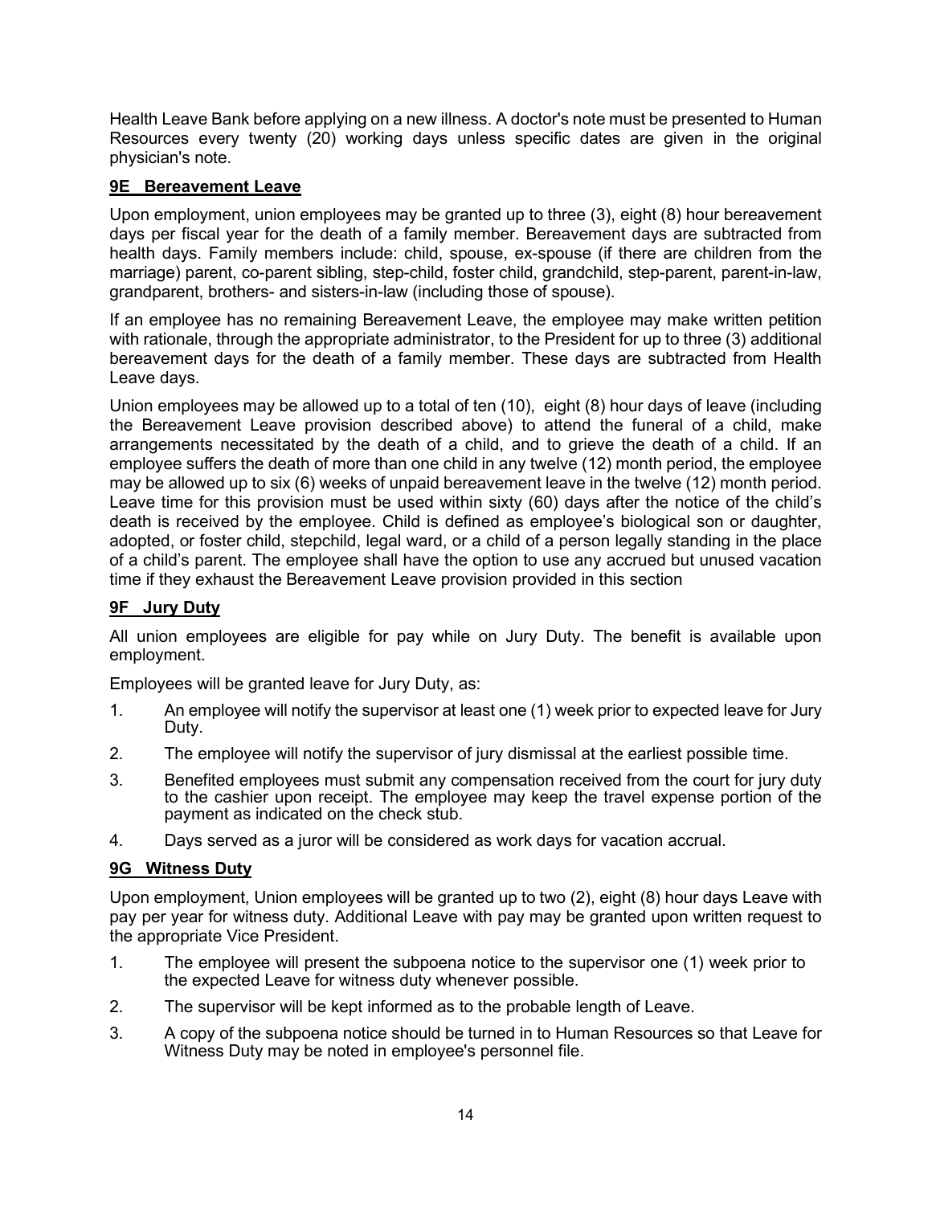Health Leave Bank before applying on a new illness. A doctor's note must be presented to Human Resources every twenty (20) working days unless specific dates are given in the original physician's note.

### 9E Bereavement Leave

Upon employment, union employees may be granted up to three (3), eight (8) hour bereavement days per fiscal year for the death of a family member. Bereavement days are subtracted from health days. Family members include: child, spouse, ex-spouse (if there are children from the marriage) parent, co-parent sibling, step-child, foster child, grandchild, step-parent, parent-in-law, grandparent, brothers- and sisters-in-law (including those of spouse).

If an employee has no remaining Bereavement Leave, the employee may make written petition with rationale, through the appropriate administrator, to the President for up to three (3) additional bereavement days for the death of a family member. These days are subtracted from Health Leave days.

Union employees may be allowed up to a total of ten (10), eight (8) hour days of leave (including the Bereavement Leave provision described above) to attend the funeral of a child, make arrangements necessitated by the death of a child, and to grieve the death of a child. If an employee suffers the death of more than one child in any twelve (12) month period, the employee may be allowed up to six (6) weeks of unpaid bereavement leave in the twelve (12) month period. Leave time for this provision must be used within sixty (60) days after the notice of the child's death is received by the employee. Child is defined as employee's biological son or daughter, adopted, or foster child, stepchild, legal ward, or a child of a person legally standing in the place of a child's parent. The employee shall have the option to use any accrued but unused vacation time if they exhaust the Bereavement Leave provision provided in this section

### 9F Jury Duty

All union employees are eligible for pay while on Jury Duty. The benefit is available upon employment.

Employees will be granted leave for Jury Duty, as:

1. An employee will notify the supervisor at least one (1) week prior to expected leave for Jury Duty.
2. The employee will notify the supervisor of jury dismissal at the earliest possible time.
3. Benefited employees must submit any compensation received from the court for jury duty to the cashier upon receipt. The employee may keep the travel expense portion of the payment as indicated on the check stub.
4. Days served as a juror will be considered as work days for vacation accrual.

### 9G Witness Duty

Upon employment, Union employees will be granted up to two (2), eight (8) hour days Leave with pay per year for witness duty. Additional Leave with pay may be granted upon written request to the appropriate Vice President.

1. The employee will present the subpoena notice to the supervisor one (1) week prior to the expected Leave for witness duty whenever possible.
2. The supervisor will be kept informed as to the probable length of Leave.
3. A copy of the subpoena notice should be turned in to Human Resources so that Leave for Witness Duty may be noted in employee's personnel file.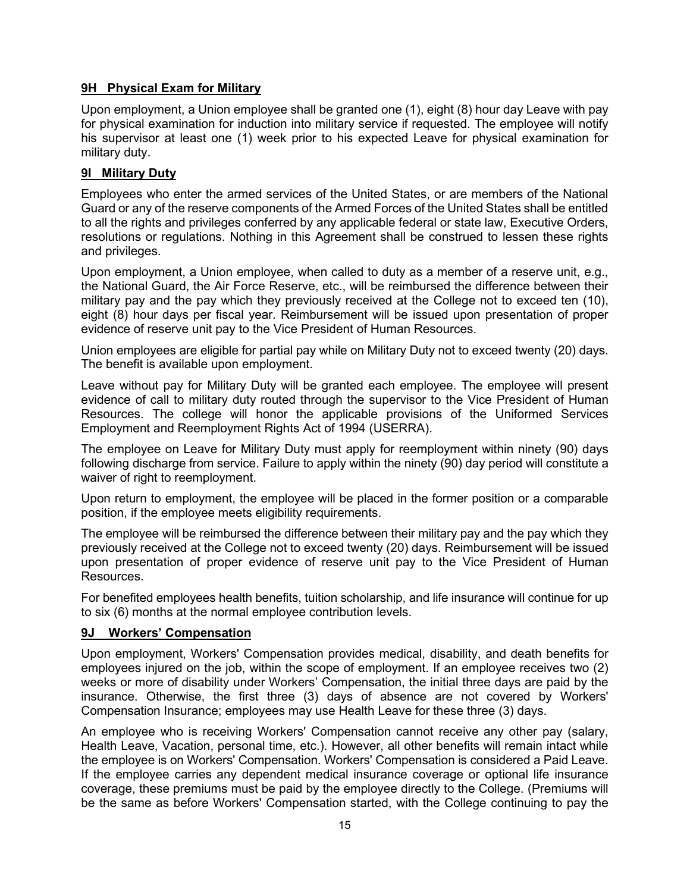### 9H Physical Exam for Military

Upon employment, a Union employee shall be granted one (1), eight (8) hour day Leave with pay for physical examination for induction into military service if requested. The employee will notify his supervisor at least one (1) week prior to his expected Leave for physical examination for military duty.

### 9I Military Duty

Employees who enter the armed services of the United States, or are members of the National Guard or any of the reserve components of the Armed Forces of the United States shall be entitled to all the rights and privileges conferred by any applicable federal or state law, Executive Orders, resolutions or regulations. Nothing in this Agreement shall be construed to lessen these rights and privileges.

Upon employment, a Union employee, when called to duty as a member of a reserve unit, e.g., the National Guard, the Air Force Reserve, etc., will be reimbursed the difference between their military pay and the pay which they previously received at the College not to exceed ten (10), eight (8) hour days per fiscal year. Reimbursement will be issued upon presentation of proper evidence of reserve unit pay to the Vice President of Human Resources.

Union employees are eligible for partial pay while on Military Duty not to exceed twenty (20) days. The benefit is available upon employment.

Leave without pay for Military Duty will be granted each employee. The employee will present evidence of call to military duty routed through the supervisor to the Vice President of Human Resources. The college will honor the applicable provisions of the Uniformed Services Employment and Reemployment Rights Act of 1994 (USERRA).

The employee on Leave for Military Duty must apply for reemployment within ninety (90) days following discharge from service. Failure to apply within the ninety (90) day period will constitute a waiver of right to reemployment.

Upon return to employment, the employee will be placed in the former position or a comparable position, if the employee meets eligibility requirements.

The employee will be reimbursed the difference between their military pay and the pay which they previously received at the College not to exceed twenty (20) days. Reimbursement will be issued upon presentation of proper evidence of reserve unit pay to the Vice President of Human Resources.

For benefited employees health benefits, tuition scholarship, and life insurance will continue for up to six (6) months at the normal employee contribution levels.

### 9J Workers' Compensation

Upon employment, Workers' Compensation provides medical, disability, and death benefits for employees injured on the job, within the scope of employment. If an employee receives two (2) weeks or more of disability under Workers' Compensation, the initial three days are paid by the insurance. Otherwise, the first three (3) days of absence are not covered by Workers' Compensation Insurance; employees may use Health Leave for these three (3) days.

An employee who is receiving Workers' Compensation cannot receive any other pay (salary, Health Leave, Vacation, personal time, etc.). However, all other benefits will remain intact while the employee is on Workers' Compensation. Workers' Compensation is considered a Paid Leave. If the employee carries any dependent medical insurance coverage or optional life insurance coverage, these premiums must be paid by the employee directly to the College. (Premiums will be the same as before Workers' Compensation started, with the College continuing to pay the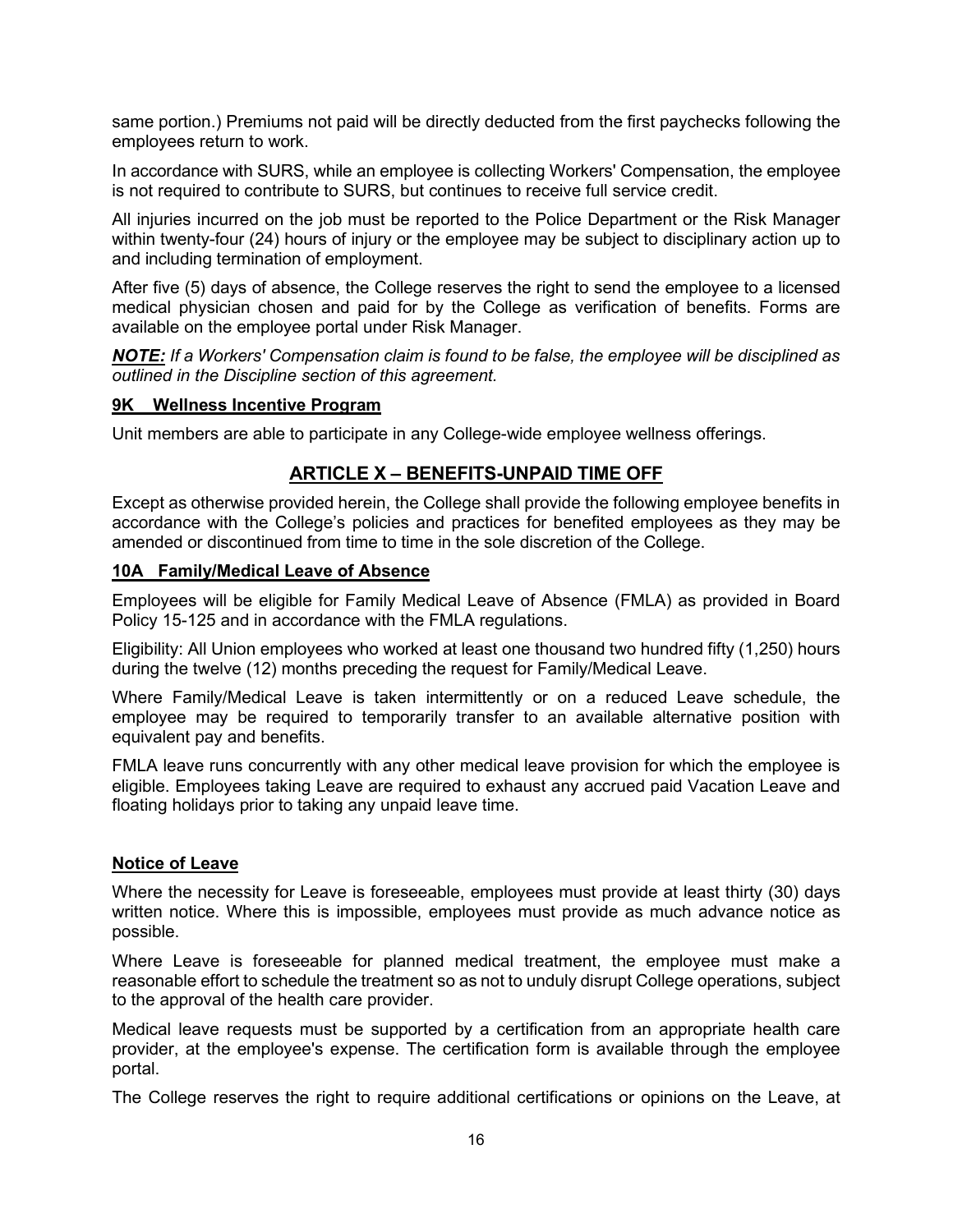same portion.) Premiums not paid will be directly deducted from the first paychecks following the employees return to work.

In accordance with SURS, while an employee is collecting Workers' Compensation, the employee is not required to contribute to SURS, but continues to receive full service credit.

All injuries incurred on the job must be reported to the Police Department or the Risk Manager within twenty-four (24) hours of injury or the employee may be subject to disciplinary action up to and including termination of employment.

After five (5) days of absence, the College reserves the right to send the employee to a licensed medical physician chosen and paid for by the College as verification of benefits. Forms are available on the employee portal under Risk Manager.

***NOTE:*** *If a Workers' Compensation claim is found to be false, the employee will be disciplined as outlined in the Discipline section of this agreement.*

### 9K Wellness Incentive Program

Unit members are able to participate in any College-wide employee wellness offerings.

## ARTICLE X – BENEFITS-UNPAID TIME OFF

Except as otherwise provided herein, the College shall provide the following employee benefits in accordance with the College's policies and practices for benefited employees as they may be amended or discontinued from time to time in the sole discretion of the College.

### 10A Family/Medical Leave of Absence

Employees will be eligible for Family Medical Leave of Absence (FMLA) as provided in Board Policy 15-125 and in accordance with the FMLA regulations.

Eligibility: All Union employees who worked at least one thousand two hundred fifty (1,250) hours during the twelve (12) months preceding the request for Family/Medical Leave.

Where Family/Medical Leave is taken intermittently or on a reduced Leave schedule, the employee may be required to temporarily transfer to an available alternative position with equivalent pay and benefits.

FMLA leave runs concurrently with any other medical leave provision for which the employee is eligible. Employees taking Leave are required to exhaust any accrued paid Vacation Leave and floating holidays prior to taking any unpaid leave time.

### Notice of Leave

Where the necessity for Leave is foreseeable, employees must provide at least thirty (30) days written notice. Where this is impossible, employees must provide as much advance notice as possible.

Where Leave is foreseeable for planned medical treatment, the employee must make a reasonable effort to schedule the treatment so as not to unduly disrupt College operations, subject to the approval of the health care provider.

Medical leave requests must be supported by a certification from an appropriate health care provider, at the employee's expense. The certification form is available through the employee portal.

The College reserves the right to require additional certifications or opinions on the Leave, at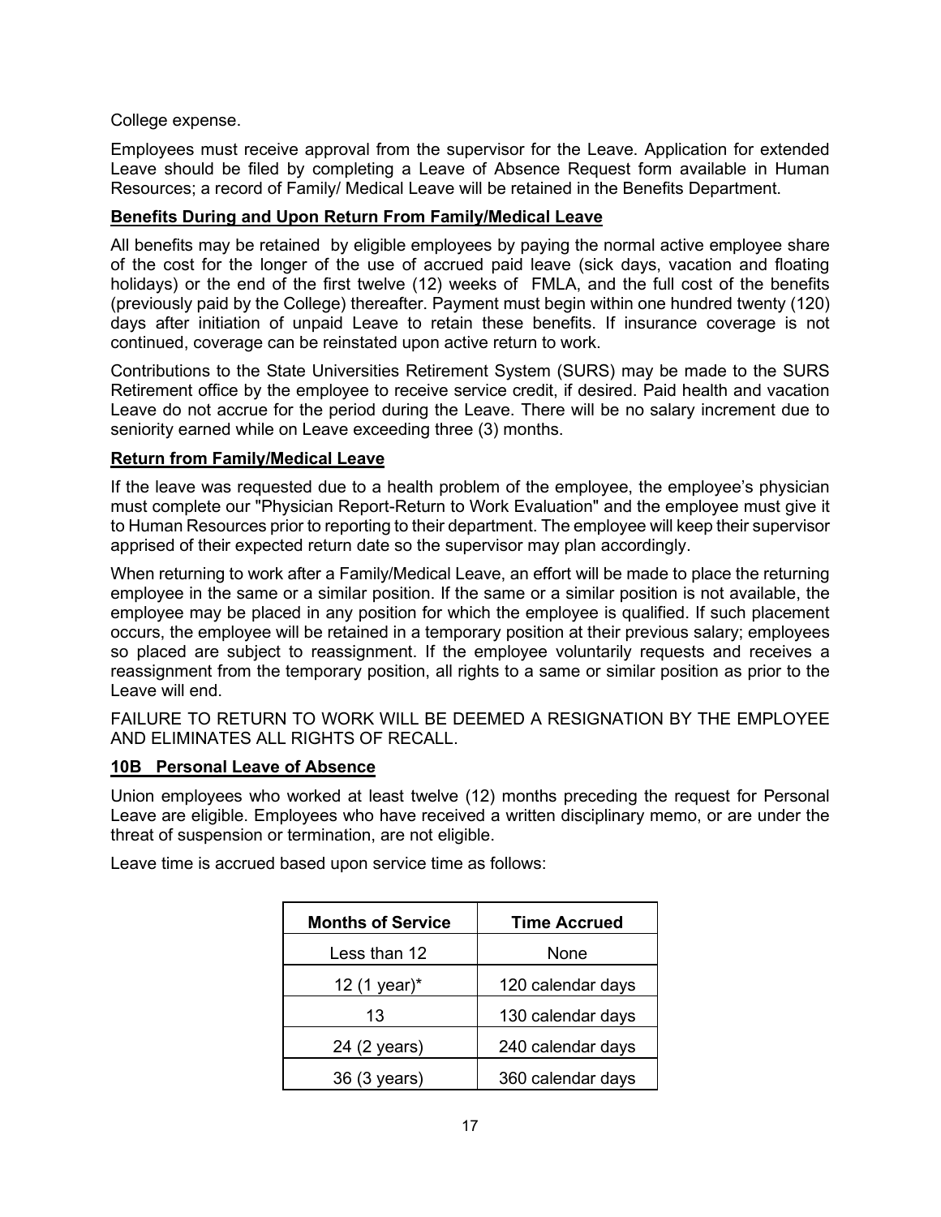College expense.

Employees must receive approval from the supervisor for the Leave. Application for extended Leave should be filed by completing a Leave of Absence Request form available in Human Resources; a record of Family/ Medical Leave will be retained in the Benefits Department.

**Benefits During and Upon Return From Family/Medical Leave**

All benefits may be retained by eligible employees by paying the normal active employee share of the cost for the longer of the use of accrued paid leave (sick days, vacation and floating holidays) or the end of the first twelve (12) weeks of FMLA, and the full cost of the benefits (previously paid by the College) thereafter. Payment must begin within one hundred twenty (120) days after initiation of unpaid Leave to retain these benefits. If insurance coverage is not continued, coverage can be reinstated upon active return to work.

Contributions to the State Universities Retirement System (SURS) may be made to the SURS Retirement office by the employee to receive service credit, if desired. Paid health and vacation Leave do not accrue for the period during the Leave. There will be no salary increment due to seniority earned while on Leave exceeding three (3) months.

**Return from Family/Medical Leave**

If the leave was requested due to a health problem of the employee, the employee's physician must complete our "Physician Report-Return to Work Evaluation" and the employee must give it to Human Resources prior to reporting to their department. The employee will keep their supervisor apprised of their expected return date so the supervisor may plan accordingly.

When returning to work after a Family/Medical Leave, an effort will be made to place the returning employee in the same or a similar position. If the same or a similar position is not available, the employee may be placed in any position for which the employee is qualified. If such placement occurs, the employee will be retained in a temporary position at their previous salary; employees so placed are subject to reassignment. If the employee voluntarily requests and receives a reassignment from the temporary position, all rights to a same or similar position as prior to the Leave will end.

FAILURE TO RETURN TO WORK WILL BE DEEMED A RESIGNATION BY THE EMPLOYEE AND ELIMINATES ALL RIGHTS OF RECALL.

**10B Personal Leave of Absence**

Union employees who worked at least twelve (12) months preceding the request for Personal Leave are eligible. Employees who have received a written disciplinary memo, or are under the threat of suspension or termination, are not eligible.

Leave time is accrued based upon service time as follows:

| Months of Service | Time Accrued |
|---|---|
| Less than 12 | None |
| 12 (1 year)* | 120 calendar days |
| 13 | 130 calendar days |
| 24 (2 years) | 240 calendar days |
| 36 (3 years) | 360 calendar days |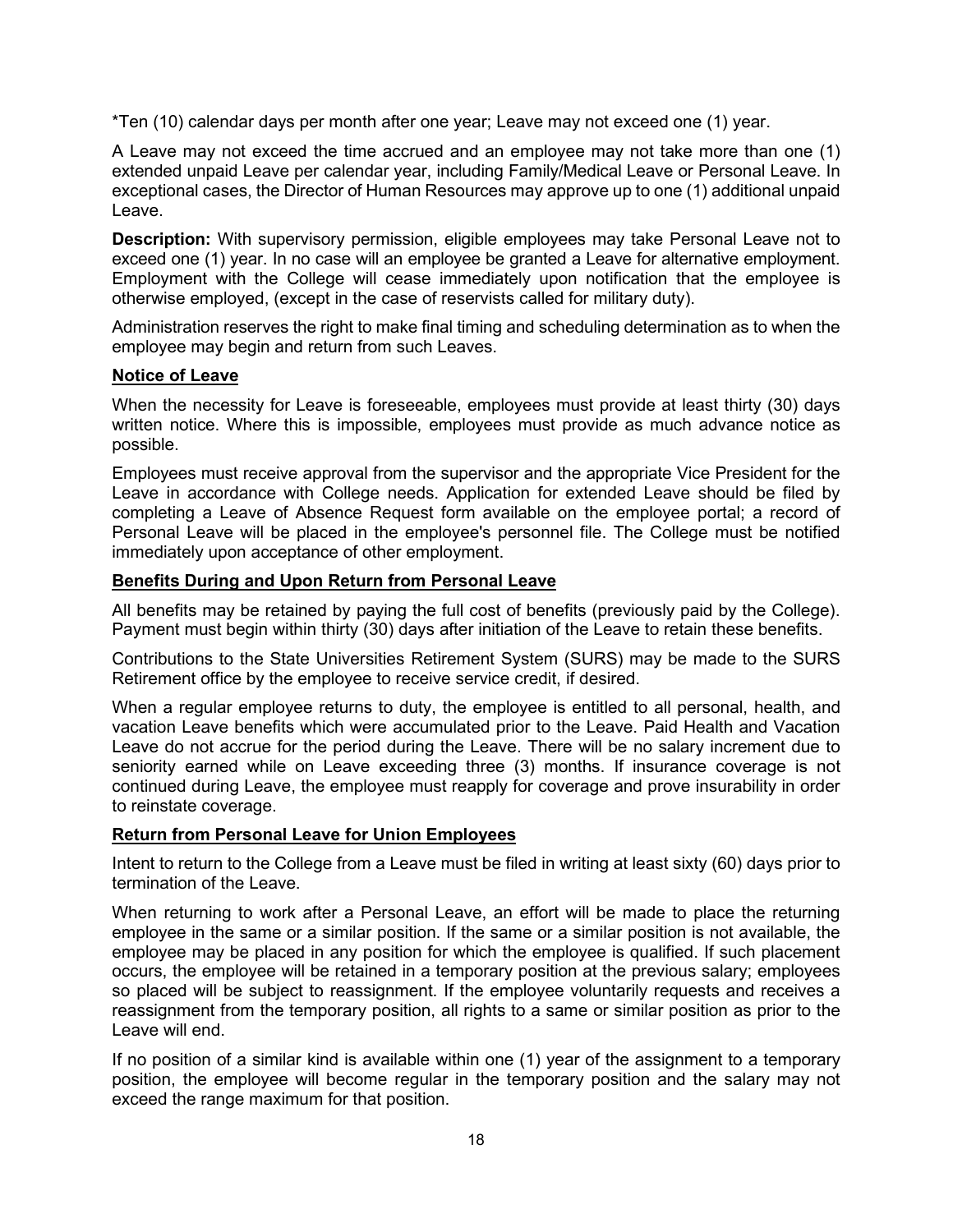*Ten (10) calendar days per month after one year; Leave may not exceed one (1) year.

A Leave may not exceed the time accrued and an employee may not take more than one (1) extended unpaid Leave per calendar year, including Family/Medical Leave or Personal Leave. In exceptional cases, the Director of Human Resources may approve up to one (1) additional unpaid Leave.

**Description:** With supervisory permission, eligible employees may take Personal Leave not to exceed one (1) year. In no case will an employee be granted a Leave for alternative employment. Employment with the College will cease immediately upon notification that the employee is otherwise employed, (except in the case of reservists called for military duty).

Administration reserves the right to make final timing and scheduling determination as to when the employee may begin and return from such Leaves.

**Notice of Leave**

When the necessity for Leave is foreseeable, employees must provide at least thirty (30) days written notice. Where this is impossible, employees must provide as much advance notice as possible.

Employees must receive approval from the supervisor and the appropriate Vice President for the Leave in accordance with College needs. Application for extended Leave should be filed by completing a Leave of Absence Request form available on the employee portal; a record of Personal Leave will be placed in the employee's personnel file. The College must be notified immediately upon acceptance of other employment.

**Benefits During and Upon Return from Personal Leave**

All benefits may be retained by paying the full cost of benefits (previously paid by the College). Payment must begin within thirty (30) days after initiation of the Leave to retain these benefits.

Contributions to the State Universities Retirement System (SURS) may be made to the SURS Retirement office by the employee to receive service credit, if desired.

When a regular employee returns to duty, the employee is entitled to all personal, health, and vacation Leave benefits which were accumulated prior to the Leave. Paid Health and Vacation Leave do not accrue for the period during the Leave. There will be no salary increment due to seniority earned while on Leave exceeding three (3) months. If insurance coverage is not continued during Leave, the employee must reapply for coverage and prove insurability in order to reinstate coverage.

**Return from Personal Leave for Union Employees**

Intent to return to the College from a Leave must be filed in writing at least sixty (60) days prior to termination of the Leave.

When returning to work after a Personal Leave, an effort will be made to place the returning employee in the same or a similar position. If the same or a similar position is not available, the employee may be placed in any position for which the employee is qualified. If such placement occurs, the employee will be retained in a temporary position at the previous salary; employees so placed will be subject to reassignment. If the employee voluntarily requests and receives a reassignment from the temporary position, all rights to a same or similar position as prior to the Leave will end.

If no position of a similar kind is available within one (1) year of the assignment to a temporary position, the employee will become regular in the temporary position and the salary may not exceed the range maximum for that position.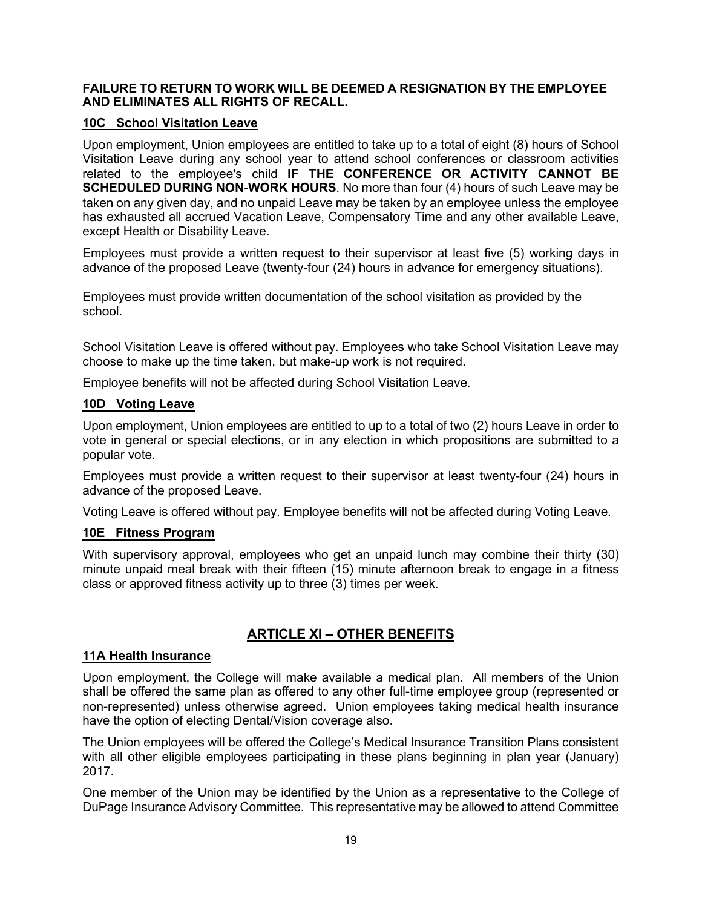**FAILURE TO RETURN TO WORK WILL BE DEEMED A RESIGNATION BY THE EMPLOYEE AND ELIMINATES ALL RIGHTS OF RECALL.**

### 10C School Visitation Leave

Upon employment, Union employees are entitled to take up to a total of eight (8) hours of School Visitation Leave during any school year to attend school conferences or classroom activities related to the employee's child **IF THE CONFERENCE OR ACTIVITY CANNOT BE SCHEDULED DURING NON-WORK HOURS**. No more than four (4) hours of such Leave may be taken on any given day, and no unpaid Leave may be taken by an employee unless the employee has exhausted all accrued Vacation Leave, Compensatory Time and any other available Leave, except Health or Disability Leave.

Employees must provide a written request to their supervisor at least five (5) working days in advance of the proposed Leave (twenty-four (24) hours in advance for emergency situations).

Employees must provide written documentation of the school visitation as provided by the school.

School Visitation Leave is offered without pay. Employees who take School Visitation Leave may choose to make up the time taken, but make-up work is not required.

Employee benefits will not be affected during School Visitation Leave.

### 10D Voting Leave

Upon employment, Union employees are entitled to up to a total of two (2) hours Leave in order to vote in general or special elections, or in any election in which propositions are submitted to a popular vote.

Employees must provide a written request to their supervisor at least twenty-four (24) hours in advance of the proposed Leave.

Voting Leave is offered without pay. Employee benefits will not be affected during Voting Leave.

### 10E Fitness Program

With supervisory approval, employees who get an unpaid lunch may combine their thirty (30) minute unpaid meal break with their fifteen (15) minute afternoon break to engage in a fitness class or approved fitness activity up to three (3) times per week.

## ARTICLE XI – OTHER BENEFITS

### 11A Health Insurance

Upon employment, the College will make available a medical plan. All members of the Union shall be offered the same plan as offered to any other full-time employee group (represented or non-represented) unless otherwise agreed. Union employees taking medical health insurance have the option of electing Dental/Vision coverage also.

The Union employees will be offered the College's Medical Insurance Transition Plans consistent with all other eligible employees participating in these plans beginning in plan year (January) 2017.

One member of the Union may be identified by the Union as a representative to the College of DuPage Insurance Advisory Committee. This representative may be allowed to attend Committee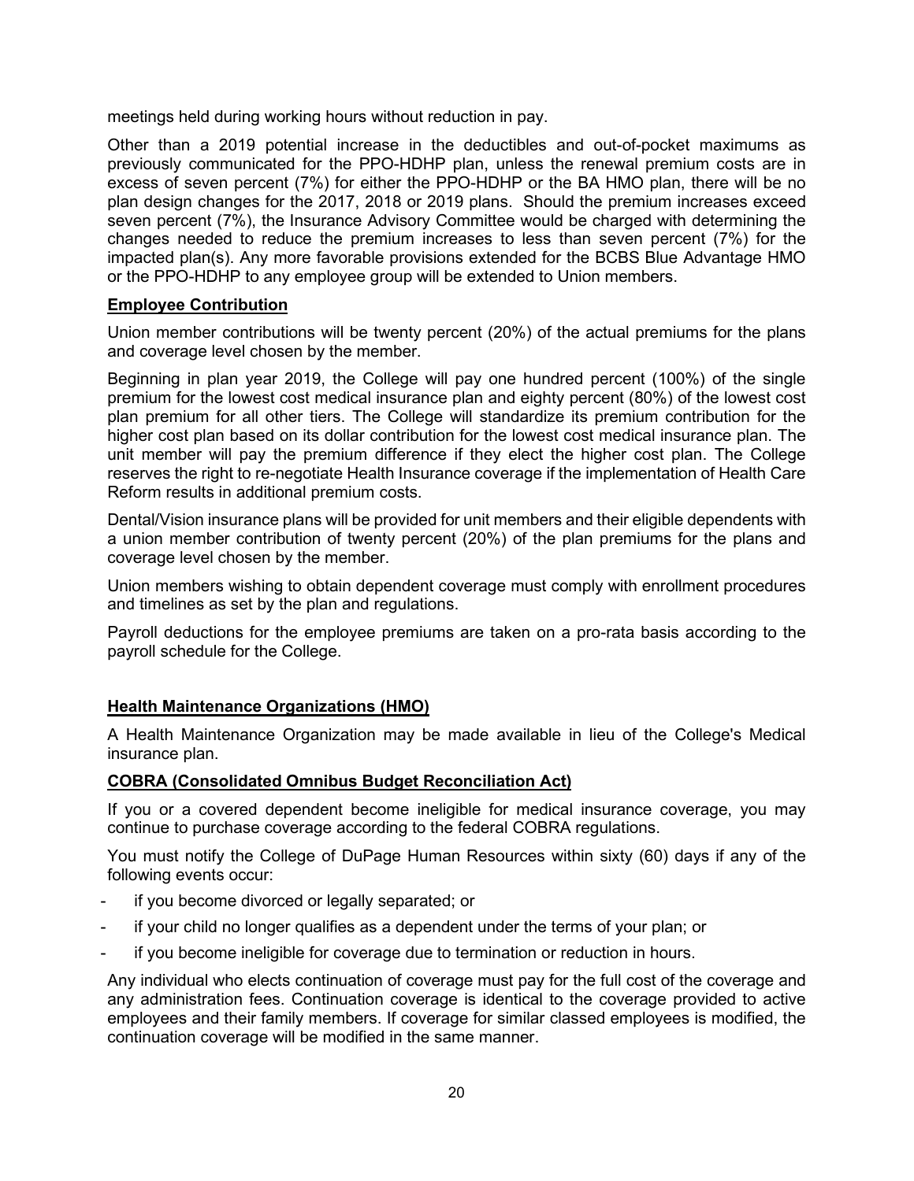meetings held during working hours without reduction in pay.

Other than a 2019 potential increase in the deductibles and out-of-pocket maximums as previously communicated for the PPO-HDHP plan, unless the renewal premium costs are in excess of seven percent (7%) for either the PPO-HDHP or the BA HMO plan, there will be no plan design changes for the 2017, 2018 or 2019 plans. Should the premium increases exceed seven percent (7%), the Insurance Advisory Committee would be charged with determining the changes needed to reduce the premium increases to less than seven percent (7%) for the impacted plan(s). Any more favorable provisions extended for the BCBS Blue Advantage HMO or the PPO-HDHP to any employee group will be extended to Union members.

**Employee Contribution**

Union member contributions will be twenty percent (20%) of the actual premiums for the plans and coverage level chosen by the member.

Beginning in plan year 2019, the College will pay one hundred percent (100%) of the single premium for the lowest cost medical insurance plan and eighty percent (80%) of the lowest cost plan premium for all other tiers. The College will standardize its premium contribution for the higher cost plan based on its dollar contribution for the lowest cost medical insurance plan. The unit member will pay the premium difference if they elect the higher cost plan. The College reserves the right to re-negotiate Health Insurance coverage if the implementation of Health Care Reform results in additional premium costs.

Dental/Vision insurance plans will be provided for unit members and their eligible dependents with a union member contribution of twenty percent (20%) of the plan premiums for the plans and coverage level chosen by the member.

Union members wishing to obtain dependent coverage must comply with enrollment procedures and timelines as set by the plan and regulations.

Payroll deductions for the employee premiums are taken on a pro-rata basis according to the payroll schedule for the College.

**Health Maintenance Organizations (HMO)**

A Health Maintenance Organization may be made available in lieu of the College's Medical insurance plan.

**COBRA (Consolidated Omnibus Budget Reconciliation Act)**

If you or a covered dependent become ineligible for medical insurance coverage, you may continue to purchase coverage according to the federal COBRA regulations.

You must notify the College of DuPage Human Resources within sixty (60) days if any of the following events occur:

- if you become divorced or legally separated; or
- if your child no longer qualifies as a dependent under the terms of your plan; or
- if you become ineligible for coverage due to termination or reduction in hours.

Any individual who elects continuation of coverage must pay for the full cost of the coverage and any administration fees. Continuation coverage is identical to the coverage provided to active employees and their family members. If coverage for similar classed employees is modified, the continuation coverage will be modified in the same manner.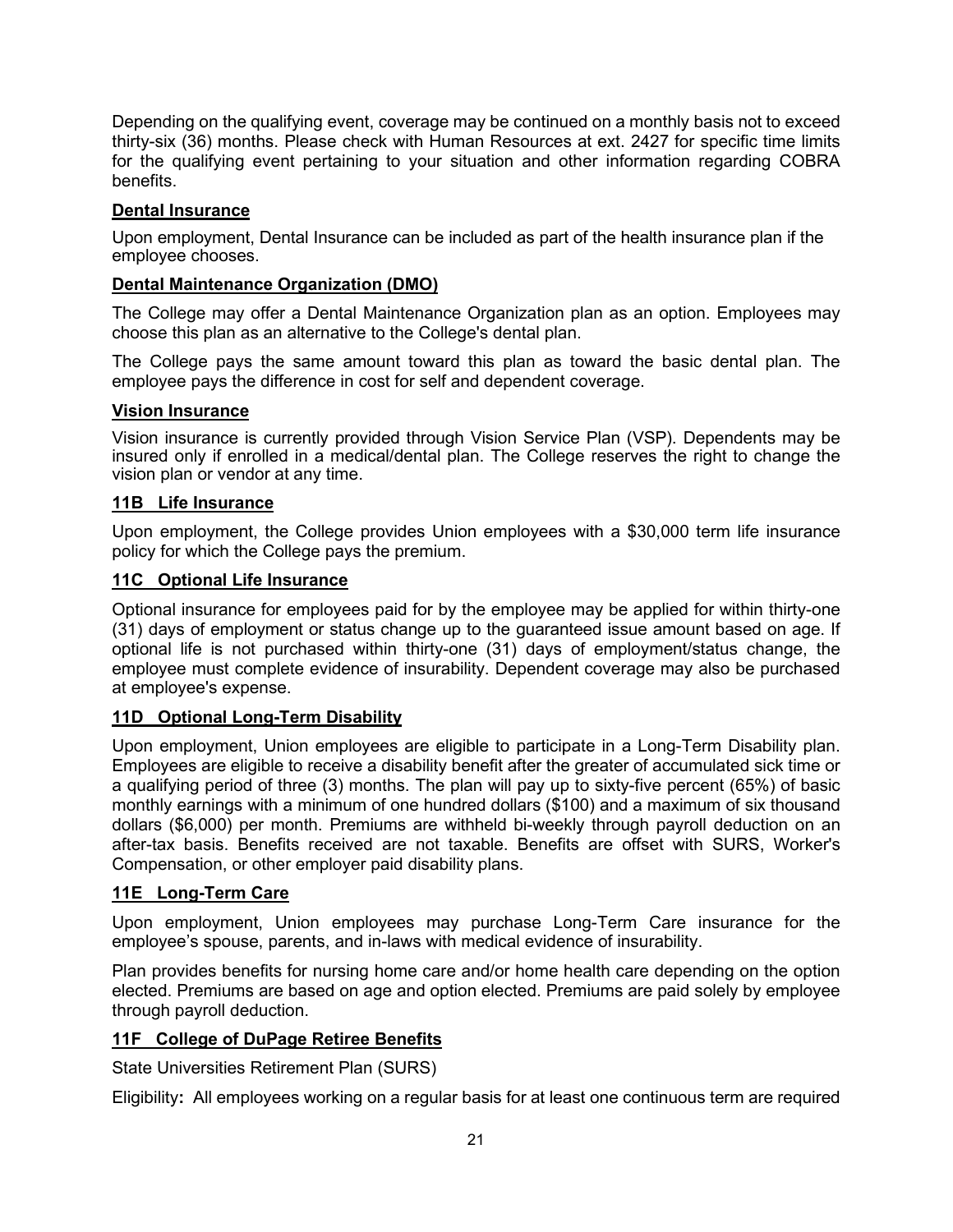Depending on the qualifying event, coverage may be continued on a monthly basis not to exceed thirty-six (36) months. Please check with Human Resources at ext. 2427 for specific time limits for the qualifying event pertaining to your situation and other information regarding COBRA benefits.

### Dental Insurance

Upon employment, Dental Insurance can be included as part of the health insurance plan if the employee chooses.

### Dental Maintenance Organization (DMO)

The College may offer a Dental Maintenance Organization plan as an option. Employees may choose this plan as an alternative to the College's dental plan.

The College pays the same amount toward this plan as toward the basic dental plan. The employee pays the difference in cost for self and dependent coverage.

### Vision Insurance

Vision insurance is currently provided through Vision Service Plan (VSP). Dependents may be insured only if enrolled in a medical/dental plan. The College reserves the right to change the vision plan or vendor at any time.

### 11B Life Insurance

Upon employment, the College provides Union employees with a $30,000 term life insurance policy for which the College pays the premium.

### 11C Optional Life Insurance

Optional insurance for employees paid for by the employee may be applied for within thirty-one (31) days of employment or status change up to the guaranteed issue amount based on age. If optional life is not purchased within thirty-one (31) days of employment/status change, the employee must complete evidence of insurability. Dependent coverage may also be purchased at employee's expense.

### 11D Optional Long-Term Disability

Upon employment, Union employees are eligible to participate in a Long-Term Disability plan. Employees are eligible to receive a disability benefit after the greater of accumulated sick time or a qualifying period of three (3) months. The plan will pay up to sixty-five percent (65%) of basic monthly earnings with a minimum of one hundred dollars ($100) and a maximum of six thousand dollars ($6,000) per month. Premiums are withheld bi-weekly through payroll deduction on an after-tax basis. Benefits received are not taxable. Benefits are offset with SURS, Worker's Compensation, or other employer paid disability plans.

### 11E Long-Term Care

Upon employment, Union employees may purchase Long-Term Care insurance for the employee's spouse, parents, and in-laws with medical evidence of insurability.

Plan provides benefits for nursing home care and/or home health care depending on the option elected. Premiums are based on age and option elected. Premiums are paid solely by employee through payroll deduction.

### 11F College of DuPage Retiree Benefits

State Universities Retirement Plan (SURS)

Eligibility**:** All employees working on a regular basis for at least one continuous term are required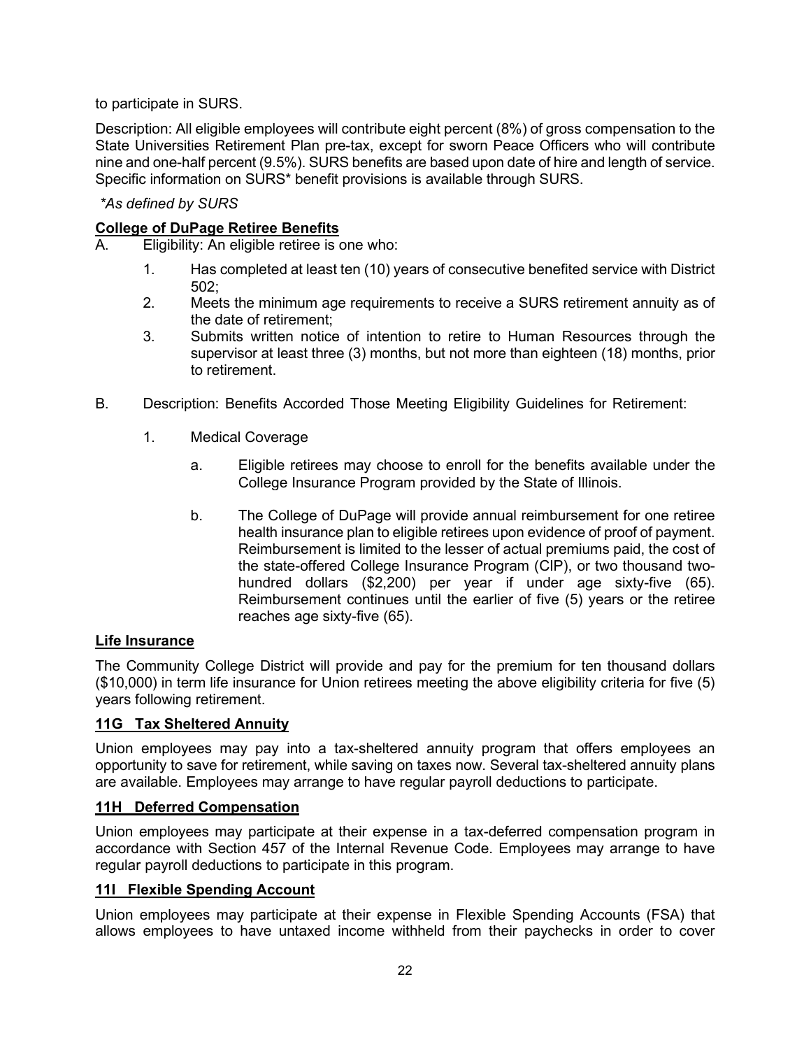to participate in SURS.

Description: All eligible employees will contribute eight percent (8%) of gross compensation to the State Universities Retirement Plan pre-tax, except for sworn Peace Officers who will contribute nine and one-half percent (9.5%). SURS benefits are based upon date of hire and length of service. Specific information on SURS* benefit provisions is available through SURS.

*\*As defined by SURS*

**College of DuPage Retiree Benefits**

A. Eligibility: An eligible retiree is one who:

1. Has completed at least ten (10) years of consecutive benefited service with District 502;
2. Meets the minimum age requirements to receive a SURS retirement annuity as of the date of retirement;
3. Submits written notice of intention to retire to Human Resources through the supervisor at least three (3) months, but not more than eighteen (18) months, prior to retirement.

B. Description: Benefits Accorded Those Meeting Eligibility Guidelines for Retirement:

1. Medical Coverage

   a. Eligible retirees may choose to enroll for the benefits available under the College Insurance Program provided by the State of Illinois.

   b. The College of DuPage will provide annual reimbursement for one retiree health insurance plan to eligible retirees upon evidence of proof of payment. Reimbursement is limited to the lesser of actual premiums paid, the cost of the state-offered College Insurance Program (CIP), or two thousand two-hundred dollars ($2,200) per year if under age sixty-five (65). Reimbursement continues until the earlier of five (5) years or the retiree reaches age sixty-five (65).

**Life Insurance**

The Community College District will provide and pay for the premium for ten thousand dollars ($10,000) in term life insurance for Union retirees meeting the above eligibility criteria for five (5) years following retirement.

**11G Tax Sheltered Annuity**

Union employees may pay into a tax-sheltered annuity program that offers employees an opportunity to save for retirement, while saving on taxes now. Several tax-sheltered annuity plans are available. Employees may arrange to have regular payroll deductions to participate.

**11H Deferred Compensation**

Union employees may participate at their expense in a tax-deferred compensation program in accordance with Section 457 of the Internal Revenue Code. Employees may arrange to have regular payroll deductions to participate in this program.

**11I Flexible Spending Account**

Union employees may participate at their expense in Flexible Spending Accounts (FSA) that allows employees to have untaxed income withheld from their paychecks in order to cover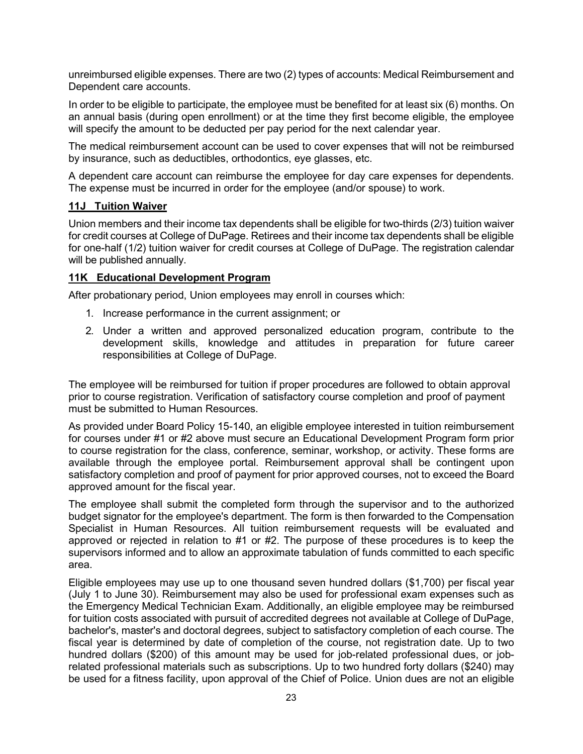unreimbursed eligible expenses. There are two (2) types of accounts: Medical Reimbursement and Dependent care accounts.

In order to be eligible to participate, the employee must be benefited for at least six (6) months. On an annual basis (during open enrollment) or at the time they first become eligible, the employee will specify the amount to be deducted per pay period for the next calendar year.

The medical reimbursement account can be used to cover expenses that will not be reimbursed by insurance, such as deductibles, orthodontics, eye glasses, etc.

A dependent care account can reimburse the employee for day care expenses for dependents. The expense must be incurred in order for the employee (and/or spouse) to work.

### 11J Tuition Waiver

Union members and their income tax dependents shall be eligible for two-thirds (2/3) tuition waiver for credit courses at College of DuPage. Retirees and their income tax dependents shall be eligible for one-half (1/2) tuition waiver for credit courses at College of DuPage. The registration calendar will be published annually.

### 11K Educational Development Program

After probationary period, Union employees may enroll in courses which:

1. Increase performance in the current assignment; or
2. Under a written and approved personalized education program, contribute to the development skills, knowledge and attitudes in preparation for future career responsibilities at College of DuPage.

The employee will be reimbursed for tuition if proper procedures are followed to obtain approval prior to course registration. Verification of satisfactory course completion and proof of payment must be submitted to Human Resources.

As provided under Board Policy 15-140, an eligible employee interested in tuition reimbursement for courses under #1 or #2 above must secure an Educational Development Program form prior to course registration for the class, conference, seminar, workshop, or activity. These forms are available through the employee portal. Reimbursement approval shall be contingent upon satisfactory completion and proof of payment for prior approved courses, not to exceed the Board approved amount for the fiscal year.

The employee shall submit the completed form through the supervisor and to the authorized budget signator for the employee's department. The form is then forwarded to the Compensation Specialist in Human Resources. All tuition reimbursement requests will be evaluated and approved or rejected in relation to #1 or #2. The purpose of these procedures is to keep the supervisors informed and to allow an approximate tabulation of funds committed to each specific area.

Eligible employees may use up to one thousand seven hundred dollars ($1,700) per fiscal year (July 1 to June 30). Reimbursement may also be used for professional exam expenses such as the Emergency Medical Technician Exam. Additionally, an eligible employee may be reimbursed for tuition costs associated with pursuit of accredited degrees not available at College of DuPage, bachelor's, master's and doctoral degrees, subject to satisfactory completion of each course. The fiscal year is determined by date of completion of the course, not registration date. Up to two hundred dollars ($200) of this amount may be used for job-related professional dues, or job-related professional materials such as subscriptions. Up to two hundred forty dollars ($240) may be used for a fitness facility, upon approval of the Chief of Police. Union dues are not an eligible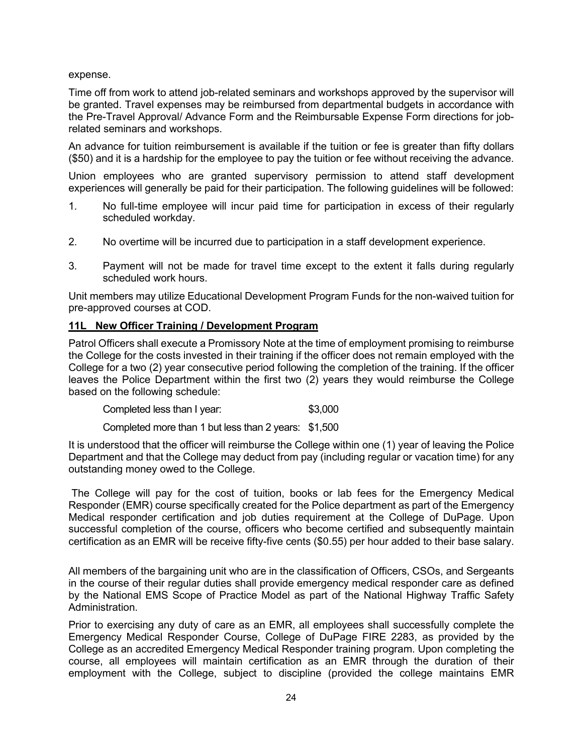expense.

Time off from work to attend job-related seminars and workshops approved by the supervisor will be granted. Travel expenses may be reimbursed from departmental budgets in accordance with the Pre-Travel Approval/ Advance Form and the Reimbursable Expense Form directions for job-related seminars and workshops.

An advance for tuition reimbursement is available if the tuition or fee is greater than fifty dollars ($50) and it is a hardship for the employee to pay the tuition or fee without receiving the advance.

Union employees who are granted supervisory permission to attend staff development experiences will generally be paid for their participation. The following guidelines will be followed:

1. No full-time employee will incur paid time for participation in excess of their regularly scheduled workday.

2. No overtime will be incurred due to participation in a staff development experience.

3. Payment will not be made for travel time except to the extent it falls during regularly scheduled work hours.

Unit members may utilize Educational Development Program Funds for the non-waived tuition for pre-approved courses at COD.

**11L New Officer Training / Development Program**

Patrol Officers shall execute a Promissory Note at the time of employment promising to reimburse the College for the costs invested in their training if the officer does not remain employed with the College for a two (2) year consecutive period following the completion of the training. If the officer leaves the Police Department within the first two (2) years they would reimburse the College based on the following schedule:

Completed less than I year: $3,000

Completed more than 1 but less than 2 years: $1,500

It is understood that the officer will reimburse the College within one (1) year of leaving the Police Department and that the College may deduct from pay (including regular or vacation time) for any outstanding money owed to the College.

The College will pay for the cost of tuition, books or lab fees for the Emergency Medical Responder (EMR) course specifically created for the Police department as part of the Emergency Medical responder certification and job duties requirement at the College of DuPage. Upon successful completion of the course, officers who become certified and subsequently maintain certification as an EMR will be receive fifty-five cents ($0.55) per hour added to their base salary.

All members of the bargaining unit who are in the classification of Officers, CSOs, and Sergeants in the course of their regular duties shall provide emergency medical responder care as defined by the National EMS Scope of Practice Model as part of the National Highway Traffic Safety Administration.

Prior to exercising any duty of care as an EMR, all employees shall successfully complete the Emergency Medical Responder Course, College of DuPage FIRE 2283, as provided by the College as an accredited Emergency Medical Responder training program. Upon completing the course, all employees will maintain certification as an EMR through the duration of their employment with the College, subject to discipline (provided the college maintains EMR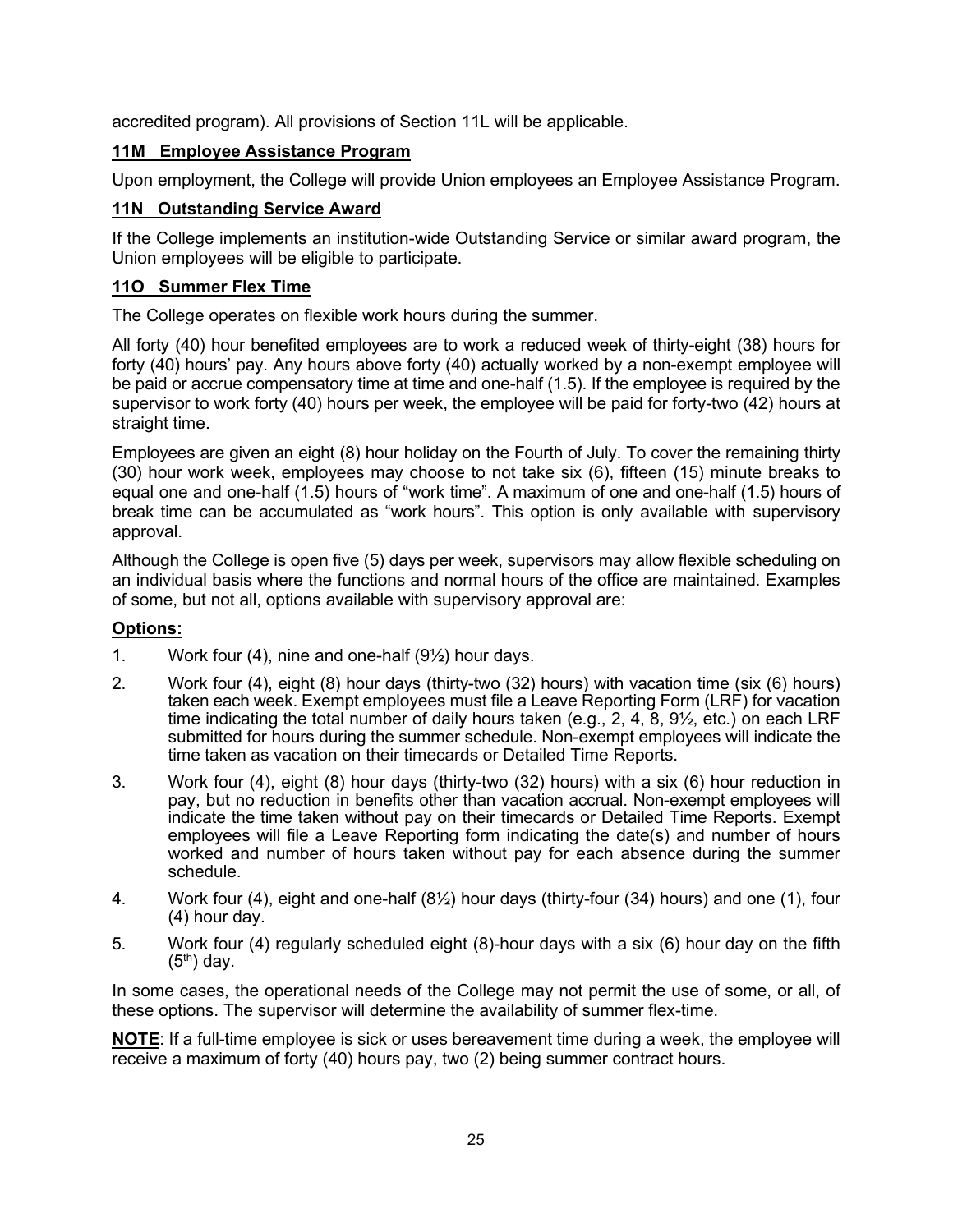accredited program). All provisions of Section 11L will be applicable.

## 11M Employee Assistance Program

Upon employment, the College will provide Union employees an Employee Assistance Program.

## 11N Outstanding Service Award

If the College implements an institution-wide Outstanding Service or similar award program, the Union employees will be eligible to participate.

## 11O Summer Flex Time

The College operates on flexible work hours during the summer.

All forty (40) hour benefited employees are to work a reduced week of thirty-eight (38) hours for forty (40) hours' pay. Any hours above forty (40) actually worked by a non-exempt employee will be paid or accrue compensatory time at time and one-half (1.5). If the employee is required by the supervisor to work forty (40) hours per week, the employee will be paid for forty-two (42) hours at straight time.

Employees are given an eight (8) hour holiday on the Fourth of July. To cover the remaining thirty (30) hour work week, employees may choose to not take six (6), fifteen (15) minute breaks to equal one and one-half (1.5) hours of "work time". A maximum of one and one-half (1.5) hours of break time can be accumulated as "work hours". This option is only available with supervisory approval.

Although the College is open five (5) days per week, supervisors may allow flexible scheduling on an individual basis where the functions and normal hours of the office are maintained. Examples of some, but not all, options available with supervisory approval are:

**Options:**

1. Work four (4), nine and one-half (9½) hour days.
2. Work four (4), eight (8) hour days (thirty-two (32) hours) with vacation time (six (6) hours) taken each week. Exempt employees must file a Leave Reporting Form (LRF) for vacation time indicating the total number of daily hours taken (e.g., 2, 4, 8, 9½, etc.) on each LRF submitted for hours during the summer schedule. Non-exempt employees will indicate the time taken as vacation on their timecards or Detailed Time Reports.
3. Work four (4), eight (8) hour days (thirty-two (32) hours) with a six (6) hour reduction in pay, but no reduction in benefits other than vacation accrual. Non-exempt employees will indicate the time taken without pay on their timecards or Detailed Time Reports. Exempt employees will file a Leave Reporting form indicating the date(s) and number of hours worked and number of hours taken without pay for each absence during the summer schedule.
4. Work four (4), eight and one-half (8½) hour days (thirty-four (34) hours) and one (1), four (4) hour day.
5. Work four (4) regularly scheduled eight (8)-hour days with a six (6) hour day on the fifth (5th) day.

In some cases, the operational needs of the College may not permit the use of some, or all, of these options. The supervisor will determine the availability of summer flex-time.

**NOTE**: If a full-time employee is sick or uses bereavement time during a week, the employee will receive a maximum of forty (40) hours pay, two (2) being summer contract hours.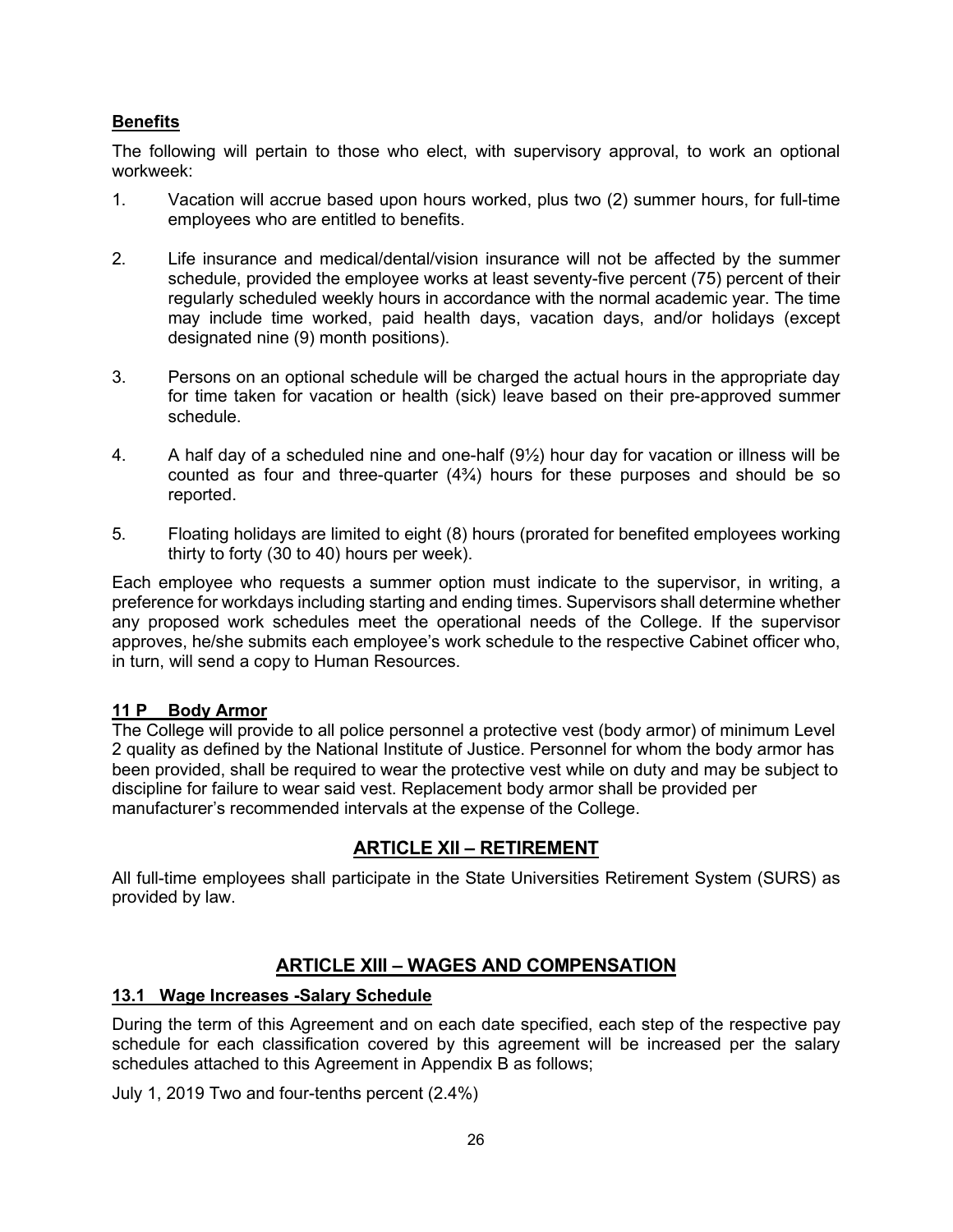**Benefits**

The following will pertain to those who elect, with supervisory approval, to work an optional workweek:

1. Vacation will accrue based upon hours worked, plus two (2) summer hours, for full-time employees who are entitled to benefits.

2. Life insurance and medical/dental/vision insurance will not be affected by the summer schedule, provided the employee works at least seventy-five percent (75) percent of their regularly scheduled weekly hours in accordance with the normal academic year. The time may include time worked, paid health days, vacation days, and/or holidays (except designated nine (9) month positions).

3. Persons on an optional schedule will be charged the actual hours in the appropriate day for time taken for vacation or health (sick) leave based on their pre-approved summer schedule.

4. A half day of a scheduled nine and one-half (9½) hour day for vacation or illness will be counted as four and three-quarter (4¾) hours for these purposes and should be so reported.

5. Floating holidays are limited to eight (8) hours (prorated for benefited employees working thirty to forty (30 to 40) hours per week).

Each employee who requests a summer option must indicate to the supervisor, in writing, a preference for workdays including starting and ending times. Supervisors shall determine whether any proposed work schedules meet the operational needs of the College. If the supervisor approves, he/she submits each employee's work schedule to the respective Cabinet officer who, in turn, will send a copy to Human Resources.

**11 P Body Armor**

The College will provide to all police personnel a protective vest (body armor) of minimum Level 2 quality as defined by the National Institute of Justice. Personnel for whom the body armor has been provided, shall be required to wear the protective vest while on duty and may be subject to discipline for failure to wear said vest. Replacement body armor shall be provided per manufacturer's recommended intervals at the expense of the College.

## ARTICLE XII – RETIREMENT

All full-time employees shall participate in the State Universities Retirement System (SURS) as provided by law.

## ARTICLE XIII – WAGES AND COMPENSATION

**13.1 Wage Increases -Salary Schedule**

During the term of this Agreement and on each date specified, each step of the respective pay schedule for each classification covered by this agreement will be increased per the salary schedules attached to this Agreement in Appendix B as follows;

July 1, 2019 Two and four-tenths percent (2.4%)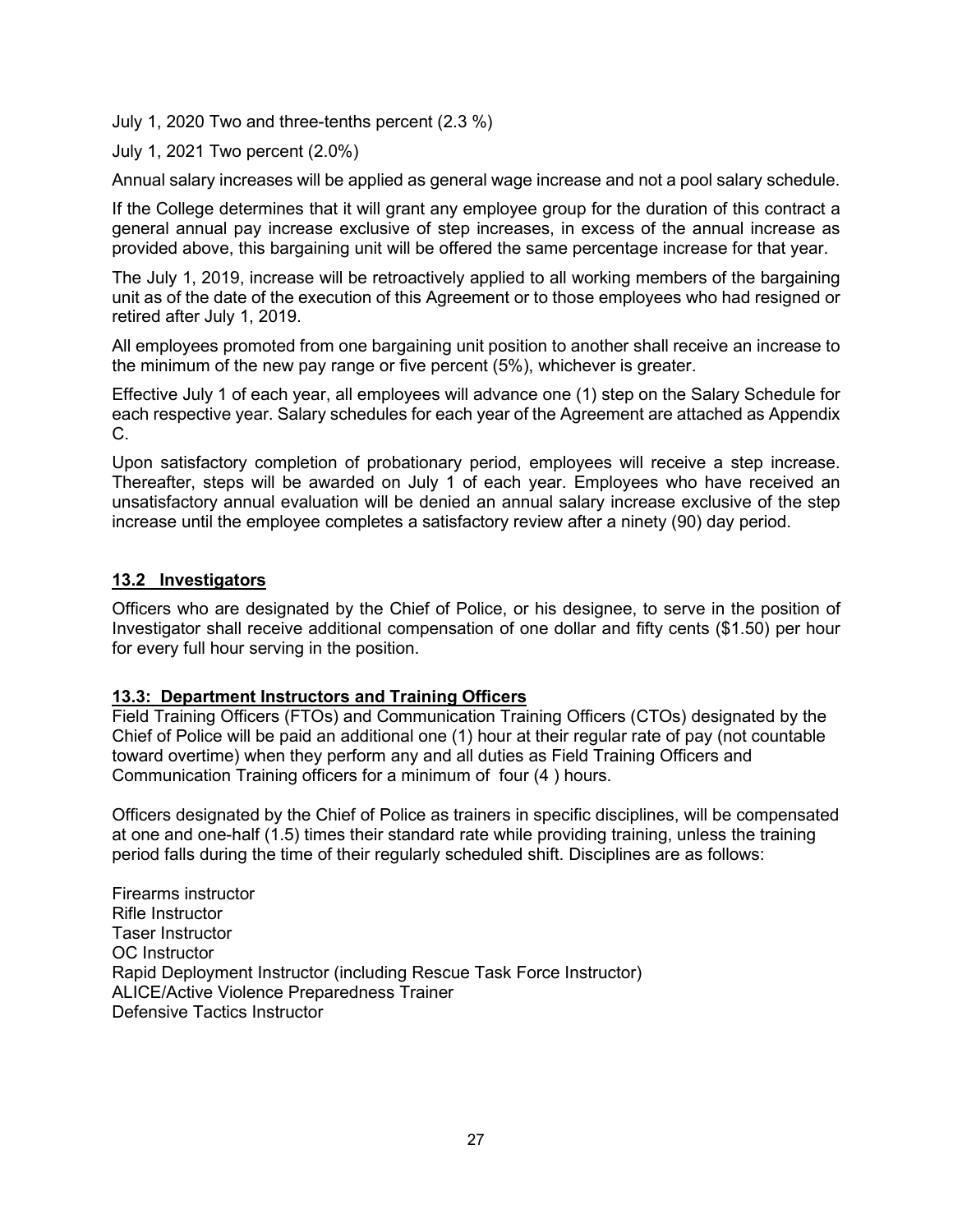July 1, 2020 Two and three-tenths percent (2.3 %)

July 1, 2021 Two percent (2.0%)

Annual salary increases will be applied as general wage increase and not a pool salary schedule.

If the College determines that it will grant any employee group for the duration of this contract a general annual pay increase exclusive of step increases, in excess of the annual increase as provided above, this bargaining unit will be offered the same percentage increase for that year.

The July 1, 2019, increase will be retroactively applied to all working members of the bargaining unit as of the date of the execution of this Agreement or to those employees who had resigned or retired after July 1, 2019.

All employees promoted from one bargaining unit position to another shall receive an increase to the minimum of the new pay range or five percent (5%), whichever is greater.

Effective July 1 of each year, all employees will advance one (1) step on the Salary Schedule for each respective year. Salary schedules for each year of the Agreement are attached as Appendix C.

Upon satisfactory completion of probationary period, employees will receive a step increase. Thereafter, steps will be awarded on July 1 of each year. Employees who have received an unsatisfactory annual evaluation will be denied an annual salary increase exclusive of the step increase until the employee completes a satisfactory review after a ninety (90) day period.

### 13.2 Investigators

Officers who are designated by the Chief of Police, or his designee, to serve in the position of Investigator shall receive additional compensation of one dollar and fifty cents ($1.50) per hour for every full hour serving in the position.

### 13.3: Department Instructors and Training Officers

Field Training Officers (FTOs) and Communication Training Officers (CTOs) designated by the Chief of Police will be paid an additional one (1) hour at their regular rate of pay (not countable toward overtime) when they perform any and all duties as Field Training Officers and Communication Training officers for a minimum of four (4 ) hours.

Officers designated by the Chief of Police as trainers in specific disciplines, will be compensated at one and one-half (1.5) times their standard rate while providing training, unless the training period falls during the time of their regularly scheduled shift. Disciplines are as follows:

Firearms instructor
Rifle Instructor
Taser Instructor
OC Instructor
Rapid Deployment Instructor (including Rescue Task Force Instructor)
ALICE/Active Violence Preparedness Trainer
Defensive Tactics Instructor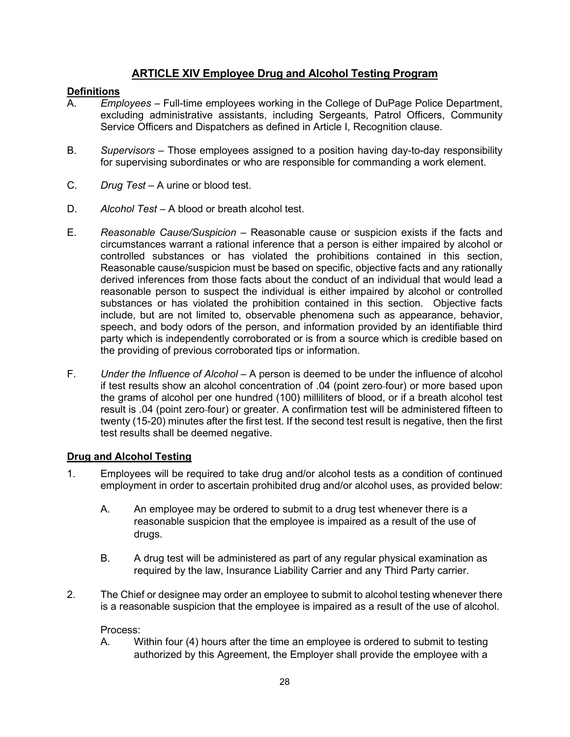# ARTICLE XIV Employee Drug and Alcohol Testing Program

**Definitions**

A. *Employees* – Full-time employees working in the College of DuPage Police Department, excluding administrative assistants, including Sergeants, Patrol Officers, Community Service Officers and Dispatchers as defined in Article I, Recognition clause.

B. *Supervisors* – Those employees assigned to a position having day-to-day responsibility for supervising subordinates or who are responsible for commanding a work element.

C. *Drug Test* – A urine or blood test.

D. *Alcohol Test* – A blood or breath alcohol test.

E. *Reasonable Cause/Suspicion* – Reasonable cause or suspicion exists if the facts and circumstances warrant a rational inference that a person is either impaired by alcohol or controlled substances or has violated the prohibitions contained in this section, Reasonable cause/suspicion must be based on specific, objective facts and any rationally derived inferences from those facts about the conduct of an individual that would lead a reasonable person to suspect the individual is either impaired by alcohol or controlled substances or has violated the prohibition contained in this section. Objective facts include, but are not limited to, observable phenomena such as appearance, behavior, speech, and body odors of the person, and information provided by an identifiable third party which is independently corroborated or is from a source which is credible based on the providing of previous corroborated tips or information.

F. *Under the Influence of Alcohol* – A person is deemed to be under the influence of alcohol if test results show an alcohol concentration of .04 (point zero-four) or more based upon the grams of alcohol per one hundred (100) milliliters of blood, or if a breath alcohol test result is .04 (point zero-four) or greater. A confirmation test will be administered fifteen to twenty (15-20) minutes after the first test. If the second test result is negative, then the first test results shall be deemed negative.

**Drug and Alcohol Testing**

1. Employees will be required to take drug and/or alcohol tests as a condition of continued employment in order to ascertain prohibited drug and/or alcohol uses, as provided below:

   A. An employee may be ordered to submit to a drug test whenever there is a reasonable suspicion that the employee is impaired as a result of the use of drugs.

   B. A drug test will be administered as part of any regular physical examination as required by the law, Insurance Liability Carrier and any Third Party carrier.

2. The Chief or designee may order an employee to submit to alcohol testing whenever there is a reasonable suspicion that the employee is impaired as a result of the use of alcohol.

   Process:

   A. Within four (4) hours after the time an employee is ordered to submit to testing authorized by this Agreement, the Employer shall provide the employee with a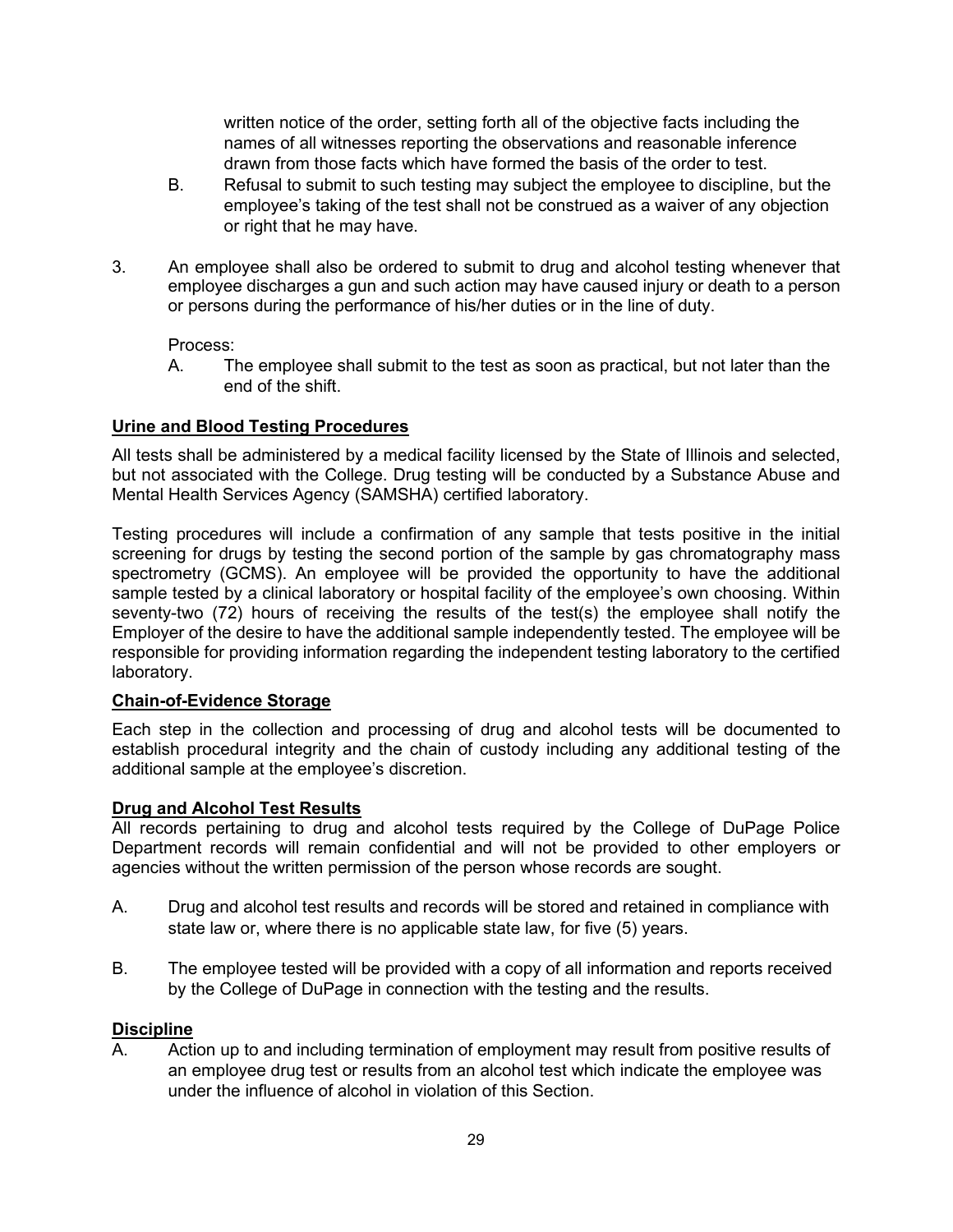written notice of the order, setting forth all of the objective facts including the names of all witnesses reporting the observations and reasonable inference drawn from those facts which have formed the basis of the order to test.

B. Refusal to submit to such testing may subject the employee to discipline, but the employee's taking of the test shall not be construed as a waiver of any objection or right that he may have.

3. An employee shall also be ordered to submit to drug and alcohol testing whenever that employee discharges a gun and such action may have caused injury or death to a person or persons during the performance of his/her duties or in the line of duty.

   Process:

   A. The employee shall submit to the test as soon as practical, but not later than the end of the shift.

**Urine and Blood Testing Procedures**

All tests shall be administered by a medical facility licensed by the State of Illinois and selected, but not associated with the College. Drug testing will be conducted by a Substance Abuse and Mental Health Services Agency (SAMSHA) certified laboratory.

Testing procedures will include a confirmation of any sample that tests positive in the initial screening for drugs by testing the second portion of the sample by gas chromatography mass spectrometry (GCMS). An employee will be provided the opportunity to have the additional sample tested by a clinical laboratory or hospital facility of the employee's own choosing. Within seventy-two (72) hours of receiving the results of the test(s) the employee shall notify the Employer of the desire to have the additional sample independently tested. The employee will be responsible for providing information regarding the independent testing laboratory to the certified laboratory.

**Chain-of-Evidence Storage**

Each step in the collection and processing of drug and alcohol tests will be documented to establish procedural integrity and the chain of custody including any additional testing of the additional sample at the employee's discretion.

**Drug and Alcohol Test Results**

All records pertaining to drug and alcohol tests required by the College of DuPage Police Department records will remain confidential and will not be provided to other employers or agencies without the written permission of the person whose records are sought.

A. Drug and alcohol test results and records will be stored and retained in compliance with state law or, where there is no applicable state law, for five (5) years.

B. The employee tested will be provided with a copy of all information and reports received by the College of DuPage in connection with the testing and the results.

**Discipline**

A. Action up to and including termination of employment may result from positive results of an employee drug test or results from an alcohol test which indicate the employee was under the influence of alcohol in violation of this Section.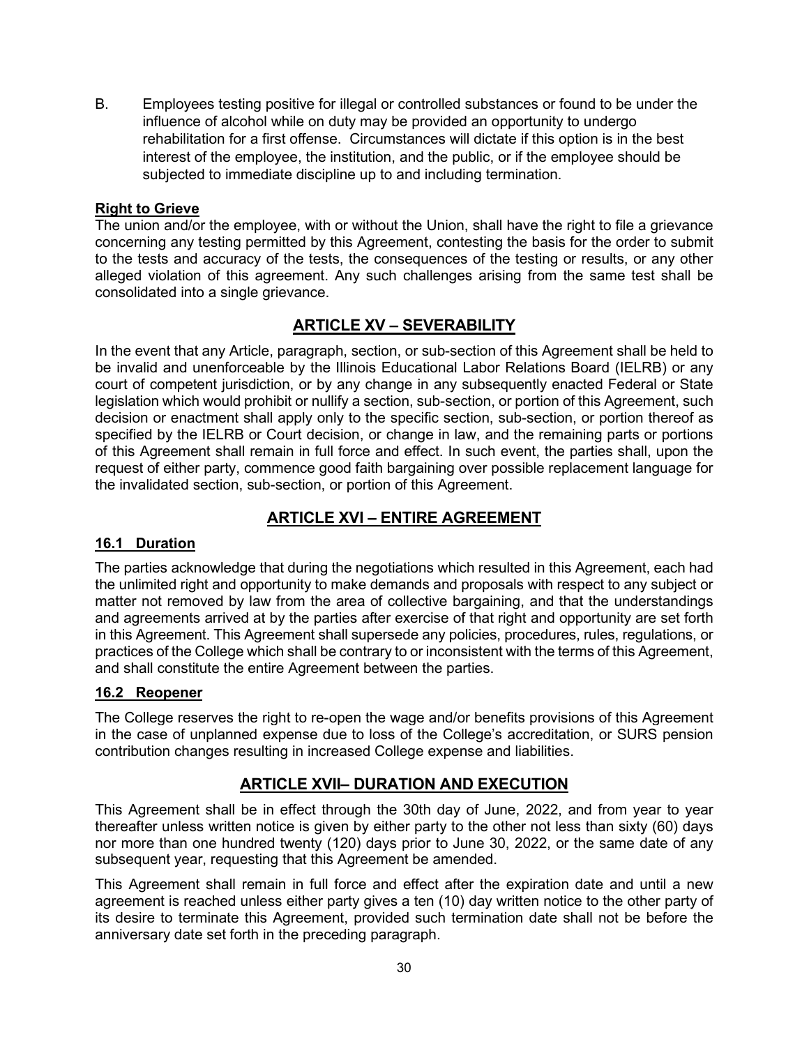B. Employees testing positive for illegal or controlled substances or found to be under the influence of alcohol while on duty may be provided an opportunity to undergo rehabilitation for a first offense. Circumstances will dictate if this option is in the best interest of the employee, the institution, and the public, or if the employee should be subjected to immediate discipline up to and including termination.

**Right to Grieve**

The union and/or the employee, with or without the Union, shall have the right to file a grievance concerning any testing permitted by this Agreement, contesting the basis for the order to submit to the tests and accuracy of the tests, the consequences of the testing or results, or any other alleged violation of this agreement. Any such challenges arising from the same test shall be consolidated into a single grievance.

## ARTICLE XV – SEVERABILITY

In the event that any Article, paragraph, section, or sub-section of this Agreement shall be held to be invalid and unenforceable by the Illinois Educational Labor Relations Board (IELRB) or any court of competent jurisdiction, or by any change in any subsequently enacted Federal or State legislation which would prohibit or nullify a section, sub-section, or portion of this Agreement, such decision or enactment shall apply only to the specific section, sub-section, or portion thereof as specified by the IELRB or Court decision, or change in law, and the remaining parts or portions of this Agreement shall remain in full force and effect. In such event, the parties shall, upon the request of either party, commence good faith bargaining over possible replacement language for the invalidated section, sub-section, or portion of this Agreement.

## ARTICLE XVI – ENTIRE AGREEMENT

### 16.1 Duration

The parties acknowledge that during the negotiations which resulted in this Agreement, each had the unlimited right and opportunity to make demands and proposals with respect to any subject or matter not removed by law from the area of collective bargaining, and that the understandings and agreements arrived at by the parties after exercise of that right and opportunity are set forth in this Agreement. This Agreement shall supersede any policies, procedures, rules, regulations, or practices of the College which shall be contrary to or inconsistent with the terms of this Agreement, and shall constitute the entire Agreement between the parties.

### 16.2 Reopener

The College reserves the right to re-open the wage and/or benefits provisions of this Agreement in the case of unplanned expense due to loss of the College's accreditation, or SURS pension contribution changes resulting in increased College expense and liabilities.

## ARTICLE XVII– DURATION AND EXECUTION

This Agreement shall be in effect through the 30th day of June, 2022, and from year to year thereafter unless written notice is given by either party to the other not less than sixty (60) days nor more than one hundred twenty (120) days prior to June 30, 2022, or the same date of any subsequent year, requesting that this Agreement be amended.

This Agreement shall remain in full force and effect after the expiration date and until a new agreement is reached unless either party gives a ten (10) day written notice to the other party of its desire to terminate this Agreement, provided such termination date shall not be before the anniversary date set forth in the preceding paragraph.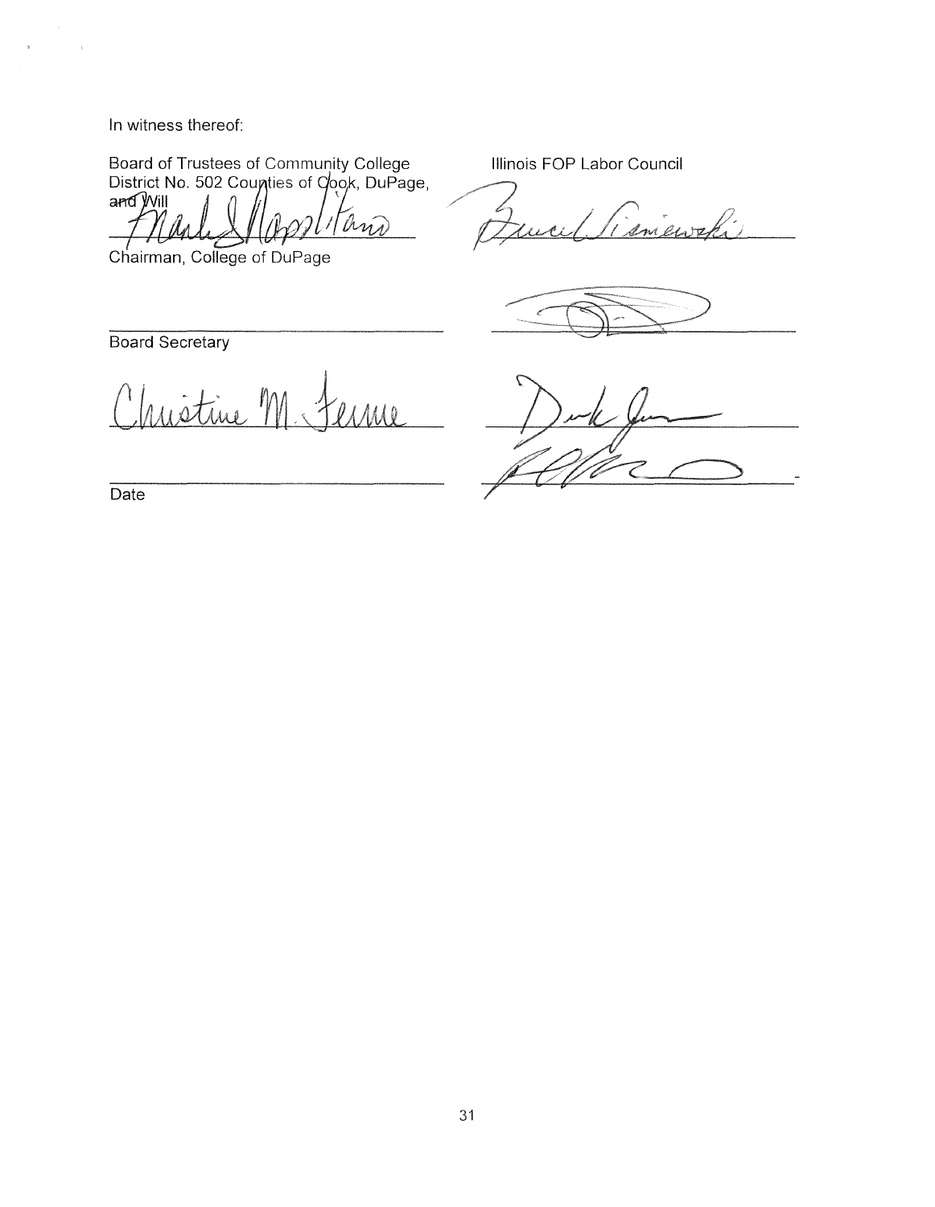In witness thereof:

Board of Trustees of Community College District No. 502 Counties of Cook, DuPage, and Will

Chairman, College of DuPage

Board Secretary

Date

Illinois FOP Labor Council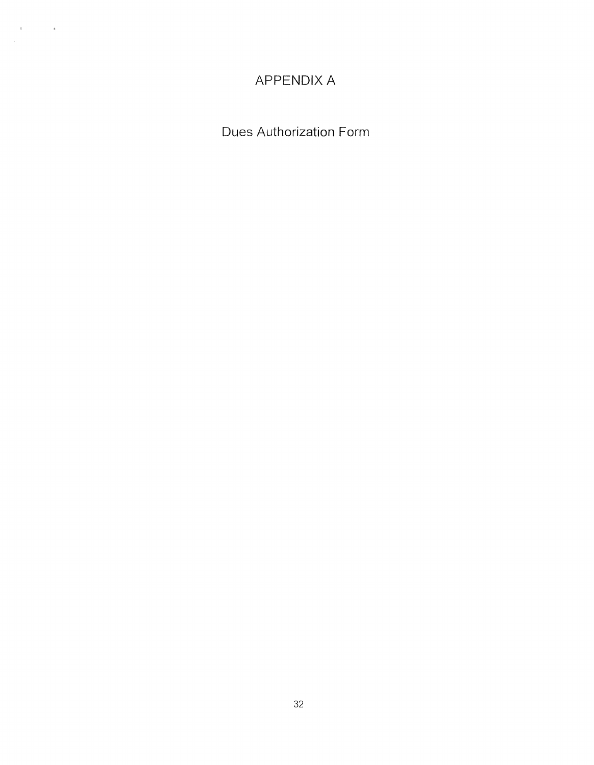# APPENDIX A

## Dues Authorization Form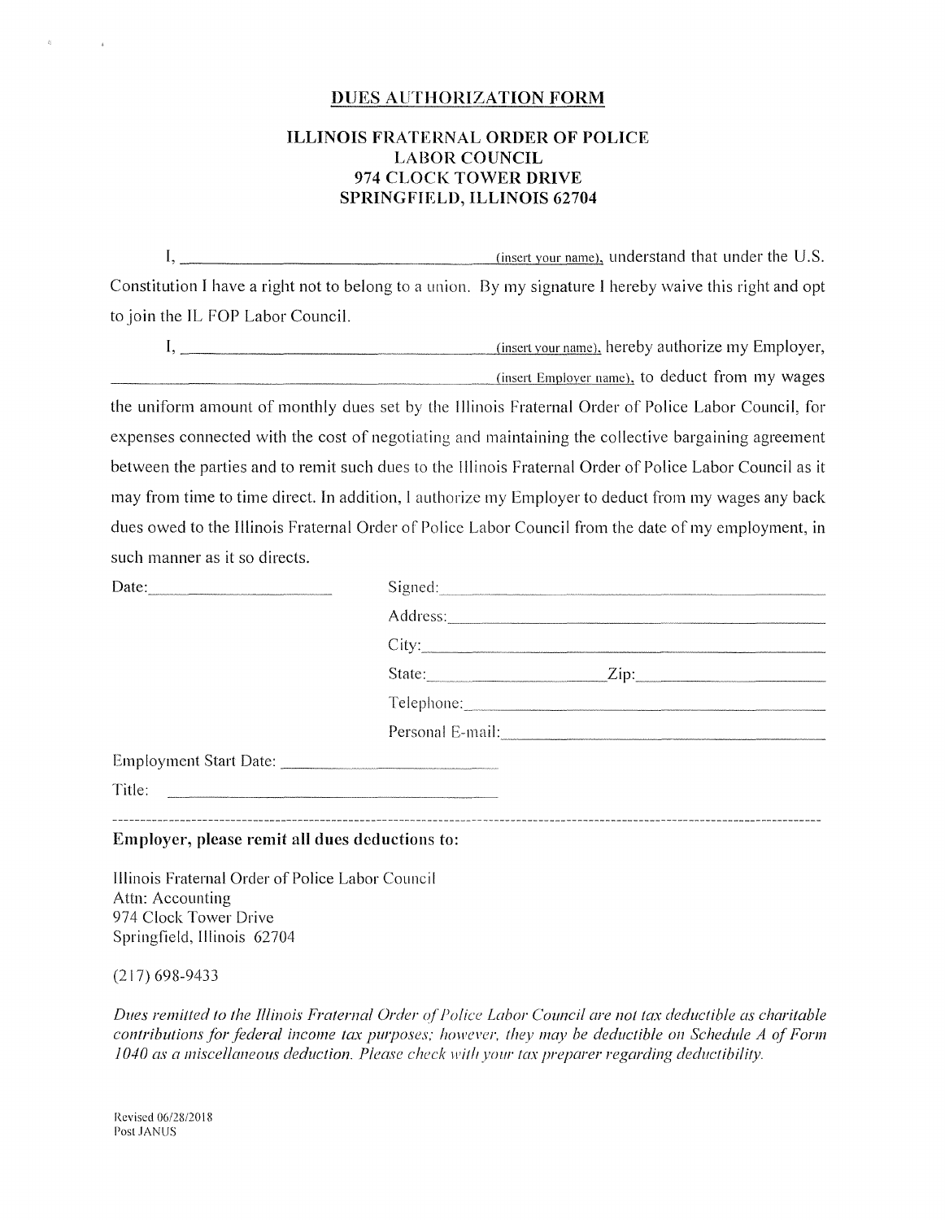## DUES AUTHORIZATION FORM

**ILLINOIS FRATERNAL ORDER OF POLICE LABOR COUNCIL**
**974 CLOCK TOWER DRIVE**
**SPRINGFIELD, ILLINOIS 62704**

I, ______________________________ (insert your name), understand that under the U.S. Constitution I have a right not to belong to a union. By my signature I hereby waive this right and opt to join the IL FOP Labor Council.

I, ______________________________ (insert your name), hereby authorize my Employer, ______________________________ (insert Employer name), to deduct from my wages the uniform amount of monthly dues set by the Illinois Fraternal Order of Police Labor Council, for expenses connected with the cost of negotiating and maintaining the collective bargaining agreement between the parties and to remit such dues to the Illinois Fraternal Order of Police Labor Council as it may from time to time direct. In addition, I authorize my Employer to deduct from my wages any back dues owed to the Illinois Fraternal Order of Police Labor Council from the date of my employment, in such manner as it so directs.

Date:____________________ Signed:______________________________

Address:______________________________

City:______________________________

State:______________ Zip:______________

Telephone:______________________________

Personal E-mail:______________________________

Employment Start Date: ____________________

Title: ____________________

---

**Employer, please remit all dues deductions to:**

Illinois Fraternal Order of Police Labor Council
Attn: Accounting
974 Clock Tower Drive
Springfield, Illinois 62704

(217) 698-9433

*Dues remitted to the Illinois Fraternal Order of Police Labor Council are not tax deductible as charitable contributions for federal income tax purposes; however, they may be deductible on Schedule A of Form 1040 as a miscellaneous deduction. Please check with your tax preparer regarding deductibility.*

Revised 06/28/2018
Post JANUS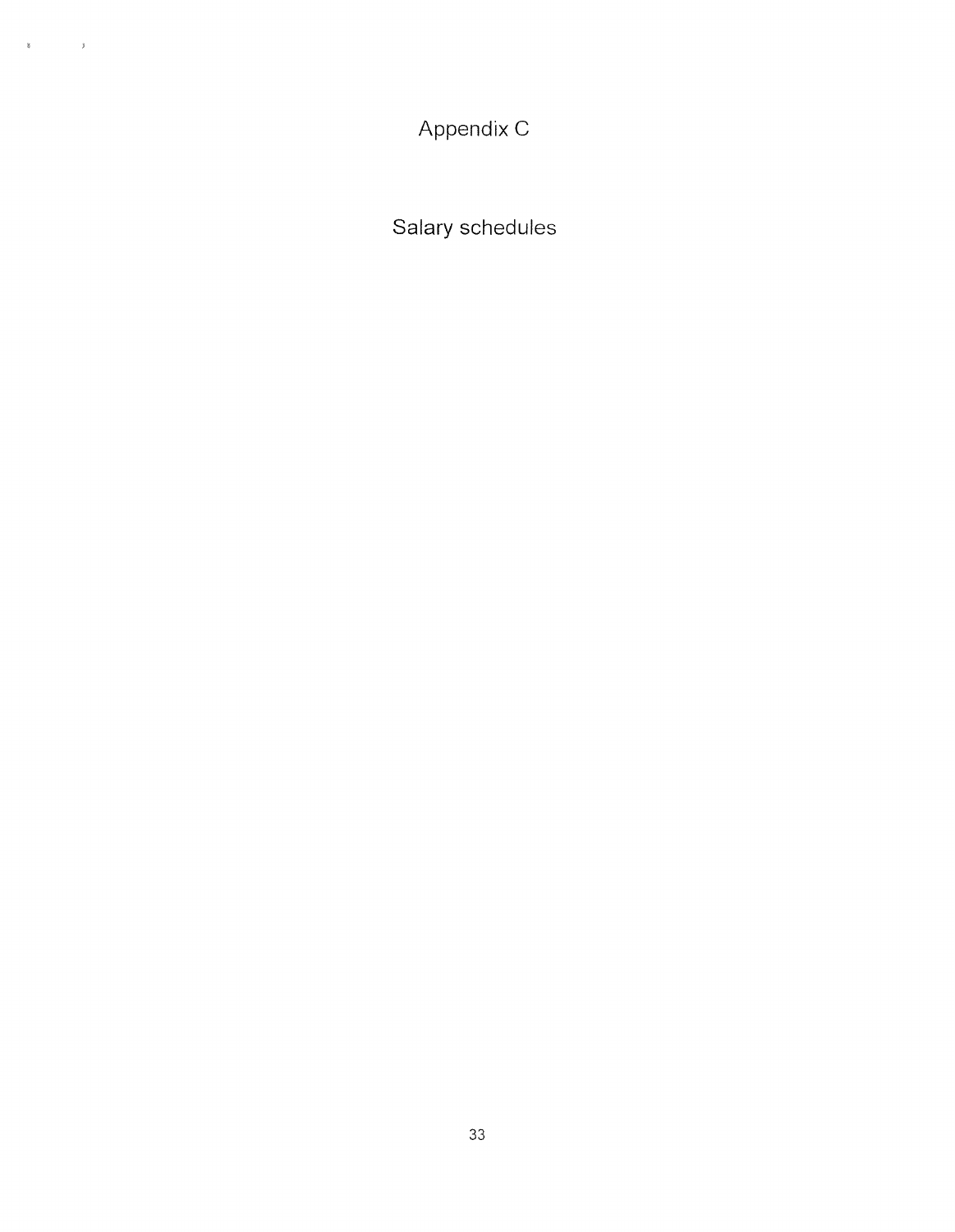# Appendix C

## Salary schedules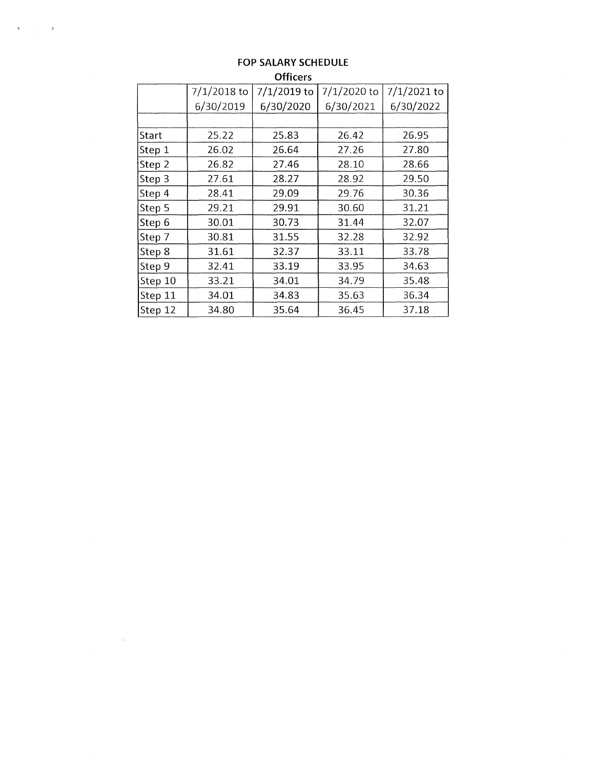## FOP SALARY SCHEDULE

### Officers

| | 7/1/2018 to 6/30/2019 | 7/1/2019 to 6/30/2020 | 7/1/2020 to 6/30/2021 | 7/1/2021 to 6/30/2022 |
|---|---|---|---|---|
| | | | | |
| Start | 25.22 | 25.83 | 26.42 | 26.95 |
| Step 1 | 26.02 | 26.64 | 27.26 | 27.80 |
| Step 2 | 26.82 | 27.46 | 28.10 | 28.66 |
| Step 3 | 27.61 | 28.27 | 28.92 | 29.50 |
| Step 4 | 28.41 | 29.09 | 29.76 | 30.36 |
| Step 5 | 29.21 | 29.91 | 30.60 | 31.21 |
| Step 6 | 30.01 | 30.73 | 31.44 | 32.07 |
| Step 7 | 30.81 | 31.55 | 32.28 | 32.92 |
| Step 8 | 31.61 | 32.37 | 33.11 | 33.78 |
| Step 9 | 32.41 | 33.19 | 33.95 | 34.63 |
| Step 10 | 33.21 | 34.01 | 34.79 | 35.48 |
| Step 11 | 34.01 | 34.83 | 35.63 | 36.34 |
| Step 12 | 34.80 | 35.64 | 36.45 | 37.18 |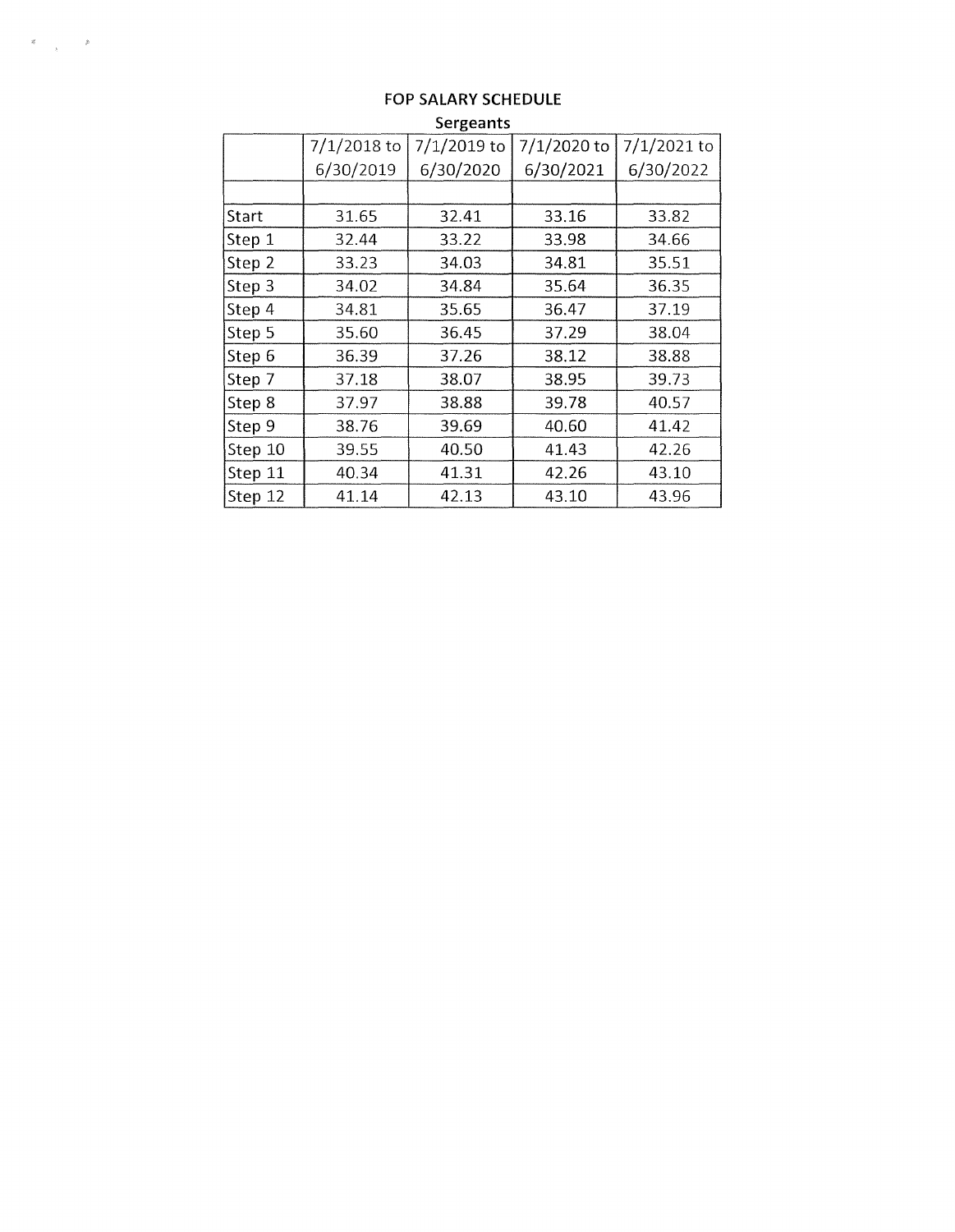# FOP SALARY SCHEDULE

## Sergeants

| | 7/1/2018 to 6/30/2019 | 7/1/2019 to 6/30/2020 | 7/1/2020 to 6/30/2021 | 7/1/2021 to 6/30/2022 |
|---|---|---|---|---|
| | | | | |
| Start | 31.65 | 32.41 | 33.16 | 33.82 |
| Step 1 | 32.44 | 33.22 | 33.98 | 34.66 |
| Step 2 | 33.23 | 34.03 | 34.81 | 35.51 |
| Step 3 | 34.02 | 34.84 | 35.64 | 36.35 |
| Step 4 | 34.81 | 35.65 | 36.47 | 37.19 |
| Step 5 | 35.60 | 36.45 | 37.29 | 38.04 |
| Step 6 | 36.39 | 37.26 | 38.12 | 38.88 |
| Step 7 | 37.18 | 38.07 | 38.95 | 39.73 |
| Step 8 | 37.97 | 38.88 | 39.78 | 40.57 |
| Step 9 | 38.76 | 39.69 | 40.60 | 41.42 |
| Step 10 | 39.55 | 40.50 | 41.43 | 42.26 |
| Step 11 | 40.34 | 41.31 | 42.26 | 43.10 |
| Step 12 | 41.14 | 42.13 | 43.10 | 43.96 |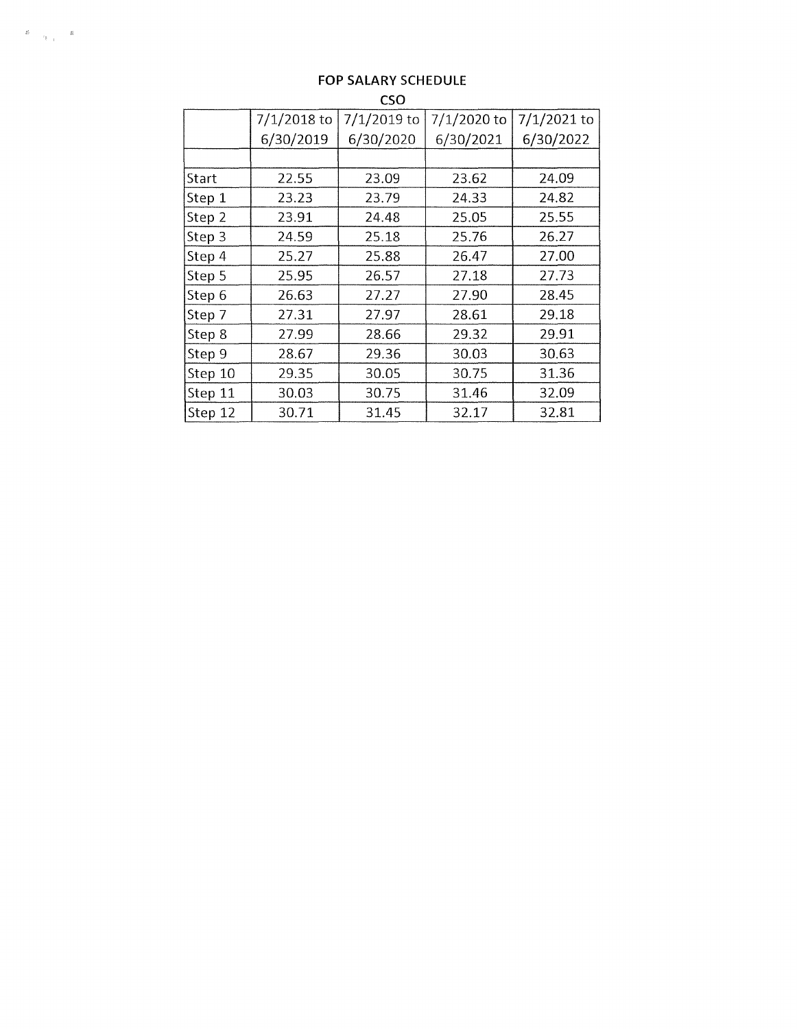# FOP SALARY SCHEDULE

## CSO

| | 7/1/2018 to 6/30/2019 | 7/1/2019 to 6/30/2020 | 7/1/2020 to 6/30/2021 | 7/1/2021 to 6/30/2022 |
|---|---|---|---|---|
| | | | | |
| Start | 22.55 | 23.09 | 23.62 | 24.09 |
| Step 1 | 23.23 | 23.79 | 24.33 | 24.82 |
| Step 2 | 23.91 | 24.48 | 25.05 | 25.55 |
| Step 3 | 24.59 | 25.18 | 25.76 | 26.27 |
| Step 4 | 25.27 | 25.88 | 26.47 | 27.00 |
| Step 5 | 25.95 | 26.57 | 27.18 | 27.73 |
| Step 6 | 26.63 | 27.27 | 27.90 | 28.45 |
| Step 7 | 27.31 | 27.97 | 28.61 | 29.18 |
| Step 8 | 27.99 | 28.66 | 29.32 | 29.91 |
| Step 9 | 28.67 | 29.36 | 30.03 | 30.63 |
| Step 10 | 29.35 | 30.05 | 30.75 | 31.36 |
| Step 11 | 30.03 | 30.75 | 31.46 | 32.09 |
| Step 12 | 30.71 | 31.45 | 32.17 | 32.81 |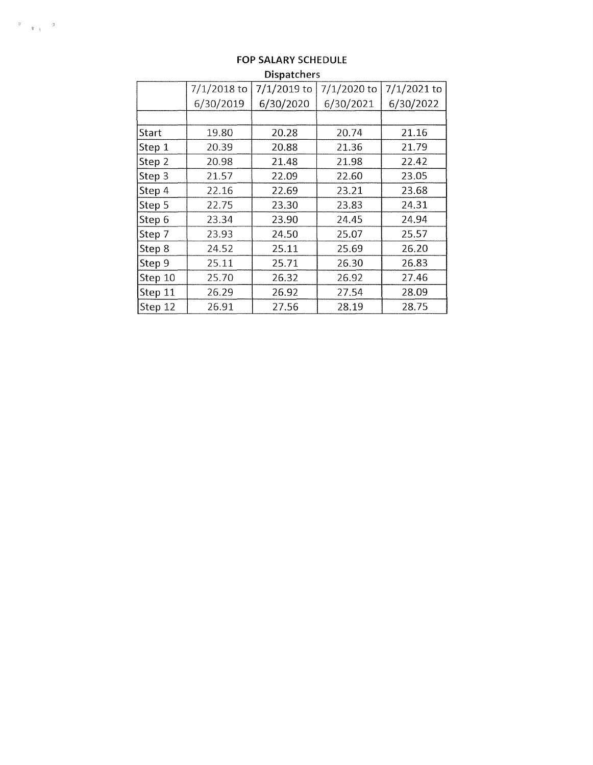## FOP SALARY SCHEDULE

### Dispatchers

| | 7/1/2018 to 6/30/2019 | 7/1/2019 to 6/30/2020 | 7/1/2020 to 6/30/2021 | 7/1/2021 to 6/30/2022 |
|---|---|---|---|---|
| | | | | |
| Start | 19.80 | 20.28 | 20.74 | 21.16 |
| Step 1 | 20.39 | 20.88 | 21.36 | 21.79 |
| Step 2 | 20.98 | 21.48 | 21.98 | 22.42 |
| Step 3 | 21.57 | 22.09 | 22.60 | 23.05 |
| Step 4 | 22.16 | 22.69 | 23.21 | 23.68 |
| Step 5 | 22.75 | 23.30 | 23.83 | 24.31 |
| Step 6 | 23.34 | 23.90 | 24.45 | 24.94 |
| Step 7 | 23.93 | 24.50 | 25.07 | 25.57 |
| Step 8 | 24.52 | 25.11 | 25.69 | 26.20 |
| Step 9 | 25.11 | 25.71 | 26.30 | 26.83 |
| Step 10 | 25.70 | 26.32 | 26.92 | 27.46 |
| Step 11 | 26.29 | 26.92 | 27.54 | 28.09 |
| Step 12 | 26.91 | 27.56 | 28.19 | 28.75 |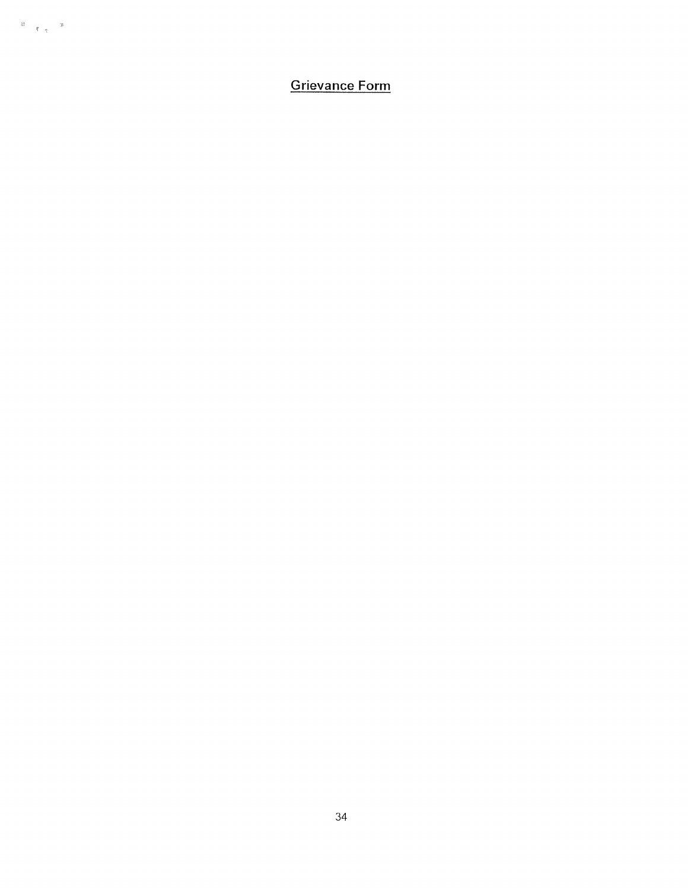## Grievance Form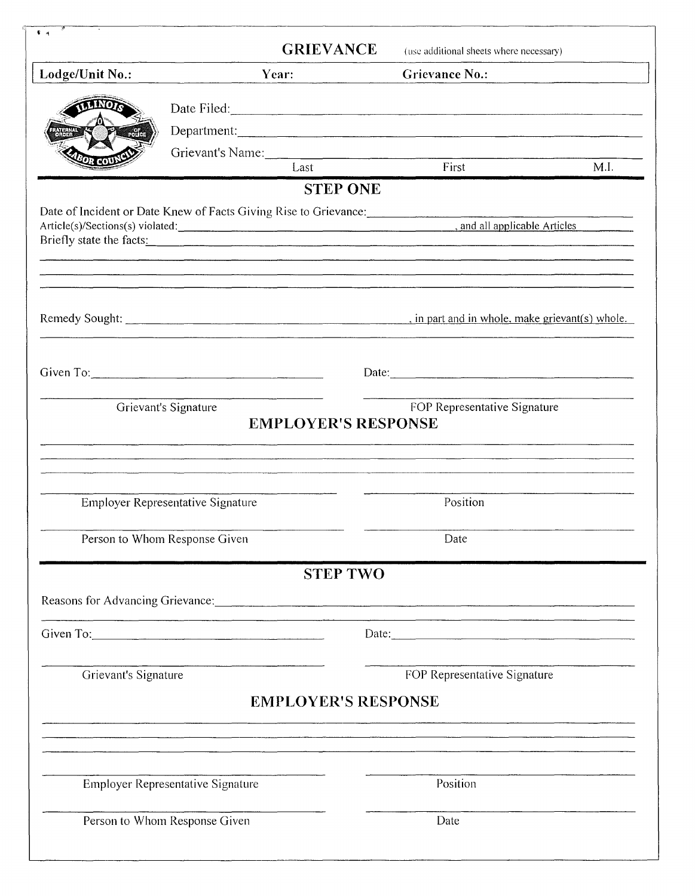# GRIEVANCE

(use additional sheets where necessary)

| Lodge/Unit No.: | Year: | Grievance No.: |
|---|---|---|

Date Filed: ______________________________

Department: ______________________________

Grievant's Name: ______________________________
Last First M.I.

## STEP ONE

Date of Incident or Date Knew of Facts Giving Rise to Grievance: ______________________________

Article(s)/Sections(s) violated: ______________________________, and all applicable Articles

Briefly state the facts: ______________________________

______________________________

______________________________

______________________________

Remedy Sought: ______________________________, in part and in whole, make grievant(s) whole.

______________________________

Given To: ______________________________ Date: ______________________________

______________________________ ______________________________
Grievant's Signature FOP Representative Signature

## EMPLOYER'S RESPONSE

______________________________

______________________________

______________________________

______________________________ ______________________________
Employer Representative Signature Position

______________________________ ______________________________
Person to Whom Response Given Date

## STEP TWO

Reasons for Advancing Grievance: ______________________________

______________________________

Given To: ______________________________ Date: ______________________________

______________________________ ______________________________
Grievant's Signature FOP Representative Signature

## EMPLOYER'S RESPONSE

______________________________

______________________________

______________________________

______________________________ ______________________________
Employer Representative Signature Position

______________________________ ______________________________
Person to Whom Response Given Date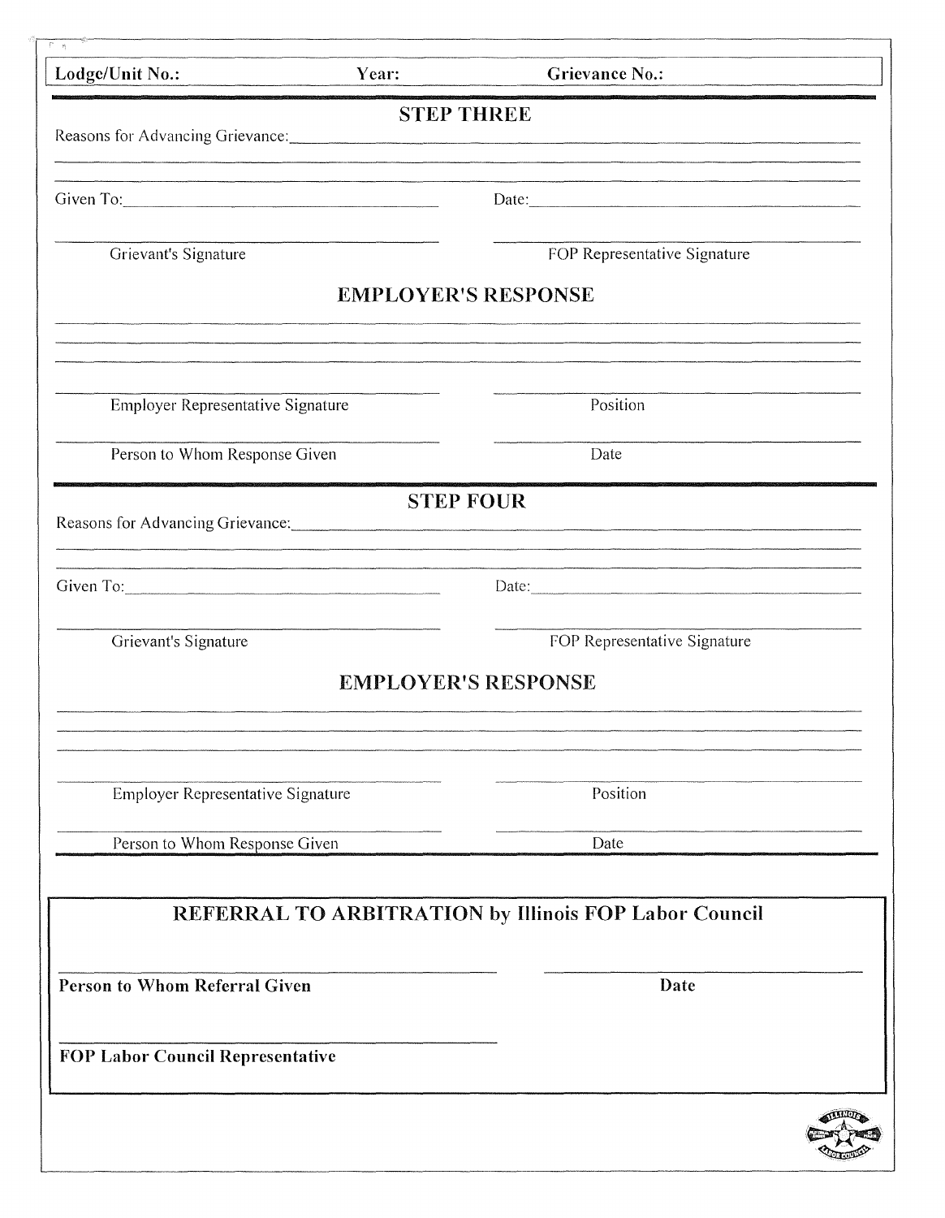**Lodge/Unit No.:** **Year:** **Grievance No.:**

## STEP THREE

Reasons for Advancing Grievance:\_\_\_\_\_\_\_\_\_\_\_\_\_\_\_\_\_\_\_\_\_\_\_\_\_\_\_\_\_\_\_\_\_\_\_\_\_\_\_\_\_\_\_\_

\_\_\_\_\_\_\_\_\_\_\_\_\_\_\_\_\_\_\_\_\_\_\_\_\_\_\_\_\_\_\_\_\_\_\_\_\_\_\_\_\_\_\_\_\_\_\_\_\_\_\_\_\_\_\_\_\_\_\_\_\_\_\_\_\_\_\_\_\_\_\_\_

Given To:\_\_\_\_\_\_\_\_\_\_\_\_\_\_\_\_\_\_\_\_\_\_\_\_\_\_\_\_\_\_ Date:\_\_\_\_\_\_\_\_\_\_\_\_\_\_\_\_\_\_\_\_\_\_\_\_\_\_\_\_\_\_

\_\_\_\_\_\_\_\_\_\_\_\_\_\_\_\_\_\_\_\_\_\_\_\_\_\_\_\_\_\_ \_\_\_\_\_\_\_\_\_\_\_\_\_\_\_\_\_\_\_\_\_\_\_\_\_\_\_\_\_\_

Grievant's Signature FOP Representative Signature

## EMPLOYER'S RESPONSE

\_\_\_\_\_\_\_\_\_\_\_\_\_\_\_\_\_\_\_\_\_\_\_\_\_\_\_\_\_\_\_\_\_\_\_\_\_\_\_\_\_\_\_\_\_\_\_\_\_\_\_\_\_\_\_\_\_\_\_\_\_\_\_\_\_\_\_\_\_\_\_\_

\_\_\_\_\_\_\_\_\_\_\_\_\_\_\_\_\_\_\_\_\_\_\_\_\_\_\_\_\_\_\_\_\_\_\_\_\_\_\_\_\_\_\_\_\_\_\_\_\_\_\_\_\_\_\_\_\_\_\_\_\_\_\_\_\_\_\_\_\_\_\_\_

\_\_\_\_\_\_\_\_\_\_\_\_\_\_\_\_\_\_\_\_\_\_\_\_\_\_\_\_\_\_\_\_\_\_\_\_\_\_\_\_\_\_\_\_\_\_\_\_\_\_\_\_\_\_\_\_\_\_\_\_\_\_\_\_\_\_\_\_\_\_\_\_

\_\_\_\_\_\_\_\_\_\_\_\_\_\_\_\_\_\_\_\_\_\_\_\_\_\_\_\_\_\_ \_\_\_\_\_\_\_\_\_\_\_\_\_\_\_\_\_\_\_\_\_\_\_\_\_\_\_\_\_\_

Employer Representative Signature Position

\_\_\_\_\_\_\_\_\_\_\_\_\_\_\_\_\_\_\_\_\_\_\_\_\_\_\_\_\_\_ \_\_\_\_\_\_\_\_\_\_\_\_\_\_\_\_\_\_\_\_\_\_\_\_\_\_\_\_\_\_

Person to Whom Response Given Date

## STEP FOUR

Reasons for Advancing Grievance:\_\_\_\_\_\_\_\_\_\_\_\_\_\_\_\_\_\_\_\_\_\_\_\_\_\_\_\_\_\_\_\_\_\_\_\_\_\_\_\_\_\_\_\_

\_\_\_\_\_\_\_\_\_\_\_\_\_\_\_\_\_\_\_\_\_\_\_\_\_\_\_\_\_\_\_\_\_\_\_\_\_\_\_\_\_\_\_\_\_\_\_\_\_\_\_\_\_\_\_\_\_\_\_\_\_\_\_\_\_\_\_\_\_\_\_\_

Given To:\_\_\_\_\_\_\_\_\_\_\_\_\_\_\_\_\_\_\_\_\_\_\_\_\_\_\_\_\_\_ Date:\_\_\_\_\_\_\_\_\_\_\_\_\_\_\_\_\_\_\_\_\_\_\_\_\_\_\_\_\_\_

\_\_\_\_\_\_\_\_\_\_\_\_\_\_\_\_\_\_\_\_\_\_\_\_\_\_\_\_\_\_ \_\_\_\_\_\_\_\_\_\_\_\_\_\_\_\_\_\_\_\_\_\_\_\_\_\_\_\_\_\_

Grievant's Signature FOP Representative Signature

## EMPLOYER'S RESPONSE

\_\_\_\_\_\_\_\_\_\_\_\_\_\_\_\_\_\_\_\_\_\_\_\_\_\_\_\_\_\_\_\_\_\_\_\_\_\_\_\_\_\_\_\_\_\_\_\_\_\_\_\_\_\_\_\_\_\_\_\_\_\_\_\_\_\_\_\_\_\_\_\_

\_\_\_\_\_\_\_\_\_\_\_\_\_\_\_\_\_\_\_\_\_\_\_\_\_\_\_\_\_\_\_\_\_\_\_\_\_\_\_\_\_\_\_\_\_\_\_\_\_\_\_\_\_\_\_\_\_\_\_\_\_\_\_\_\_\_\_\_\_\_\_\_

\_\_\_\_\_\_\_\_\_\_\_\_\_\_\_\_\_\_\_\_\_\_\_\_\_\_\_\_\_\_\_\_\_\_\_\_\_\_\_\_\_\_\_\_\_\_\_\_\_\_\_\_\_\_\_\_\_\_\_\_\_\_\_\_\_\_\_\_\_\_\_\_

\_\_\_\_\_\_\_\_\_\_\_\_\_\_\_\_\_\_\_\_\_\_\_\_\_\_\_\_\_\_ \_\_\_\_\_\_\_\_\_\_\_\_\_\_\_\_\_\_\_\_\_\_\_\_\_\_\_\_\_\_

Employer Representative Signature Position

\_\_\_\_\_\_\_\_\_\_\_\_\_\_\_\_\_\_\_\_\_\_\_\_\_\_\_\_\_\_ \_\_\_\_\_\_\_\_\_\_\_\_\_\_\_\_\_\_\_\_\_\_\_\_\_\_\_\_\_\_

Person to Whom Response Given Date

## REFERRAL TO ARBITRATION by Illinois FOP Labor Council

\_\_\_\_\_\_\_\_\_\_\_\_\_\_\_\_\_\_\_\_\_\_\_\_\_\_\_\_\_\_ \_\_\_\_\_\_\_\_\_\_\_\_\_\_\_\_\_\_\_\_\_\_\_\_\_\_\_\_\_\_

**Person to Whom Referral Given** **Date**

\_\_\_\_\_\_\_\_\_\_\_\_\_\_\_\_\_\_\_\_\_\_\_\_\_\_\_\_\_\_

**FOP Labor Council Representative**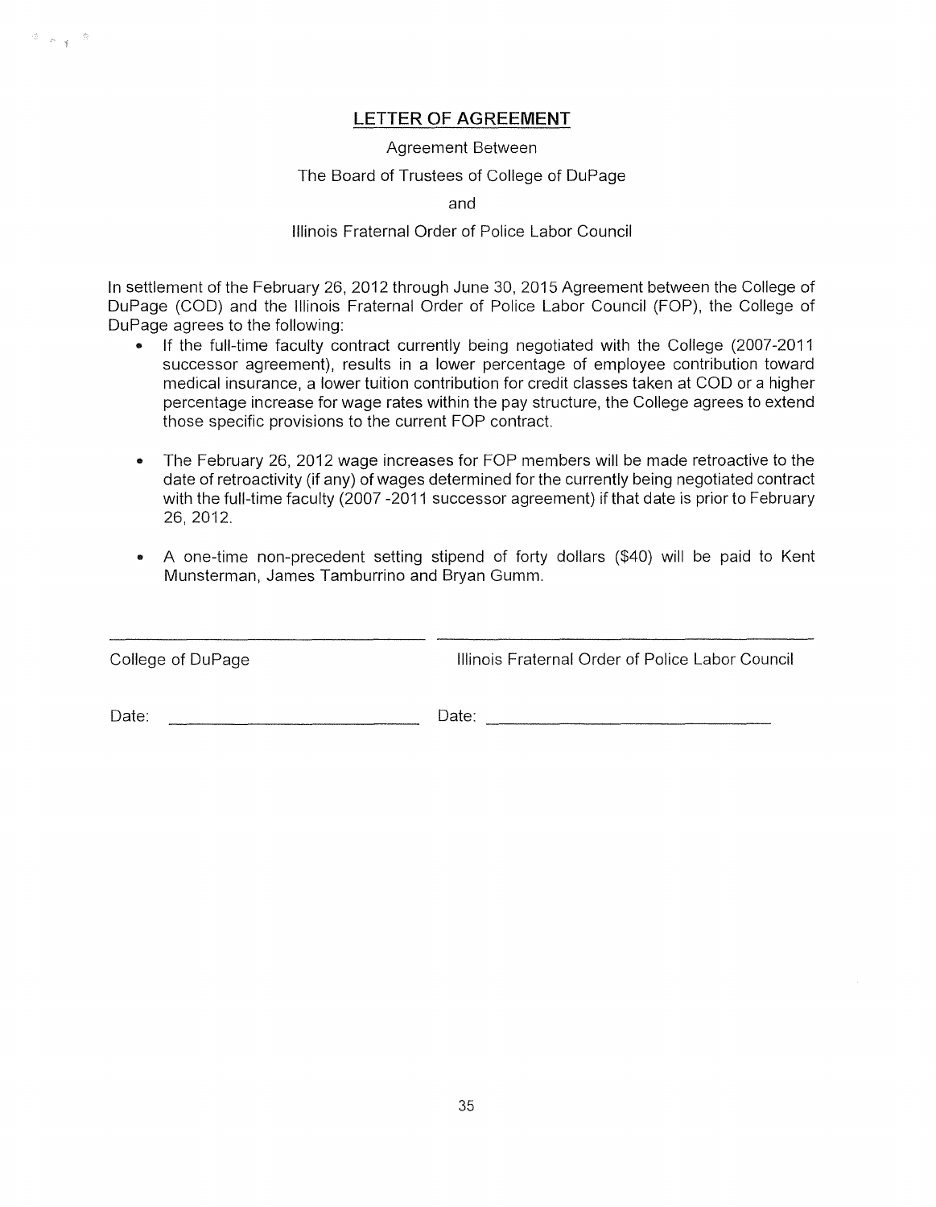## LETTER OF AGREEMENT

Agreement Between

The Board of Trustees of College of DuPage

and

Illinois Fraternal Order of Police Labor Council

In settlement of the February 26, 2012 through June 30, 2015 Agreement between the College of DuPage (COD) and the Illinois Fraternal Order of Police Labor Council (FOP), the College of DuPage agrees to the following:

- If the full-time faculty contract currently being negotiated with the College (2007-2011 successor agreement), results in a lower percentage of employee contribution toward medical insurance, a lower tuition contribution for credit classes taken at COD or a higher percentage increase for wage rates within the pay structure, the College agrees to extend those specific provisions to the current FOP contract.
- The February 26, 2012 wage increases for FOP members will be made retroactive to the date of retroactivity (if any) of wages determined for the currently being negotiated contract with the full-time faculty (2007 -2011 successor agreement) if that date is prior to February 26, 2012.
- A one-time non-precedent setting stipend of forty dollars ($40) will be paid to Kent Munsterman, James Tamburrino and Bryan Gumm.

\_\_\_\_\_\_\_\_\_\_\_\_\_\_\_\_\_\_\_\_\_\_\_\_\_\_\_\_\_\_ \_\_\_\_\_\_\_\_\_\_\_\_\_\_\_\_\_\_\_\_\_\_\_\_\_\_\_\_\_\_

College of DuPage | Illinois Fraternal Order of Police Labor Council

Date: \_\_\_\_\_\_\_\_\_\_\_\_\_\_\_\_\_\_\_\_ Date: \_\_\_\_\_\_\_\_\_\_\_\_\_\_\_\_\_\_\_\_